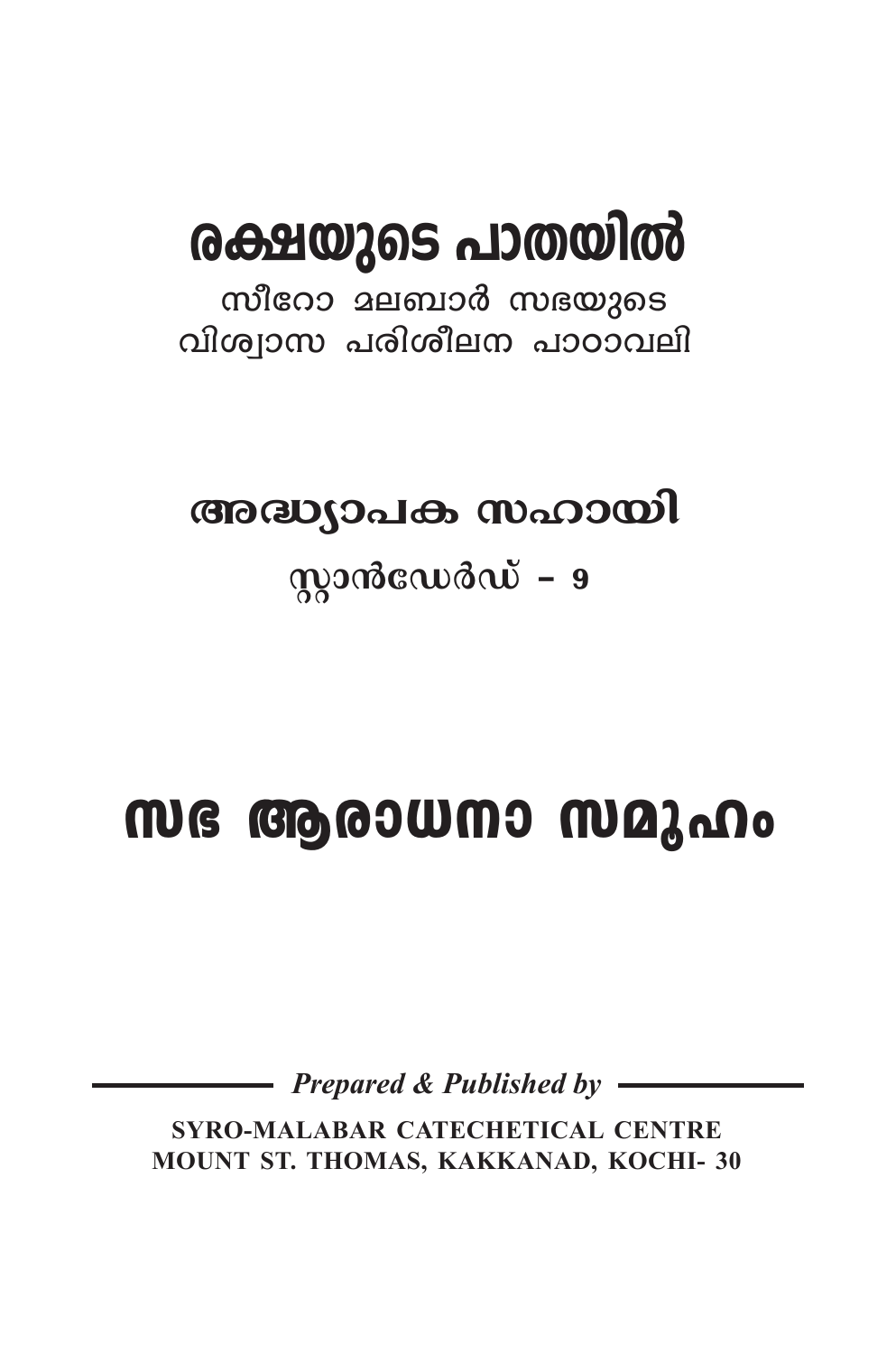# രക്ഷയുടെ പാതയിൽ

സീറോ മലബാർ സഭയുടെ
വിശ്വാസ പരിശീലന പാഠാവലി

## അദ്ധ്യാപക സഹായി

സ്റ്റാൻഡേർഡ് – 9

# സഭ ആരാധനാ സമൂഹം

*Prepared & Published by*

**SYRO-MALABAR CATECHETICAL CENTRE**
**MOUNT ST. THOMAS, KAKKANAD, KOCHI- 30**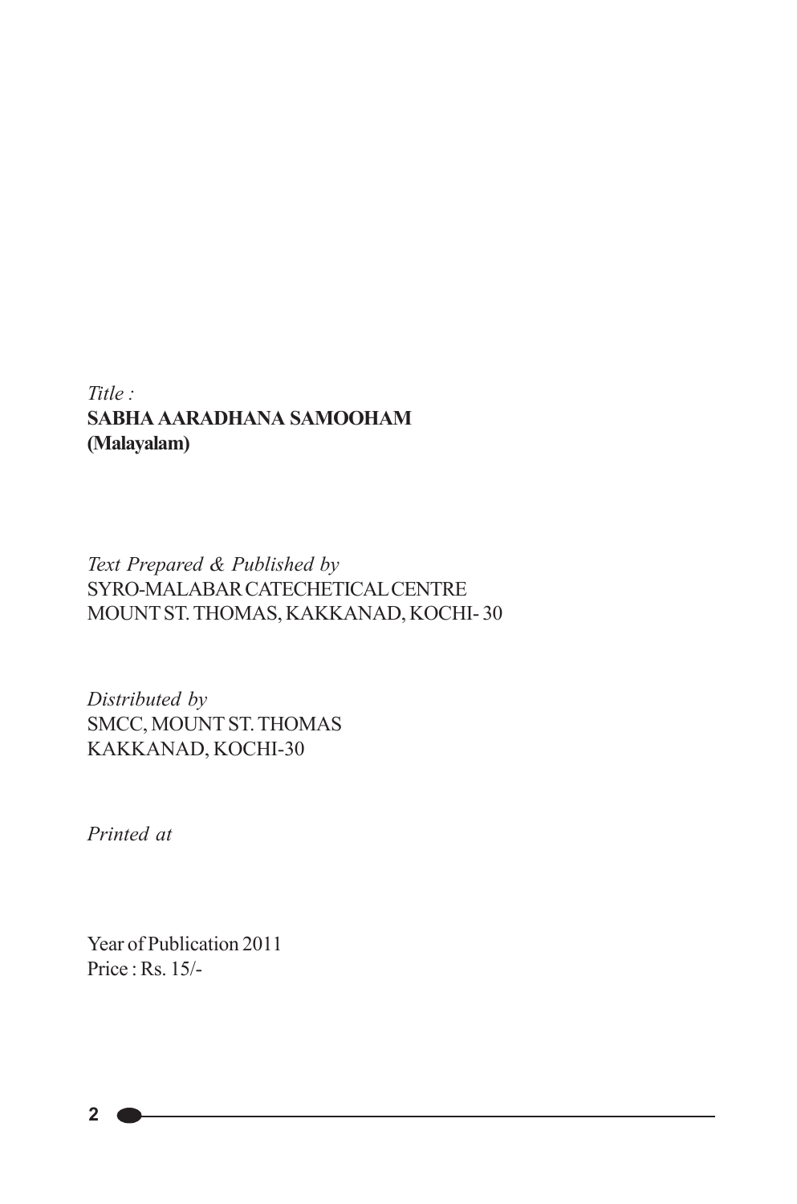*Title :*
**SABHA AARADHANA SAMOOHAM**
**(Malayalam)**

*Text Prepared & Published by*
SYRO-MALABAR CATECHETICAL CENTRE
MOUNT ST. THOMAS, KAKKANAD, KOCHI- 30

*Distributed by*
SMCC, MOUNT ST. THOMAS
KAKKANAD, KOCHI-30

*Printed at*

Year of Publication 2011
Price : Rs. 15/-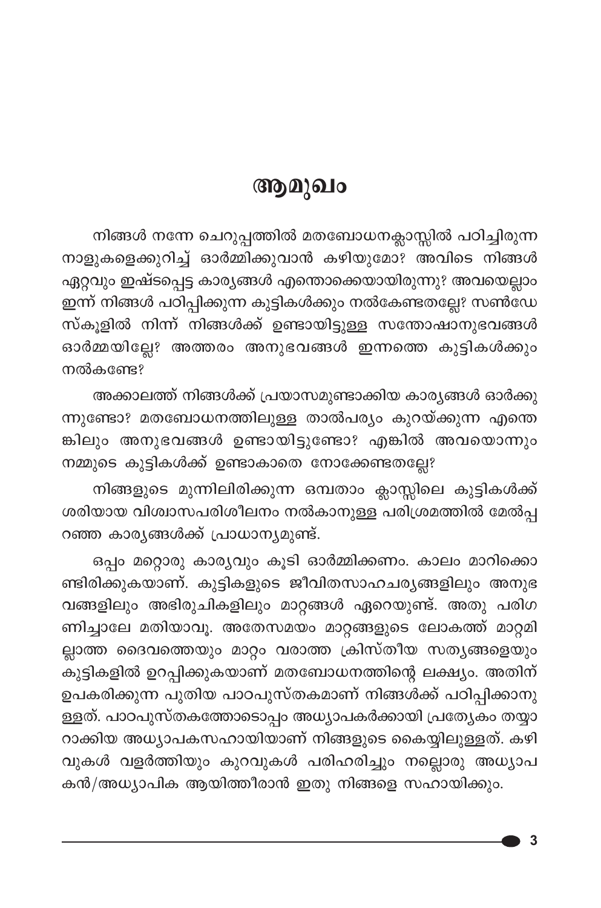# ആമുഖം

നിങ്ങൾ നന്നേ ചെറുപ്പത്തിൽ മതബോധനക്ലാസ്സിൽ പഠിച്ചിരുന്ന നാളുകളെക്കുറിച്ച് ഓർമ്മിക്കുവാൻ കഴിയുമോ? അവിടെ നിങ്ങൾ ഏറ്റവും ഇഷ്ടപ്പെട്ട കാര്യങ്ങൾ എന്തൊക്കെയായിരുന്നു? അവയെല്ലാം ഇന്ന് നിങ്ങൾ പഠിപ്പിക്കുന്ന കുട്ടികൾക്കും നൽകേണ്ടതല്ലേ? സൺഡേ സ്കൂളിൽ നിന്ന് നിങ്ങൾക്ക് ഉണ്ടായിട്ടുള്ള സന്തോഷാനുഭവങ്ങൾ ഓർമ്മയില്ലേ? അത്തരം അനുഭവങ്ങൾ ഇന്നത്തെ കുട്ടികൾക്കും നൽകണ്ടേ?

അക്കാലത്ത് നിങ്ങൾക്ക് പ്രയാസമുണ്ടാക്കിയ കാര്യങ്ങൾ ഓർക്കുന്നുണ്ടോ? മതബോധനത്തിലുള്ള താൽപര്യം കുറയ്ക്കുന്ന എന്തെങ്കിലും അനുഭവങ്ങൾ ഉണ്ടായിട്ടുണ്ടോ? എങ്കിൽ അവയൊന്നും നമ്മുടെ കുട്ടികൾക്ക് ഉണ്ടാകാതെ നോക്കേണ്ടതല്ലേ?

നിങ്ങളുടെ മുന്നിലിരിക്കുന്ന ഒമ്പതാം ക്ലാസ്സിലെ കുട്ടികൾക്ക് ശരിയായ വിശ്വാസപരിശീലനം നൽകാനുള്ള പരിശ്രമത്തിൽ മേൽപ്പറഞ്ഞ കാര്യങ്ങൾക്ക് പ്രാധാന്യമുണ്ട്.

ഒപ്പം മറ്റൊരു കാര്യവും കൂടി ഓർമ്മിക്കണം. കാലം മാറിക്കൊണ്ടിരിക്കുകയാണ്. കുട്ടികളുടെ ജീവിതസാഹചര്യങ്ങളിലും അനുഭവങ്ങളിലും അഭിരുചികളിലും മാറ്റങ്ങൾ ഏറെയുണ്ട്. അതു പരിഗണിച്ചാലേ മതിയാവൂ. അതേസമയം മാറ്റങ്ങളുടെ ലോകത്ത് മാറ്റമില്ലാത്ത ദൈവത്തെയും മാറ്റം വരാത്ത ക്രിസ്തീയ സത്യങ്ങളെയും കുട്ടികളിൽ ഉറപ്പിക്കുകയാണ് മതബോധനത്തിന്റെ ലക്ഷ്യം. അതിന് ഉപകരിക്കുന്ന പുതിയ പാഠപുസ്തകമാണ് നിങ്ങൾക്ക് പഠിപ്പിക്കാനുള്ളത്. പാഠപുസ്തകത്തോടൊപ്പം അധ്യാപകർക്കായി പ്രത്യേകം തയ്യാറാക്കിയ അധ്യാപകസഹായിയാണ് നിങ്ങളുടെ കൈയ്യിലുള്ളത്. കഴിവുകൾ വളർത്തിയും കുറവുകൾ പരിഹരിച്ചും നല്ലൊരു അധ്യാപകൻ/അധ്യാപിക ആയിത്തീരാൻ ഇതു നിങ്ങളെ സഹായിക്കും.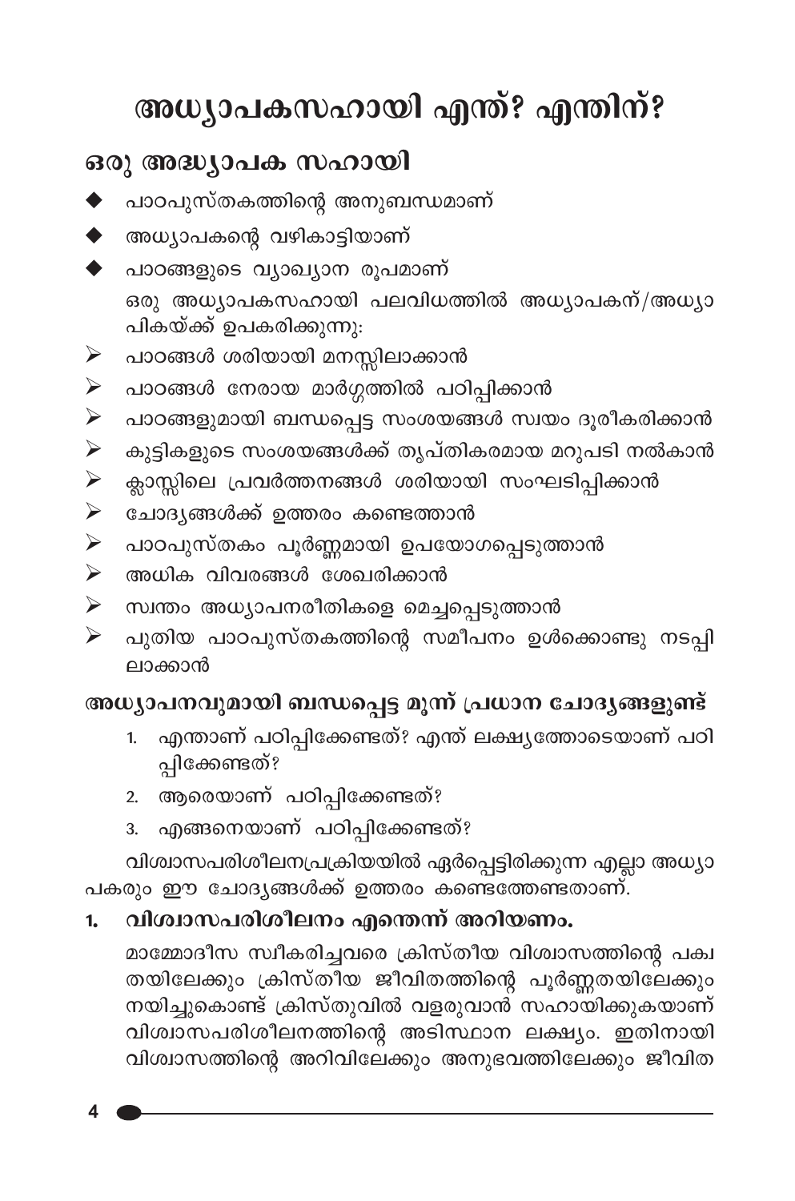# അധ്യാപകസഹായി എന്ത്? എന്തിന്?

## ഒരു അദ്ധ്യാപക സഹായി

- പാഠപുസ്തകത്തിന്റെ അനുബന്ധമാണ്
- അധ്യാപകന്റെ വഴികാട്ടിയാണ്
- പാഠങ്ങളുടെ വ്യാഖ്യാന രൂപമാണ്

ഒരു അധ്യാപകസഹായി പലവിധത്തിൽ അധ്യാപകന്/അധ്യാപികയ്ക്ക് ഉപകരിക്കുന്നു:

- പാഠങ്ങൾ ശരിയായി മനസ്സിലാക്കാൻ
- പാഠങ്ങൾ നേരായ മാർഗ്ഗത്തിൽ പഠിപ്പിക്കാൻ
- പാഠങ്ങളുമായി ബന്ധപ്പെട്ട സംശയങ്ങൾ സ്വയം ദൂരീകരിക്കാൻ
- കുട്ടികളുടെ സംശയങ്ങൾക്ക് തൃപ്തികരമായ മറുപടി നൽകാൻ
- ക്ലാസ്സിലെ പ്രവർത്തനങ്ങൾ ശരിയായി സംഘടിപ്പിക്കാൻ
- ചോദ്യങ്ങൾക്ക് ഉത്തരം കണ്ടെത്താൻ
- പാഠപുസ്തകം പൂർണ്ണമായി ഉപയോഗപ്പെടുത്താൻ
- അധിക വിവരങ്ങൾ ശേഖരിക്കാൻ
- സ്വന്തം അധ്യാപനരീതികളെ മെച്ചപ്പെടുത്താൻ
- പുതിയ പാഠപുസ്തകത്തിന്റെ സമീപനം ഉൾക്കൊണ്ടു നടപ്പിലാക്കാൻ

### അധ്യാപനവുമായി ബന്ധപ്പെട്ട മൂന്ന് പ്രധാന ചോദ്യങ്ങളുണ്ട്

1. എന്താണ് പഠിപ്പിക്കേണ്ടത്? എന്ത് ലക്ഷ്യത്തോടെയാണ് പഠിപ്പിക്കേണ്ടത്?
2. ആരെയാണ് പഠിപ്പിക്കേണ്ടത്?
3. എങ്ങനെയാണ് പഠിപ്പിക്കേണ്ടത്?

വിശ്വാസപരിശീലനപ്രക്രിയയിൽ ഏർപ്പെട്ടിരിക്കുന്ന എല്ലാ അധ്യാപകരും ഈ ചോദ്യങ്ങൾക്ക് ഉത്തരം കണ്ടെത്തേണ്ടതാണ്.

### 1. വിശ്വാസപരിശീലനം എന്തെന്ന് അറിയണം.

മാമ്മോദീസ സ്വീകരിച്ചവരെ ക്രിസ്തീയ വിശ്വാസത്തിന്റെ പക്വതയിലേക്കും ക്രിസ്തീയ ജീവിതത്തിന്റെ പൂർണ്ണതയിലേക്കും നയിച്ചുകൊണ്ട് ക്രിസ്തുവിൽ വളരുവാൻ സഹായിക്കുകയാണ് വിശ്വാസപരിശീലനത്തിന്റെ അടിസ്ഥാന ലക്ഷ്യം. ഇതിനായി വിശ്വാസത്തിന്റെ അറിവിലേക്കും അനുഭവത്തിലേക്കും ജീവിത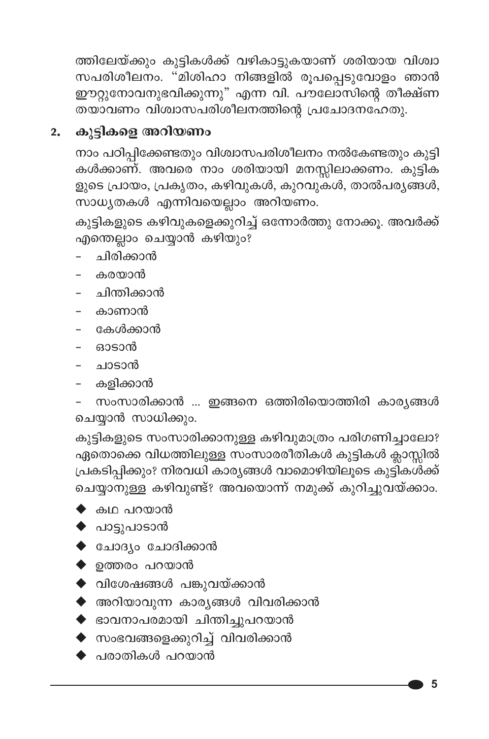ത്തിലേയ്ക്കും കുട്ടികൾക്ക് വഴികാട്ടുകയാണ് ശരിയായ വിശ്വാസപരിശീലനം. "മിശിഹാ നിങ്ങളിൽ രൂപപ്പെടുവോളം ഞാൻ ഈറ്റുനോവനുഭവിക്കുന്നു" എന്ന വി. പൗലോസിന്റെ തീക്ഷ്ണതയാവണം വിശ്വാസപരിശീലനത്തിന്റെ പ്രചോദനഹേതു.

## 2. കുട്ടികളെ അറിയണം

നാം പഠിപ്പിക്കേണ്ടതും വിശ്വാസപരിശീലനം നൽകേണ്ടതും കുട്ടികൾക്കാണ്. അവരെ നാം ശരിയായി മനസ്സിലാക്കണം. കുട്ടികളുടെ പ്രായം, പ്രകൃതം, കഴിവുകൾ, കുറവുകൾ, താൽപര്യങ്ങൾ, സാധ്യതകൾ എന്നിവയെല്ലാം അറിയണം.

കുട്ടികളുടെ കഴിവുകളെക്കുറിച്ച് ഒന്നോർത്തു നോക്കൂ. അവർക്ക് എന്തെല്ലാം ചെയ്യാൻ കഴിയും?

- ചിരിക്കാൻ
- കരയാൻ
- ചിന്തിക്കാൻ
- കാണാൻ
- കേൾക്കാൻ
- ഓടാൻ
- ചാടാൻ
- കളിക്കാൻ
- സംസാരിക്കാൻ ... ഇങ്ങനെ ഒത്തിരിയൊത്തിരി കാര്യങ്ങൾ ചെയ്യാൻ സാധിക്കും.

കുട്ടികളുടെ സംസാരിക്കാനുള്ള കഴിവുമാത്രം പരിഗണിച്ചാലോ? ഏതൊക്കെ വിധത്തിലുള്ള സംസാരരീതികൾ കുട്ടികൾ ക്ലാസ്സിൽ പ്രകടിപ്പിക്കും? നിരവധി കാര്യങ്ങൾ വാമൊഴിയിലൂടെ കുട്ടികൾക്ക് ചെയ്യാനുള്ള കഴിവുണ്ട്? അവയൊന്ന് നമുക്ക് കുറിച്ചുവയ്ക്കാം.

- കഥ പറയാൻ
- പാട്ടുപാടാൻ
- ചോദ്യം ചോദിക്കാൻ
- ഉത്തരം പറയാൻ
- വിശേഷങ്ങൾ പങ്കുവയ്ക്കാൻ
- അറിയാവുന്ന കാര്യങ്ങൾ വിവരിക്കാൻ
- ഭാവനാപരമായി ചിന്തിച്ചുപറയാൻ
- സംഭവങ്ങളെക്കുറിച്ച് വിവരിക്കാൻ
- പരാതികൾ പറയാൻ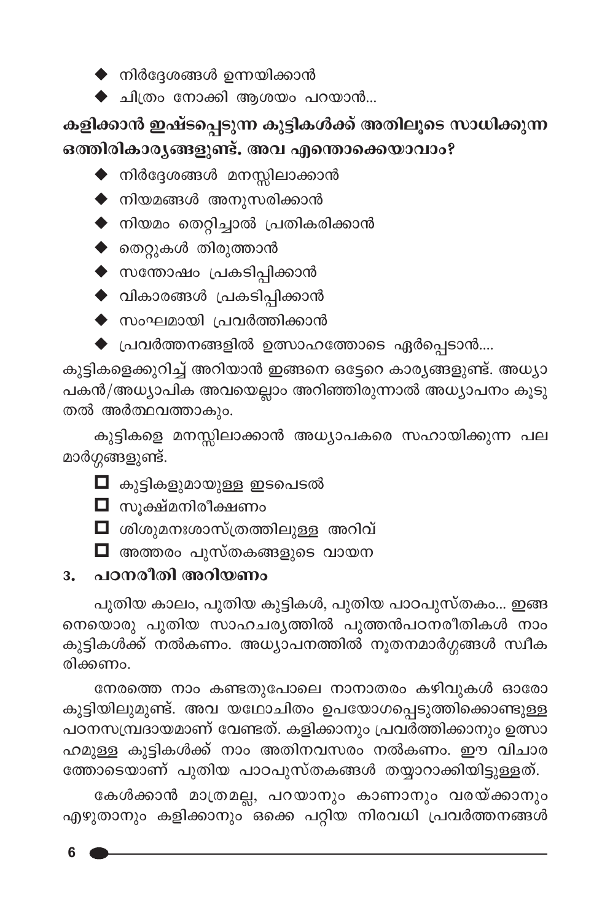- നിർദ്ദേശങ്ങൾ ഉന്നയിക്കാൻ
- ചിത്രം നോക്കി ആശയം പറയാൻ...

**കളിക്കാൻ ഇഷ്ടപ്പെടുന്ന കുട്ടികൾക്ക് അതിലൂടെ സാധിക്കുന്ന ഒത്തിരികാര്യങ്ങളുണ്ട്. അവ എന്തൊക്കെയാവാം?**

- നിർദ്ദേശങ്ങൾ മനസ്സിലാക്കാൻ
- നിയമങ്ങൾ അനുസരിക്കാൻ
- നിയമം തെറ്റിച്ചാൽ പ്രതികരിക്കാൻ
- തെറ്റുകൾ തിരുത്താൻ
- സന്തോഷം പ്രകടിപ്പിക്കാൻ
- വികാരങ്ങൾ പ്രകടിപ്പിക്കാൻ
- സംഘമായി പ്രവർത്തിക്കാൻ
- പ്രവർത്തനങ്ങളിൽ ഉത്സാഹത്തോടെ ഏർപ്പെടാൻ....

കുട്ടികളെക്കുറിച്ച് അറിയാൻ ഇങ്ങനെ ഒട്ടേറെ കാര്യങ്ങളുണ്ട്. അധ്യാപകൻ/അധ്യാപിക അവയെല്ലാം അറിഞ്ഞിരുന്നാൽ അധ്യാപനം കൂടുതൽ അർത്ഥവത്താകും.

കുട്ടികളെ മനസ്സിലാക്കാൻ അധ്യാപകരെ സഹായിക്കുന്ന പല മാർഗ്ഗങ്ങളുണ്ട്.

- കുട്ടികളുമായുള്ള ഇടപെടൽ
- സൂക്ഷ്മനിരീക്ഷണം
- ശിശുമനഃശാസ്ത്രത്തിലുള്ള അറിവ്
- അത്തരം പുസ്തകങ്ങളുടെ വായന

## 3. പഠനരീതി അറിയണം

പുതിയ കാലം, പുതിയ കുട്ടികൾ, പുതിയ പാഠപുസ്തകം... ഇങ്ങനെയൊരു പുതിയ സാഹചര്യത്തിൽ പുത്തൻപഠനരീതികൾ നാം കുട്ടികൾക്ക് നൽകണം. അധ്യാപനത്തിൽ നൂതനമാർഗ്ഗങ്ങൾ സ്വീകരിക്കണം.

നേരത്തെ നാം കണ്ടതുപോലെ നാനാതരം കഴിവുകൾ ഓരോ കുട്ടിയിലുമുണ്ട്. അവ യഥോചിതം ഉപയോഗപ്പെടുത്തിക്കൊണ്ടുള്ള പഠനസമ്പ്രദായമാണ് വേണ്ടത്. കളിക്കാനും പ്രവർത്തിക്കാനും ഉത്സാഹമുള്ള കുട്ടികൾക്ക് നാം അതിനവസരം നൽകണം. ഈ വിചാരത്തോടെയാണ് പുതിയ പാഠപുസ്തകങ്ങൾ തയ്യാറാക്കിയിട്ടുള്ളത്.

കേൾക്കാൻ മാത്രമല്ല, പറയാനും കാണാനും വരയ്ക്കാനും എഴുതാനും കളിക്കാനും ഒക്കെ പറ്റിയ നിരവധി പ്രവർത്തനങ്ങൾ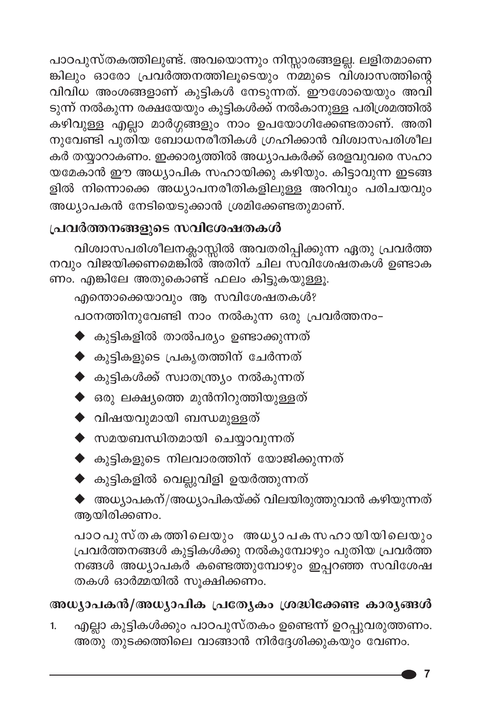പാഠപുസ്തകത്തിലുണ്ട്. അവയൊന്നും നിസ്സാരങ്ങളല്ല. ലളിതമാണെങ്കിലും ഓരോ പ്രവർത്തനത്തിലൂടെയും നമ്മുടെ വിശ്വാസത്തിന്റെ വിവിധ അംശങ്ങളാണ് കുട്ടികൾ നേടുന്നത്. ഈശോയെയും അവിടുന്ന് നൽകുന്ന രക്ഷയേയും കുട്ടികൾക്ക് നൽകാനുള്ള പരിശ്രമത്തിൽ കഴിവുള്ള എല്ലാ മാർഗ്ഗങ്ങളും നാം ഉപയോഗിക്കേണ്ടതാണ്. അതിനുവേണ്ടി പുതിയ ബോധനരീതികൾ ഗ്രഹിക്കാൻ വിശ്വാസപരിശീലകർ തയ്യാറാകണം. ഇക്കാര്യത്തിൽ അധ്യാപകർക്ക് ഒരളവുവരെ സഹായമേകാൻ ഈ അധ്യാപിക സഹായിക്കു കഴിയും. കിട്ടാവുന്ന ഇടങ്ങളിൽ നിന്നൊക്കെ അധ്യാപനരീതികളിലുള്ള അറിവും പരിചയവും അധ്യാപകൻ നേടിയെടുക്കാൻ ശ്രമിക്കേണ്ടതുമാണ്.

## പ്രവർത്തനങ്ങളുടെ സവിശേഷതകൾ

വിശ്വാസപരിശീലനക്ലാസ്സിൽ അവതരിപ്പിക്കുന്ന ഏതു പ്രവർത്തനവും വിജയിക്കണമെങ്കിൽ അതിന് ചില സവിശേഷതകൾ ഉണ്ടാകണം. എങ്കിലേ അതുകൊണ്ട് ഫലം കിട്ടുകയുള്ളൂ.

എന്തൊക്കെയാവും ആ സവിശേഷതകൾ?

പഠനത്തിനുവേണ്ടി നാം നൽകുന്ന ഒരു പ്രവർത്തനം-

- കുട്ടികളിൽ താൽപര്യം ഉണ്ടാക്കുന്നത്
- കുട്ടികളുടെ പ്രകൃതത്തിന് ചേർന്നത്
- കുട്ടികൾക്ക് സ്വാതന്ത്ര്യം നൽകുന്നത്
- ഒരു ലക്ഷ്യത്തെ മുൻനിറുത്തിയുള്ളത്
- വിഷയവുമായി ബന്ധമുള്ളത്
- സമയബന്ധിതമായി ചെയ്യാവുന്നത്
- കുട്ടികളുടെ നിലവാരത്തിന് യോജിക്കുന്നത്
- കുട്ടികളിൽ വെല്ലുവിളി ഉയർത്തുന്നത്
- അധ്യാപകന്/അധ്യാപികയ്ക്ക് വിലയിരുത്തുവാൻ കഴിയുന്നത് ആയിരിക്കണം.

പാഠപുസ്തകത്തിലെയും അധ്യാപകസഹായിയിലെയും പ്രവർത്തനങ്ങൾ കുട്ടികൾക്കു നൽകുമ്പോഴും പുതിയ പ്രവർത്തനങ്ങൾ അധ്യാപകർ കണ്ടെത്തുമ്പോഴും ഇപ്പറഞ്ഞ സവിശേഷതകൾ ഓർമ്മയിൽ സൂക്ഷിക്കണം.

## അധ്യാപകൻ/അധ്യാപിക പ്രത്യേകം ശ്രദ്ധിക്കേണ്ട കാര്യങ്ങൾ

1. എല്ലാ കുട്ടികൾക്കും പാഠപുസ്തകം ഉണ്ടെന്ന് ഉറപ്പുവരുത്തണം. അതു തുടക്കത്തിലെ വാങ്ങാൻ നിർദ്ദേശിക്കുകയും വേണം.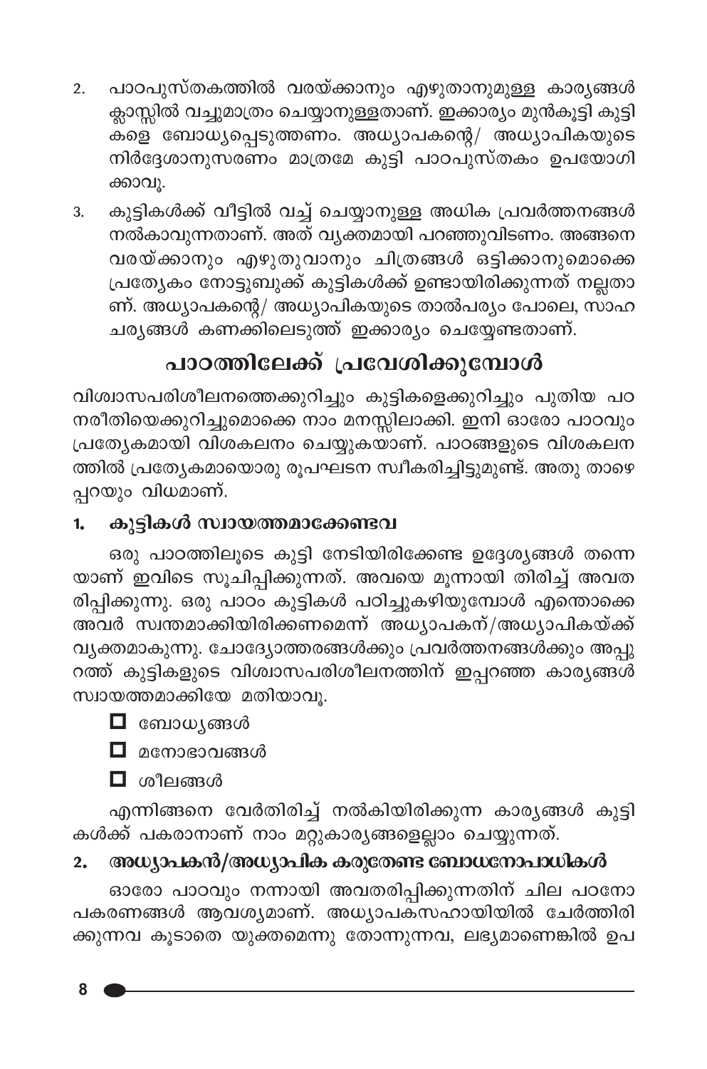2. പാഠപുസ്തകത്തിൽ വരയ്ക്കാനും എഴുതാനുമുള്ള കാര്യങ്ങൾ ക്ലാസ്സിൽ വച്ചുമാത്രം ചെയ്യാനുള്ളതാണ്. ഇക്കാര്യം മുൻകൂട്ടി കുട്ടികളെ ബോധ്യപ്പെടുത്തണം. അധ്യാപകന്റെ/ അധ്യാപികയുടെ നിർദ്ദേശാനുസരണം മാത്രമേ കുട്ടി പാഠപുസ്തകം ഉപയോഗിക്കാവൂ.

3. കുട്ടികൾക്ക് വീട്ടിൽ വച്ച് ചെയ്യാനുള്ള അധിക പ്രവർത്തനങ്ങൾ നൽകാവുന്നതാണ്. അത് വ്യക്തമായി പറഞ്ഞുവിടണം. അങ്ങനെ വരയ്ക്കാനും എഴുതുവാനും ചിത്രങ്ങൾ ഒട്ടിക്കാനുമൊക്കെ പ്രത്യേകം നോട്ടുബുക്ക് കുട്ടികൾക്ക് ഉണ്ടായിരിക്കുന്നത് നല്ലതാണ്. അധ്യാപകന്റെ/ അധ്യാപികയുടെ താൽപര്യം പോലെ, സാഹചര്യങ്ങൾ കണക്കിലെടുത്ത് ഇക്കാര്യം ചെയ്യേണ്ടതാണ്.

## പാഠത്തിലേക്ക് പ്രവേശിക്കുമ്പോൾ

വിശ്വാസപരിശീലനത്തെക്കുറിച്ചും കുട്ടികളെക്കുറിച്ചും പുതിയ പഠനരീതിയെക്കുറിച്ചുമൊക്കെ നാം മനസ്സിലാക്കി. ഇനി ഓരോ പാഠവും പ്രത്യേകമായി വിശകലനം ചെയ്യുകയാണ്. പാഠങ്ങളുടെ വിശകലനത്തിൽ പ്രത്യേകമായൊരു രൂപഘടന സ്വീകരിച്ചിട്ടുമുണ്ട്. അതു താഴെപ്പറയും വിധമാണ്.

### 1. കുട്ടികൾ സ്വായത്തമാക്കേണ്ടവ

ഒരു പാഠത്തിലൂടെ കുട്ടി നേടിയിരിക്കേണ്ട ഉദ്ദേശ്യങ്ങൾ തന്നെയാണ് ഇവിടെ സൂചിപ്പിക്കുന്നത്. അവയെ മൂന്നായി തിരിച്ച് അവതരിപ്പിക്കുന്നു. ഒരു പാഠം കുട്ടികൾ പഠിച്ചുകഴിയുമ്പോൾ എന്തൊക്കെ അവർ സ്വന്തമാക്കിയിരിക്കണമെന്ന് അധ്യാപകന്/അധ്യാപികയ്ക്ക് വ്യക്തമാകുന്നു. ചോദ്യോത്തരങ്ങൾക്കും പ്രവർത്തനങ്ങൾക്കും അപ്പുറത്ത് കുട്ടികളുടെ വിശ്വാസപരിശീലനത്തിന് ഇപ്പറഞ്ഞ കാര്യങ്ങൾ സ്വായത്തമാക്കിയേ മതിയാവൂ.

- ☐ ബോധ്യങ്ങൾ
- ☐ മനോഭാവങ്ങൾ
- ☐ ശീലങ്ങൾ

എന്നിങ്ങനെ വേർതിരിച്ച് നൽകിയിരിക്കുന്ന കാര്യങ്ങൾ കുട്ടികൾക്ക് പകരാനാണ് നാം മറ്റുകാര്യങ്ങളെല്ലാം ചെയ്യുന്നത്.

### 2. അധ്യാപകൻ/അധ്യാപിക കരുതേണ്ട ബോധനോപാധികൾ

ഓരോ പാഠവും നന്നായി അവതരിപ്പിക്കുന്നതിന് ചില പഠനോപകരണങ്ങൾ ആവശ്യമാണ്. അധ്യാപകസഹായിയിൽ ചേർത്തിരിക്കുന്നവ കൂടാതെ യുക്തമെന്നു തോന്നുന്നവ, ലഭ്യമാണെങ്കിൽ ഉപ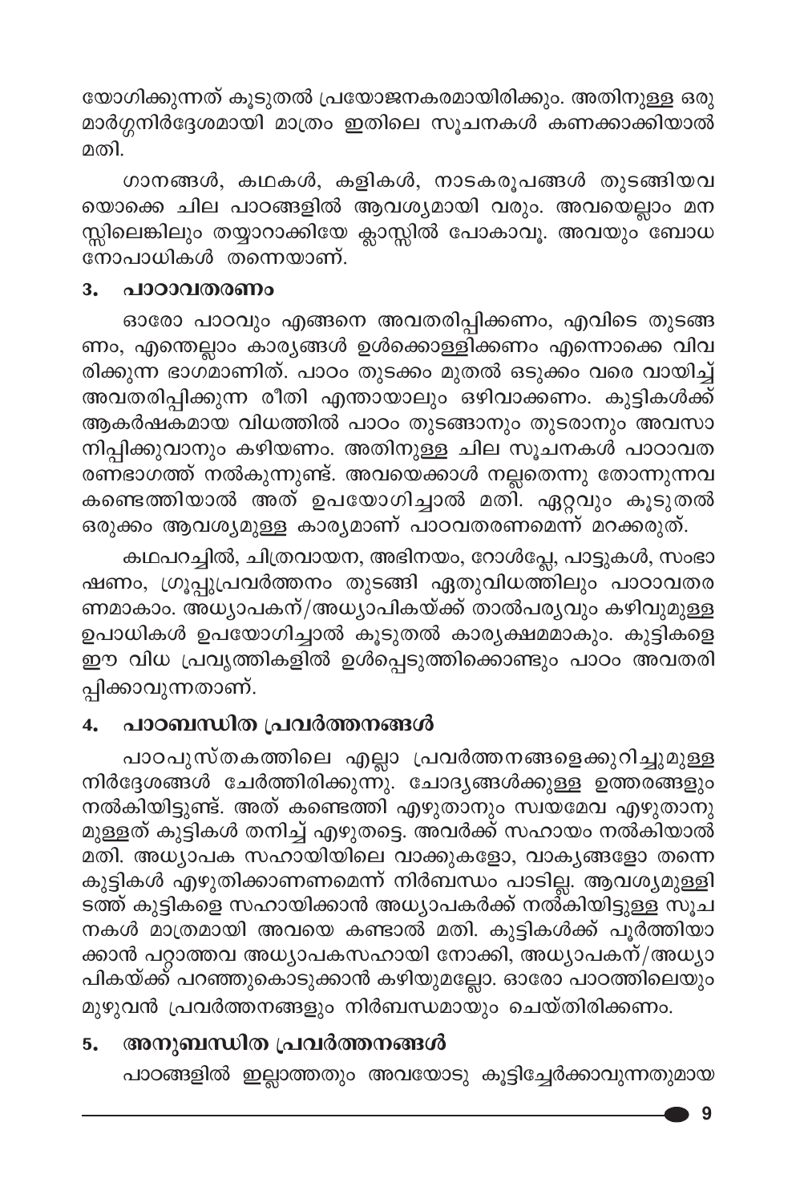യോഗിക്കുന്നത് കൂടുതൽ പ്രയോജനകരമായിരിക്കും. അതിനുള്ള ഒരു മാർഗ്ഗനിർദ്ദേശമായി മാത്രം ഇതിലെ സൂചനകൾ കണക്കാക്കിയാൽ മതി.

ഗാനങ്ങൾ, കഥകൾ, കളികൾ, നാടകരൂപങ്ങൾ തുടങ്ങിയവയൊക്കെ ചില പാഠങ്ങളിൽ ആവശ്യമായി വരും. അവയെല്ലാം മനസ്സിലെങ്കിലും തയ്യാറാക്കിയേ ക്ലാസ്സിൽ പോകാവൂ. അവയും ബോധനോപാധികൾ തന്നെയാണ്.

## 3. പാഠാവതരണം

ഓരോ പാഠവും എങ്ങനെ അവതരിപ്പിക്കണം, എവിടെ തുടങ്ങണം, എന്തെല്ലാം കാര്യങ്ങൾ ഉൾക്കൊള്ളിക്കണം എന്നൊക്കെ വിവരിക്കുന്ന ഭാഗമാണിത്. പാഠം തുടക്കം മുതൽ ഒടുക്കം വരെ വായിച്ച് അവതരിപ്പിക്കുന്ന രീതി എന്തായാലും ഒഴിവാക്കണം. കുട്ടികൾക്ക് ആകർഷകമായ വിധത്തിൽ പാഠം തുടങ്ങാനും തുടരാനും അവസാനിപ്പിക്കുവാനും കഴിയണം. അതിനുള്ള ചില സൂചനകൾ പാഠാവതരണഭാഗത്ത് നൽകുന്നുണ്ട്. അവയെക്കാൾ നല്ലതെന്നു തോന്നുന്നവ കണ്ടെത്തിയാൽ അത് ഉപയോഗിച്ചാൽ മതി. ഏറ്റവും കൂടുതൽ ഒരുക്കം ആവശ്യമുള്ള കാര്യമാണ് പാഠവതരണമെന്ന് മറക്കരുത്.

കഥപറച്ചിൽ, ചിത്രവായന, അഭിനയം, റോൾപ്ലേ, പാട്ടുകൾ, സംഭാഷണം, ഗ്രൂപ്പുപ്രവർത്തനം തുടങ്ങി ഏതുവിധത്തിലും പാഠാവതരണമാകാം. അധ്യാപകന്/അധ്യാപികയ്ക്ക് താൽപര്യവും കഴിവുമുള്ള ഉപാധികൾ ഉപയോഗിച്ചാൽ കൂടുതൽ കാര്യക്ഷമമാകും. കുട്ടികളെ ഈ വിധ പ്രവൃത്തികളിൽ ഉൾപ്പെടുത്തിക്കൊണ്ടും പാഠം അവതരിപ്പിക്കാവുന്നതാണ്.

## 4. പാഠബന്ധിത പ്രവർത്തനങ്ങൾ

പാഠപുസ്തകത്തിലെ എല്ലാ പ്രവർത്തനങ്ങളെക്കുറിച്ചുമുള്ള നിർദ്ദേശങ്ങൾ ചേർത്തിരിക്കുന്നു. ചോദ്യങ്ങൾക്കുള്ള ഉത്തരങ്ങളും നൽകിയിട്ടുണ്ട്. അത് കണ്ടെത്തി എഴുതാനും സ്വയമേവ എഴുതാനുമുള്ളത് കുട്ടികൾ തനിച്ച് എഴുതട്ടെ. അവർക്ക് സഹായം നൽകിയാൽ മതി. അധ്യാപക സഹായിയിലെ വാക്കുകളോ, വാക്യങ്ങളോ തന്നെ കുട്ടികൾ എഴുതിക്കാണണമെന്ന് നിർബന്ധം പാടില്ല. ആവശ്യമുള്ളിടത്ത് കുട്ടികളെ സഹായിക്കാൻ അധ്യാപകർക്ക് നൽകിയിട്ടുള്ള സൂചനകൾ മാത്രമായി അവയെ കണ്ടാൽ മതി. കുട്ടികൾക്ക് പൂർത്തിയാക്കാൻ പറ്റാത്തവ അധ്യാപകസഹായി നോക്കി, അധ്യാപകന്/അധ്യാപികയ്ക്ക് പറഞ്ഞുകൊടുക്കാൻ കഴിയുമല്ലോ. ഓരോ പാഠത്തിലെയും മുഴുവൻ പ്രവർത്തനങ്ങളും നിർബന്ധമായും ചെയ്തിരിക്കണം.

## 5. അനുബന്ധിത പ്രവർത്തനങ്ങൾ

പാഠങ്ങളിൽ ഇല്ലാത്തതും അവയോടു കൂട്ടിച്ചേർക്കാവുന്നതുമായ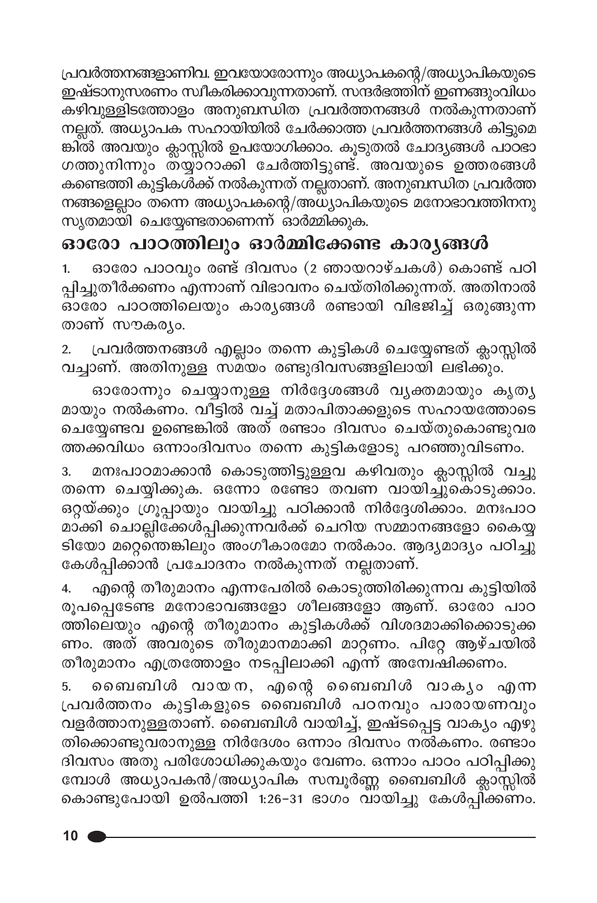പ്രവർത്തനങ്ങളാണിവ. ഇവയോരോന്നും അധ്യാപകന്റെ/അധ്യാപികയുടെ ഇഷ്ടാനുസരണം സ്വീകരിക്കാവുന്നതാണ്. സന്ദർഭത്തിന് ഇണങ്ങുംവിധം കഴിവുള്ളിടത്തോളം അനുബന്ധിത പ്രവർത്തനങ്ങൾ നൽകുന്നതാണ് നല്ലത്. അധ്യാപക സഹായിയിൽ ചേർക്കാത്ത പ്രവർത്തനങ്ങൾ കിട്ടുമെങ്കിൽ അവയും ക്ലാസ്സിൽ ഉപയോഗിക്കാം. കൂടുതൽ ചോദ്യങ്ങൾ പാഠഭാഗത്തുനിന്നും തയ്യാറാക്കി ചേർത്തിട്ടുണ്ട്. അവയുടെ ഉത്തരങ്ങൾ കണ്ടെത്തി കുട്ടികൾക്ക് നൽകുന്നത് നല്ലതാണ്. അനുബന്ധിത പ്രവർത്തനങ്ങളെല്ലാം തന്നെ അധ്യാപകന്റെ/അധ്യാപികയുടെ മനോഭാവത്തിനനുസൃതമായി ചെയ്യേണ്ടതാണെന്ന് ഓർമ്മിക്കുക.

## ഓരോ പാഠത്തിലും ഓർമ്മിക്കേണ്ട കാര്യങ്ങൾ

1. ഓരോ പാഠവും രണ്ട് ദിവസം (2 ഞായറാഴ്ചകൾ) കൊണ്ട് പഠിപ്പിച്ചുതീർക്കണം എന്നാണ് വിഭാവനം ചെയ്തിരിക്കുന്നത്. അതിനാൽ ഓരോ പാഠത്തിലെയും കാര്യങ്ങൾ രണ്ടായി വിഭജിച്ച് ഒരുങ്ങുന്നതാണ് സൗകര്യം.

2. പ്രവർത്തനങ്ങൾ എല്ലാം തന്നെ കുട്ടികൾ ചെയ്യേണ്ടത് ക്ലാസ്സിൽ വച്ചാണ്. അതിനുള്ള സമയം രണ്ടുദിവസങ്ങളിലായി ലഭിക്കും.

   ഓരോന്നും ചെയ്യാനുള്ള നിർദ്ദേശങ്ങൾ വ്യക്തമായും കൃത്യമായും നൽകണം. വീട്ടിൽ വച്ച് മതാപിതാക്കളുടെ സഹായത്തോടെ ചെയ്യേണ്ടവ ഉണ്ടെങ്കിൽ അത് രണ്ടാം ദിവസം ചെയ്തുകൊണ്ടുവരത്തക്കവിധം ഒന്നാംദിവസം തന്നെ കുട്ടികളോടു പറഞ്ഞുവിടണം.

3. മനഃപാഠമാക്കാൻ കൊടുത്തിട്ടുള്ളവ കഴിവതും ക്ലാസ്സിൽ വച്ചു തന്നെ ചെയ്യിക്കുക. ഒന്നോ രണ്ടോ തവണ വായിച്ചുകൊടുക്കാം. ഒറ്റയ്ക്കും ഗ്രൂപ്പായും വായിച്ചു പഠിക്കാൻ നിർദ്ദേശിക്കാം. മനഃപാഠമാക്കി ചൊല്ലിക്കേൾപ്പിക്കുന്നവർക്ക് ചെറിയ സമ്മാനങ്ങളോ കൈയ്യടിയോ മറ്റെന്തെങ്കിലും അംഗീകാരമോ നൽകാം. ആദ്യമാദ്യം പഠിച്ചു കേൾപ്പിക്കാൻ പ്രചോദനം നൽകുന്നത് നല്ലതാണ്.

4. എന്റെ തീരുമാനം എന്നപേരിൽ കൊടുത്തിരിക്കുന്നവ കുട്ടിയിൽ രൂപപ്പെടേണ്ട മനോഭാവങ്ങളോ ശീലങ്ങളോ ആണ്. ഓരോ പാഠത്തിലെയും എന്റെ തീരുമാനം കുട്ടികൾക്ക് വിശദമാക്കിക്കൊടുക്കണം. അത് അവരുടെ തീരുമാനമാക്കി മാറ്റണം. പിറ്റേ ആഴ്ചയിൽ തീരുമാനം എത്രത്തോളം നടപ്പിലാക്കി എന്ന് അന്വേഷിക്കണം.

5. ബൈബിൾ വായന, എന്റെ ബൈബിൾ വാക്യം എന്ന പ്രവർത്തനം കുട്ടികളുടെ ബൈബിൾ പഠനവും പാരായണവും വളർത്താനുള്ളതാണ്. ബൈബിൾ വായിച്ച്, ഇഷ്ടപ്പെട്ട വാക്യം എഴുതിക്കൊണ്ടുവരാനുള്ള നിർദേശം ഒന്നാം ദിവസം നൽകണം. രണ്ടാം ദിവസം അതു പരിശോധിക്കുകയും വേണം. ഒന്നാം പാഠം പഠിപ്പിക്കുമ്പോൾ അധ്യാപകൻ/അധ്യാപിക സമ്പൂർണ്ണ ബൈബിൾ ക്ലാസ്സിൽ കൊണ്ടുപോയി ഉൽപത്തി 1:26-31 ഭാഗം വായിച്ചു കേൾപ്പിക്കണം.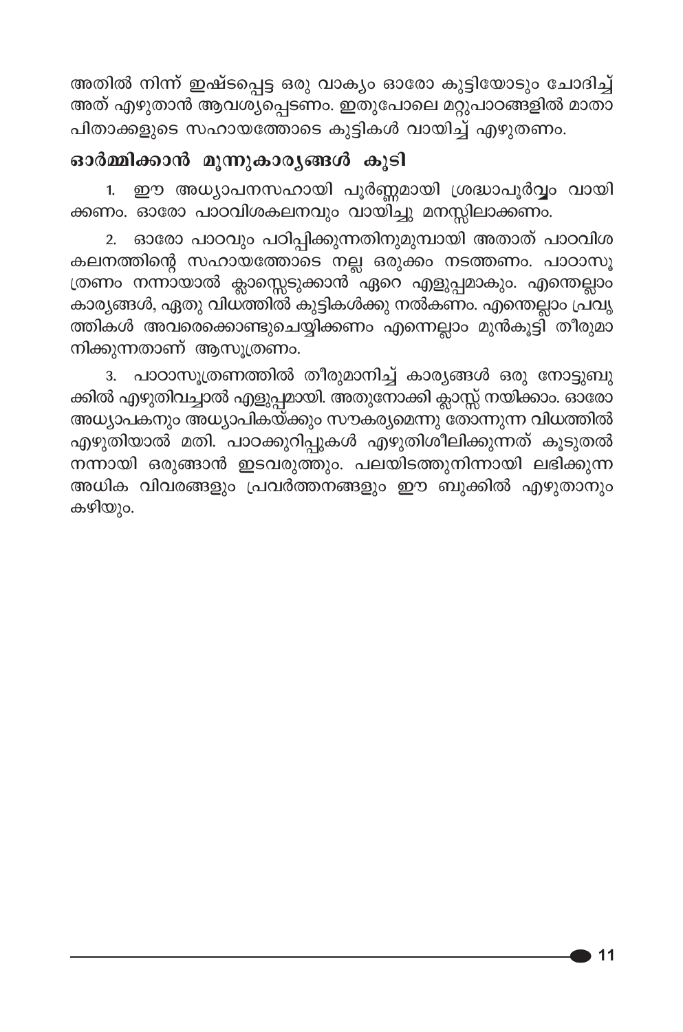അതിൽ നിന്ന് ഇഷ്ടപ്പെട്ട ഒരു വാക്യം ഓരോ കുട്ടിയോടും ചോദിച്ച് അത് എഴുതാൻ ആവശ്യപ്പെടണം. ഇതുപോലെ മറ്റുപാഠങ്ങളിൽ മാതാപിതാക്കളുടെ സഹായത്തോടെ കുട്ടികൾ വായിച്ച് എഴുതണം.

## ഓർമ്മിക്കാൻ മൂന്നുകാര്യങ്ങൾ കൂടി

1. ഈ അധ്യാപനസഹായി പൂർണ്ണമായി ശ്രദ്ധാപൂർവ്വം വായിക്കണം. ഓരോ പാഠവിശകലനവും വായിച്ചു മനസ്സിലാക്കണം.

2. ഓരോ പാഠവും പഠിപ്പിക്കുന്നതിനുമുമ്പായി അതാത് പാഠവിശകലനത്തിന്റെ സഹായത്തോടെ നല്ല ഒരുക്കം നടത്തണം. പാഠാസൂത്രണം നന്നായാൽ ക്ലാസ്സെടുക്കാൻ ഏറെ എളുപ്പമാകും. എന്തെല്ലാം കാര്യങ്ങൾ, ഏതു വിധത്തിൽ കുട്ടികൾക്കു നൽകണം. എന്തെല്ലാം പ്രവൃത്തികൾ അവരെക്കൊണ്ടുചെയ്യിക്കണം എന്നെല്ലാം മുൻകൂട്ടി തീരുമാനിക്കുന്നതാണ് ആസൂത്രണം.

3. പാഠാസൂത്രണത്തിൽ തീരുമാനിച്ച് കാര്യങ്ങൾ ഒരു നോട്ടുബുക്കിൽ എഴുതിവച്ചാൽ എളുപ്പമായി. അതുനോക്കി ക്ലാസ്സ് നയിക്കാം. ഓരോ അധ്യാപകനും അധ്യാപികയ്ക്കും സൗകര്യമെന്നു തോന്നുന്ന വിധത്തിൽ എഴുതിയാൽ മതി. പാഠക്കുറിപ്പുകൾ എഴുതിശീലിക്കുന്നത് കൂടുതൽ നന്നായി ഒരുങ്ങാൻ ഇടവരുത്തും. പലയിടത്തുനിന്നായി ലഭിക്കുന്ന അധിക വിവരങ്ങളും പ്രവർത്തനങ്ങളും ഈ ബുക്കിൽ എഴുതാനും കഴിയും.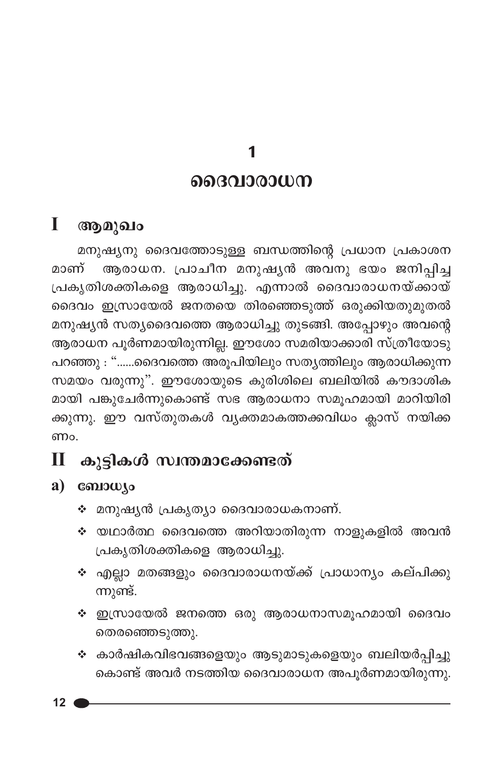# 1

# ദൈവാരാധന

## I ആമുഖം

മനുഷ്യനു ദൈവത്തോടുള്ള ബന്ധത്തിന്റെ പ്രധാന പ്രകാശനമാണ് ആരാധന. പ്രാചീന മനുഷ്യൻ അവനു ഭയം ജനിപ്പിച്ച പ്രകൃതിശക്തികളെ ആരാധിച്ചു. എന്നാൽ ദൈവാരാധനയ്ക്കായ് ദൈവം ഇസ്രായേൽ ജനതയെ തിരഞ്ഞെടുത്ത് ഒരുക്കിയതുമുതൽ മനുഷ്യൻ സത്യദൈവത്തെ ആരാധിച്ചു തുടങ്ങി. അപ്പോഴും അവന്റെ ആരാധന പൂർണമായിരുന്നില്ല. ഈശോ സമരിയാക്കാരി സ്ത്രീയോടു പറഞ്ഞു : "......ദൈവത്തെ അരൂപിയിലും സത്യത്തിലും ആരാധിക്കുന്ന സമയം വരുന്നു". ഈശോയുടെ കുരിശിലെ ബലിയിൽ കൗദാശികമായി പങ്കുചേർന്നുകൊണ്ട് സഭ ആരാധനാ സമൂഹമായി മാറിയിരിക്കുന്നു. ഈ വസ്തുതകൾ വ്യക്തമാകത്തക്കവിധം ക്ലാസ് നയിക്കണം.

## II കുട്ടികൾ സ്വന്തമാക്കേണ്ടത്

### a) ബോധ്യം

- മനുഷ്യൻ പ്രകൃത്യാ ദൈവാരാധകനാണ്.
- യഥാർത്ഥ ദൈവത്തെ അറിയാതിരുന്ന നാളുകളിൽ അവൻ പ്രകൃതിശക്തികളെ ആരാധിച്ചു.
- എല്ലാ മതങ്ങളും ദൈവാരാധനയ്ക്ക് പ്രാധാന്യം കല്പിക്കുന്നുണ്ട്.
- ഇസ്രായേൽ ജനത്തെ ഒരു ആരാധനാസമൂഹമായി ദൈവം തെരഞ്ഞെടുത്തു.
- കാർഷികവിഭവങ്ങളെയും ആടുമാടുകളെയും ബലിയർപ്പിച്ചുകൊണ്ട് അവർ നടത്തിയ ദൈവാരാധന അപൂർണമായിരുന്നു.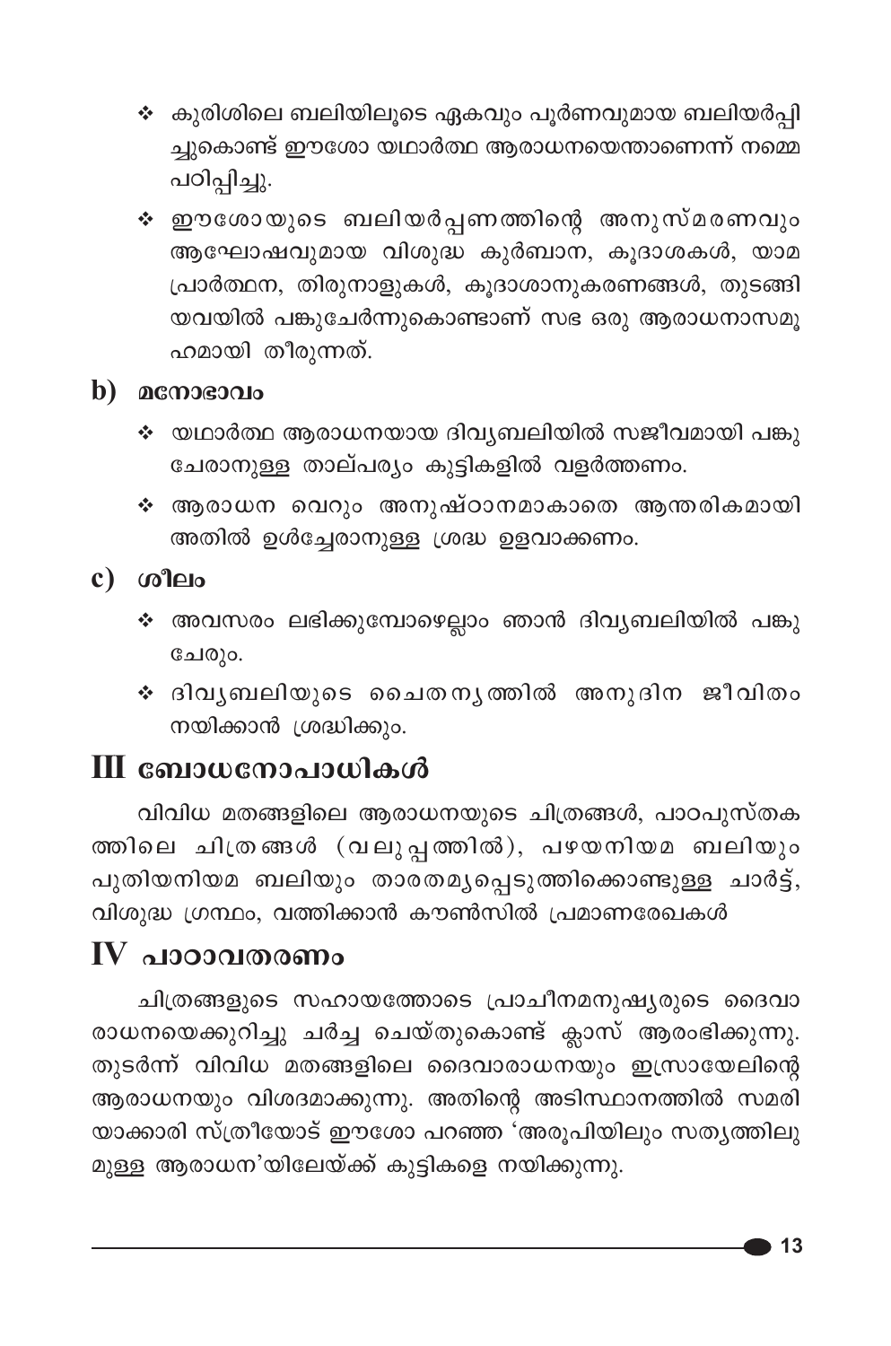- കുരിശിലെ ബലിയിലൂടെ ഏകവും പൂർണവുമായ ബലിയർപ്പിച്ചുകൊണ്ട് ഈശോ യഥാർത്ഥ ആരാധനയെന്താണെന്ന് നമ്മെ പഠിപ്പിച്ചു.
- ഈശോയുടെ ബലിയർപ്പണത്തിന്റെ അനുസ്മരണവും ആഘോഷവുമായ വിശുദ്ധ കുർബാന, കൂദാശകൾ, യാമ പ്രാർത്ഥന, തിരുനാളുകൾ, കൂദാശാനുകരണങ്ങൾ, തുടങ്ങിയവയിൽ പങ്കുചേർന്നുകൊണ്ടാണ് സഭ ഒരു ആരാധനാസമൂഹമായി തീരുന്നത്.

## b) മനോഭാവം

- യഥാർത്ഥ ആരാധനയായ ദിവ്യബലിയിൽ സജീവമായി പങ്കുചേരാനുള്ള താല്പര്യം കുട്ടികളിൽ വളർത്തണം.
- ആരാധന വെറും അനുഷ്ഠാനമാകാതെ ആന്തരികമായി അതിൽ ഉൾച്ചേരാനുള്ള ശ്രദ്ധ ഉളവാക്കണം.

## c) ശീലം

- അവസരം ലഭിക്കുമ്പോഴെല്ലാം ഞാൻ ദിവ്യബലിയിൽ പങ്കുചേരും.
- ദിവ്യബലിയുടെ ചൈതന്യത്തിൽ അനുദിന ജീവിതം നയിക്കാൻ ശ്രദ്ധിക്കും.

# III ബോധനോപാധികൾ

വിവിധ മതങ്ങളിലെ ആരാധനയുടെ ചിത്രങ്ങൾ, പാഠപുസ്തകത്തിലെ ചിത്രങ്ങൾ (വലുപ്പത്തിൽ), പഴയനിയമ ബലിയും പുതിയനിയമ ബലിയും താരതമ്യപ്പെടുത്തിക്കൊണ്ടുള്ള ചാർട്ട്, വിശുദ്ധ ഗ്രന്ഥം, വത്തിക്കാൻ കൗൺസിൽ പ്രമാണരേഖകൾ

# IV പാഠാവതരണം

ചിത്രങ്ങളുടെ സഹായത്തോടെ പ്രാചീനമനുഷ്യരുടെ ദൈവാരാധനയെക്കുറിച്ചു ചർച്ച ചെയ്തുകൊണ്ട് ക്ലാസ് ആരംഭിക്കുന്നു. തുടർന്ന് വിവിധ മതങ്ങളിലെ ദൈവാരാധനയും ഇസ്രായേലിന്റെ ആരാധനയും വിശദമാക്കുന്നു. അതിന്റെ അടിസ്ഥാനത്തിൽ സമരിയാക്കാരി സ്ത്രീയോട് ഈശോ പറഞ്ഞ 'അരൂപിയിലും സത്യത്തിലുമുള്ള ആരാധന'യിലേയ്ക്ക് കുട്ടികളെ നയിക്കുന്നു.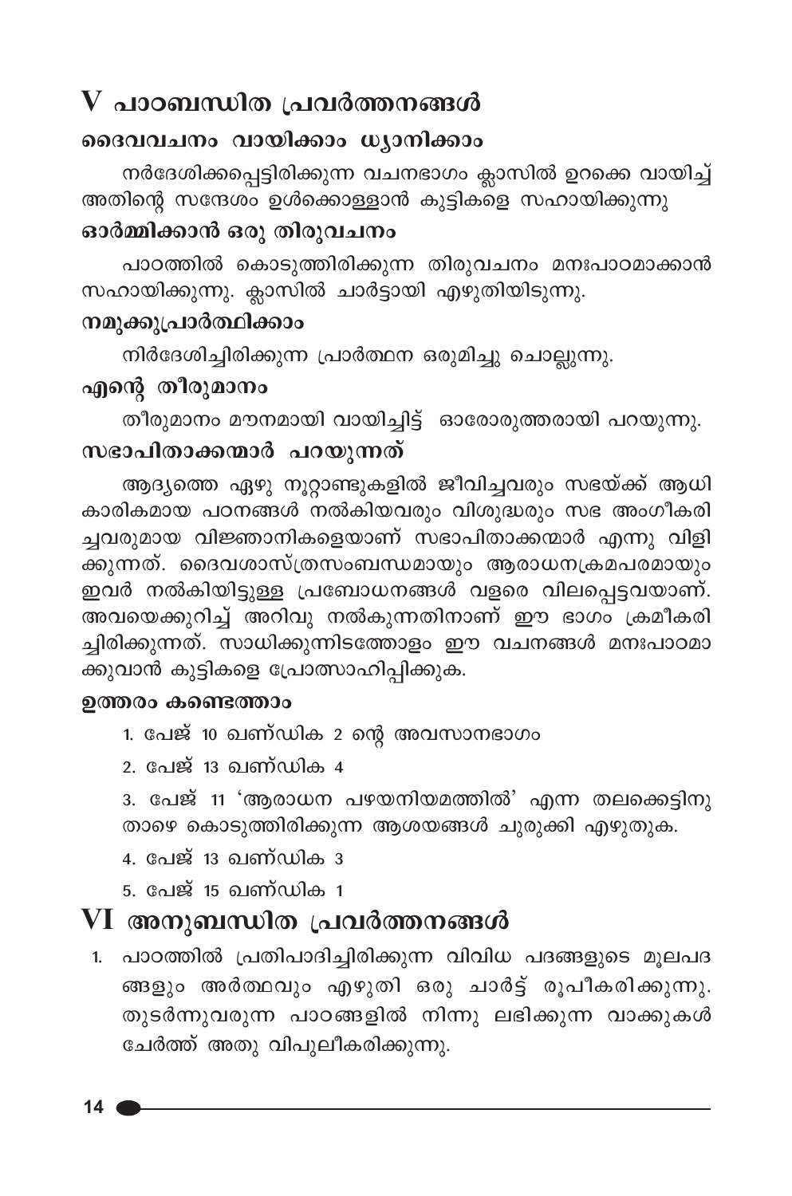## V പാഠബന്ധിത പ്രവർത്തനങ്ങൾ

### ദൈവവചനം വായിക്കാം ധ്യാനിക്കാം

നിർദേശിക്കപ്പെട്ടിരിക്കുന്ന വചനഭാഗം ക്ലാസിൽ ഉറക്കെ വായിച്ച് അതിന്റെ സന്ദേശം ഉൾക്കൊള്ളാൻ കുട്ടികളെ സഹായിക്കുന്നു

### ഓർമ്മിക്കാൻ ഒരു തിരുവചനം

പാഠത്തിൽ കൊടുത്തിരിക്കുന്ന തിരുവചനം മനഃപാഠമാക്കാൻ സഹായിക്കുന്നു. ക്ലാസിൽ ചാർട്ടായി എഴുതിയിടുന്നു.

### നമുക്കുപ്രാർത്ഥിക്കാം

നിർദേശിച്ചിരിക്കുന്ന പ്രാർത്ഥന ഒരുമിച്ചു ചൊല്ലുന്നു.

### എന്റെ തീരുമാനം

തീരുമാനം മൗനമായി വായിച്ചിട്ട് ഓരോരുത്തരായി പറയുന്നു.

### സഭാപിതാക്കന്മാർ പറയുന്നത്

ആദ്യത്തെ ഏഴു നൂറ്റാണ്ടുകളിൽ ജീവിച്ചവരും സഭയ്ക്ക് ആധികാരികമായ പഠനങ്ങൾ നൽകിയവരും വിശുദ്ധരും സഭ അംഗീകരിച്ചവരുമായ വിജ്ഞാനികളെയാണ് സഭാപിതാക്കന്മാർ എന്നു വിളിക്കുന്നത്. ദൈവശാസ്ത്രസംബന്ധമായും ആരാധനക്രമപരമായും ഇവർ നൽകിയിട്ടുള്ള പ്രബോധനങ്ങൾ വളരെ വിലപ്പെട്ടവയാണ്. അവയെക്കുറിച്ച് അറിവു നൽകുന്നതിനാണ് ഈ ഭാഗം ക്രമീകരിച്ചിരിക്കുന്നത്. സാധിക്കുന്നിടത്തോളം ഈ വചനങ്ങൾ മനഃപാഠമാക്കുവാൻ കുട്ടികളെ പ്രോത്സാഹിപ്പിക്കുക.

### ഉത്തരം കണ്ടെത്താം

1. പേജ് 10 ഖണ്ഡിക 2 ന്റെ അവസാനഭാഗം
2. പേജ് 13 ഖണ്ഡിക 4
3. പേജ് 11 'ആരാധന പഴയനിയമത്തിൽ' എന്ന തലക്കെട്ടിനു താഴെ കൊടുത്തിരിക്കുന്ന ആശയങ്ങൾ ചുരുക്കി എഴുതുക.
4. പേജ് 13 ഖണ്ഡിക 3
5. പേജ് 15 ഖണ്ഡിക 1

## VI അനുബന്ധിത പ്രവർത്തനങ്ങൾ

1. പാഠത്തിൽ പ്രതിപാദിച്ചിരിക്കുന്ന വിവിധ പദങ്ങളുടെ മൂലപദങ്ങളും അർത്ഥവും എഴുതി ഒരു ചാർട്ട് രൂപീകരിക്കുന്നു. തുടർന്നുവരുന്ന പാഠങ്ങളിൽ നിന്നു ലഭിക്കുന്ന വാക്കുകൾ ചേർത്ത് അതു വിപുലീകരിക്കുന്നു.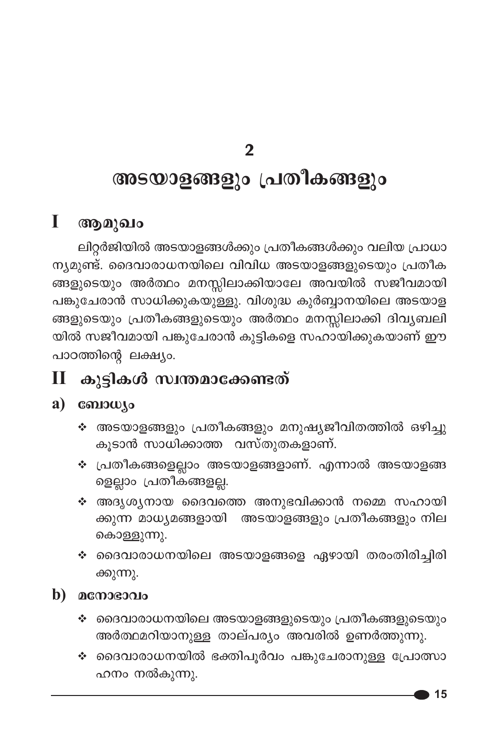# 2

# അടയാളങ്ങളും പ്രതീകങ്ങളും

## I ആമുഖം

ലിറ്റർജിയിൽ അടയാളങ്ങൾക്കും പ്രതീകങ്ങൾക്കും വലിയ പ്രാധാന്യമുണ്ട്. ദൈവാരാധനയിലെ വിവിധ അടയാളങ്ങളുടെയും പ്രതീകങ്ങളുടെയും അർത്ഥം മനസ്സിലാക്കിയാലേ അവയിൽ സജീവമായി പങ്കുചേരാൻ സാധിക്കുകയുള്ളു. വിശുദ്ധ കുർബ്ബാനയിലെ അടയാളങ്ങളുടെയും പ്രതീകങ്ങളുടെയും അർത്ഥം മനസ്സിലാക്കി ദിവ്യബലിയിൽ സജീവമായി പങ്കുചേരാൻ കുട്ടികളെ സഹായിക്കുകയാണ് ഈ പാഠത്തിന്റെ ലക്ഷ്യം.

## II കുട്ടികൾ സ്വന്തമാക്കേണ്ടത്

### a) ബോധ്യം

- ❖ അടയാളങ്ങളും പ്രതീകങ്ങളും മനുഷ്യജീവിതത്തിൽ ഒഴിച്ചുകൂടാൻ സാധിക്കാത്ത വസ്തുതകളാണ്.
- ❖ പ്രതീകങ്ങളെല്ലാം അടയാളങ്ങളാണ്. എന്നാൽ അടയാളങ്ങളെല്ലാം പ്രതീകങ്ങളല്ല.
- ❖ അദൃശ്യനായ ദൈവത്തെ അനുഭവിക്കാൻ നമ്മെ സഹായിക്കുന്ന മാധ്യമങ്ങളായി അടയാളങ്ങളും പ്രതീകങ്ങളും നിലകൊള്ളുന്നു.
- ❖ ദൈവാരാധനയിലെ അടയാളങ്ങളെ ഏഴായി തരംതിരിച്ചിരിക്കുന്നു.

### b) മനോഭാവം

- ❖ ദൈവാരാധനയിലെ അടയാളങ്ങളുടെയും പ്രതീകങ്ങളുടെയും അർത്ഥമറിയാനുള്ള താല്പര്യം അവരിൽ ഉണർത്തുന്നു.
- ❖ ദൈവാരാധനയിൽ ഭക്തിപൂർവം പങ്കുചേരാനുള്ള പ്രോത്സാഹനം നൽകുന്നു.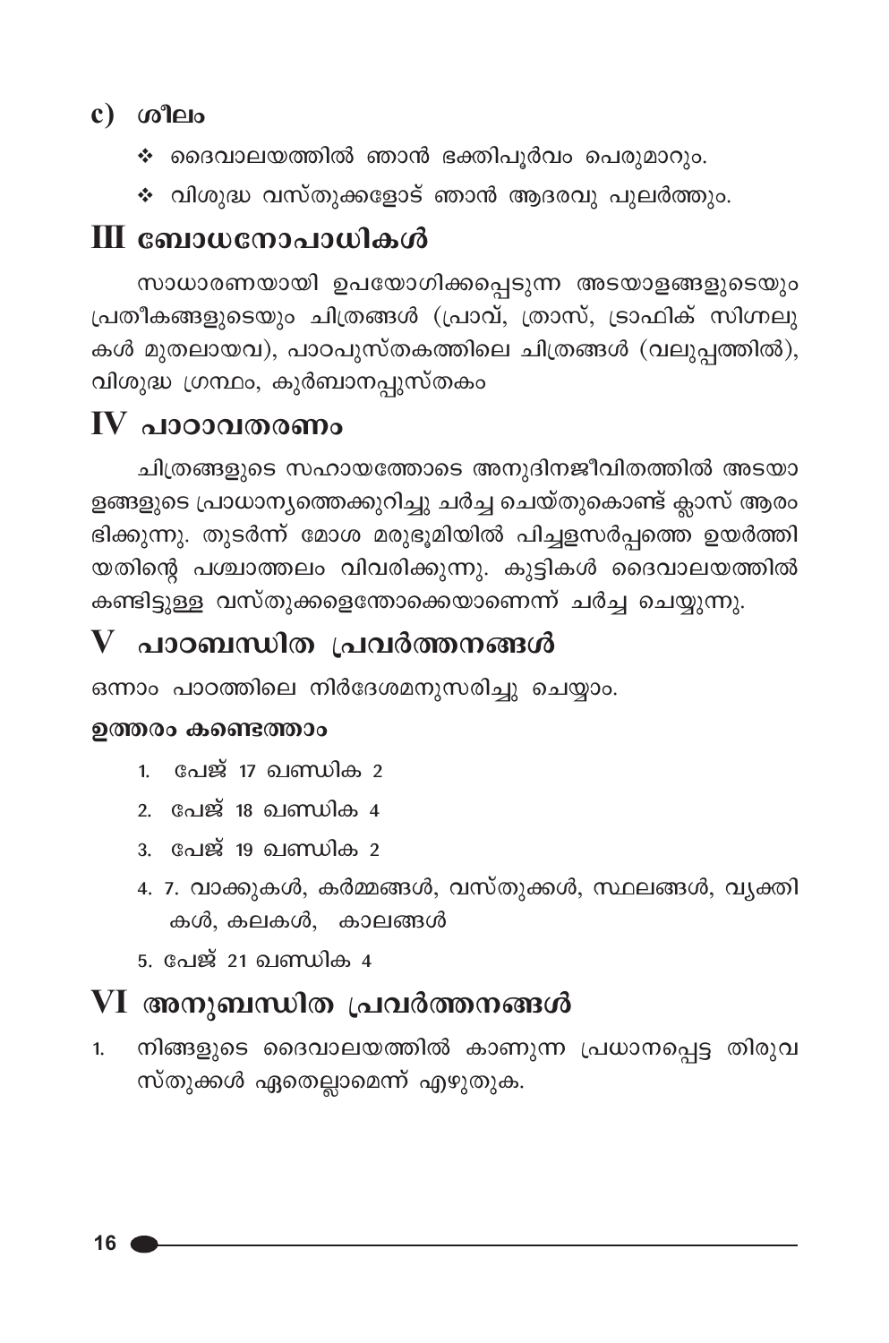## c) ശീലം

- ദൈവാലയത്തിൽ ഞാൻ ഭക്തിപൂർവം പെരുമാറും.
- വിശുദ്ധ വസ്തുക്കളോട് ഞാൻ ആദരവു പുലർത്തും.

## III ബോധനോപാധികൾ

സാധാരണയായി ഉപയോഗിക്കപ്പെടുന്ന അടയാളങ്ങളുടെയും പ്രതീകങ്ങളുടെയും ചിത്രങ്ങൾ (പ്രാവ്, ത്രാസ്, ട്രാഫിക് സിഗ്നലുകൾ മുതലായവ), പാഠപുസ്തകത്തിലെ ചിത്രങ്ങൾ (വലുപ്പത്തിൽ), വിശുദ്ധ ഗ്രന്ഥം, കുർബാനപ്പുസ്തകം

## IV പാഠാവതരണം

ചിത്രങ്ങളുടെ സഹായത്തോടെ അനുദിനജീവിതത്തിൽ അടയാളങ്ങളുടെ പ്രാധാന്യത്തെക്കുറിച്ചു ചർച്ച ചെയ്തുകൊണ്ട് ക്ലാസ് ആരംഭിക്കുന്നു. തുടർന്ന് മോശ മരുഭൂമിയിൽ പിച്ചളസർപ്പത്തെ ഉയർത്തിയതിന്റെ പശ്ചാത്തലം വിവരിക്കുന്നു. കുട്ടികൾ ദൈവാലയത്തിൽ കണ്ടിട്ടുള്ള വസ്തുക്കളെന്തൊക്കെയാണെന്ന് ചർച്ച ചെയ്യുന്നു.

## V പാഠബന്ധിത പ്രവർത്തനങ്ങൾ

ഒന്നാം പാഠത്തിലെ നിർദേശമനുസരിച്ചു ചെയ്യാം.

**ഉത്തരം കണ്ടെത്താം**

1. പേജ് 17 ഖണ്ഡിക 2
2. പേജ് 18 ഖണ്ഡിക 4
3. പേജ് 19 ഖണ്ഡിക 2
4. 7. വാക്കുകൾ, കർമ്മങ്ങൾ, വസ്തുക്കൾ, സ്ഥലങ്ങൾ, വ്യക്തികൾ, കലകൾ, കാലങ്ങൾ
5. പേജ് 21 ഖണ്ഡിക 4

## VI അനുബന്ധിത പ്രവർത്തനങ്ങൾ

1. നിങ്ങളുടെ ദൈവാലയത്തിൽ കാണുന്ന പ്രധാനപ്പെട്ട തിരുവസ്തുക്കൾ ഏതെല്ലാമെന്ന് എഴുതുക.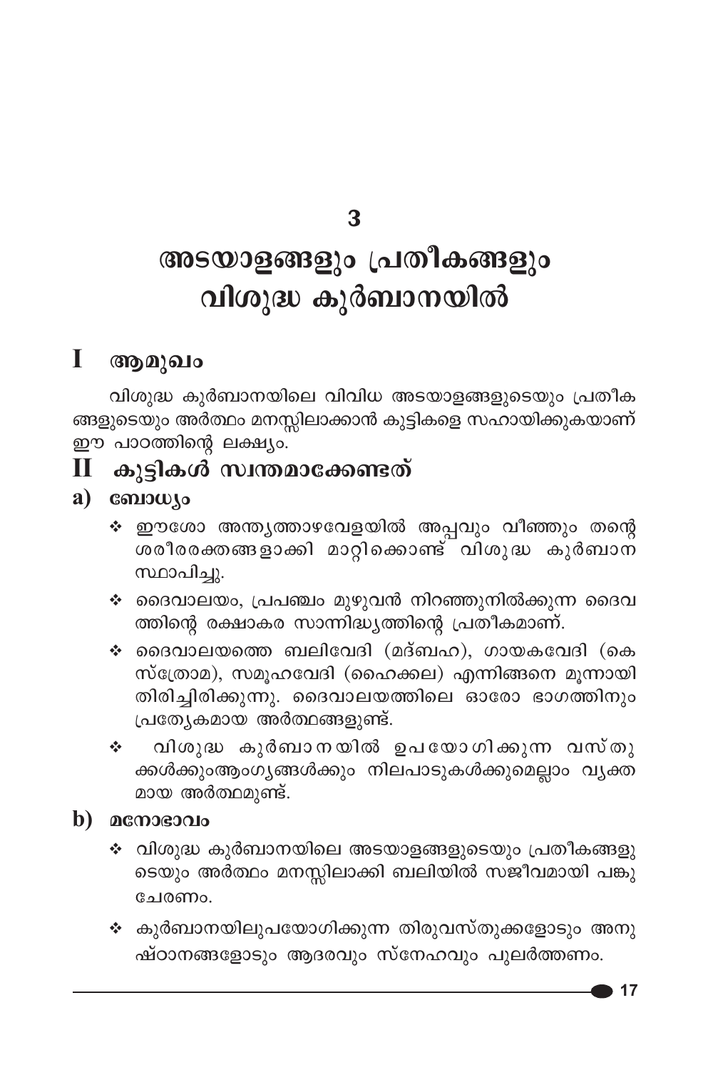# 3

# അടയാളങ്ങളും പ്രതീകങ്ങളും വിശുദ്ധ കുർബാനയിൽ

## I ആമുഖം

വിശുദ്ധ കുർബാനയിലെ വിവിധ അടയാളങ്ങളുടെയും പ്രതീകങ്ങളുടെയും അർത്ഥം മനസ്സിലാക്കാൻ കുട്ടികളെ സഹായിക്കുകയാണ് ഈ പാഠത്തിന്റെ ലക്ഷ്യം.

## II കുട്ടികൾ സ്വന്തമാക്കേണ്ടത്

### a) ബോധ്യം

- ഈശോ അന്ത്യത്താഴവേളയിൽ അപ്പവും വീഞ്ഞും തന്റെ ശരീരരക്തങ്ങളാക്കി മാറ്റിക്കൊണ്ട് വിശുദ്ധ കുർബാന സ്ഥാപിച്ചു.
- ദൈവാലയം, പ്രപഞ്ചം മുഴുവൻ നിറഞ്ഞുനിൽക്കുന്ന ദൈവത്തിന്റെ രക്ഷാകര സാന്നിദ്ധ്യത്തിന്റെ പ്രതീകമാണ്.
- ദൈവാലയത്തെ ബലിവേദി (മദ്ബഹ), ഗായകവേദി (കെസ്ത്രോമ), സമൂഹവേദി (ഹൈക്കല) എന്നിങ്ങനെ മൂന്നായി തിരിച്ചിരിക്കുന്നു. ദൈവാലയത്തിലെ ഓരോ ഭാഗത്തിനും പ്രത്യേകമായ അർത്ഥങ്ങളുണ്ട്.
- വിശുദ്ധ കുർബാനയിൽ ഉപയോഗിക്കുന്ന വസ്തുക്കൾക്കുംആംഗ്യങ്ങൾക്കും നിലപാടുകൾക്കുമെല്ലാം വ്യക്തമായ അർത്ഥമുണ്ട്.

### b) മനോഭാവം

- വിശുദ്ധ കുർബാനയിലെ അടയാളങ്ങളുടെയും പ്രതീകങ്ങളുടെയും അർത്ഥം മനസ്സിലാക്കി ബലിയിൽ സജീവമായി പങ്കുചേരണം.
- കുർബാനയിലുപയോഗിക്കുന്ന തിരുവസ്തുക്കളോടും അനുഷ്ഠാനങ്ങളോടും ആദരവും സ്നേഹവും പുലർത്തണം.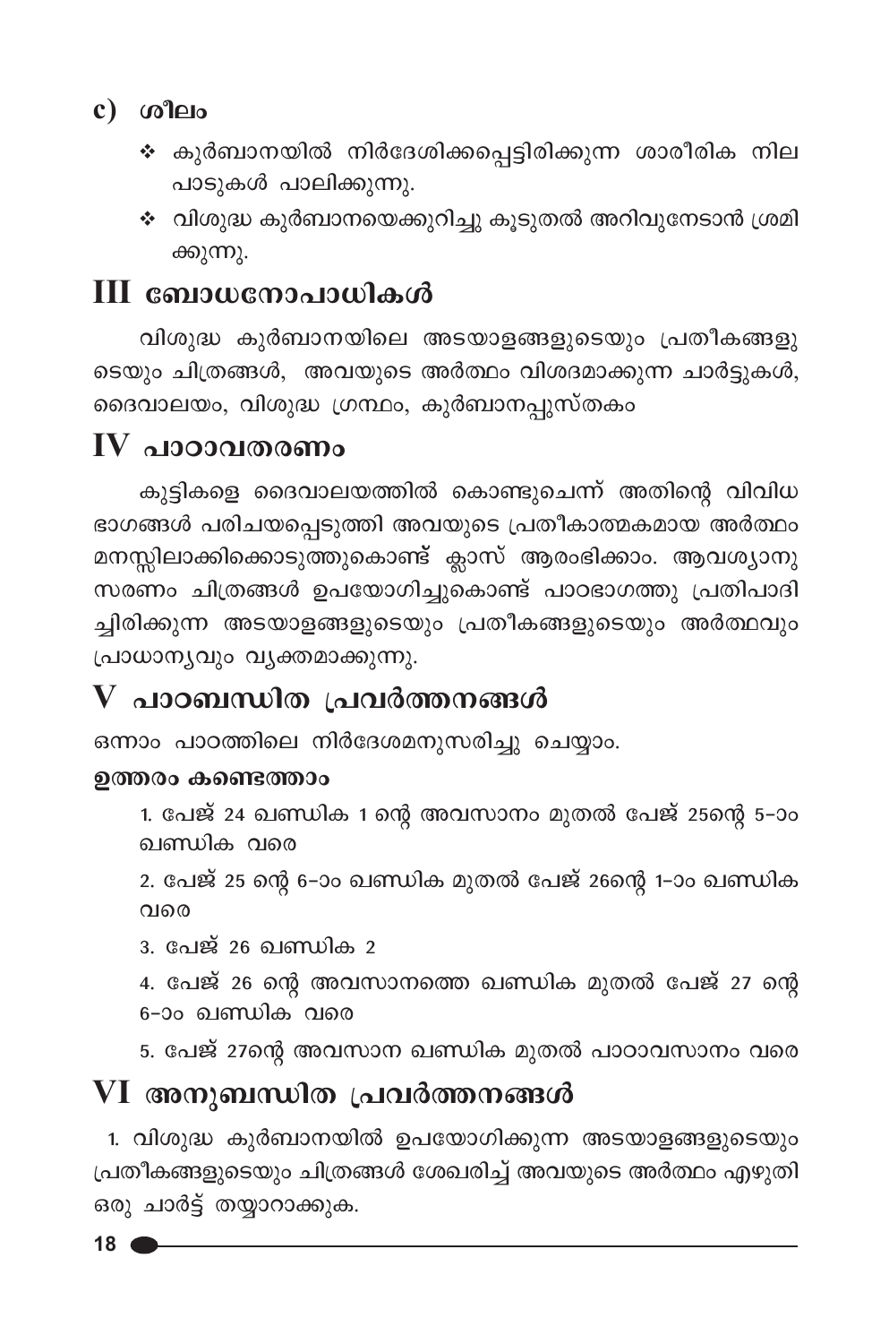### c) ശീലം

- ❖ കുർബാനയിൽ നിർദേശിക്കപ്പെട്ടിരിക്കുന്ന ശാരീരിക നില പാടുകൾ പാലിക്കുന്നു.
- ❖ വിശുദ്ധ കുർബാനയെക്കുറിച്ചു കൂടുതൽ അറിവുനേടാൻ ശ്രമിക്കുന്നു.

## III ബോധനോപാധികൾ

വിശുദ്ധ കുർബാനയിലെ അടയാളങ്ങളുടെയും പ്രതീകങ്ങളുടെയും ചിത്രങ്ങൾ, അവയുടെ അർത്ഥം വിശദമാക്കുന്ന ചാർട്ടുകൾ, ദൈവാലയം, വിശുദ്ധ ഗ്രന്ഥം, കുർബാനപ്പുസ്തകം

## IV പാഠാവതരണം

കുട്ടികളെ ദൈവാലയത്തിൽ കൊണ്ടുചെന്ന് അതിന്റെ വിവിധ ഭാഗങ്ങൾ പരിചയപ്പെടുത്തി അവയുടെ പ്രതീകാത്മകമായ അർത്ഥം മനസ്സിലാക്കിക്കൊടുത്തുകൊണ്ട് ക്ലാസ് ആരംഭിക്കാം. ആവശ്യാനുസരണം ചിത്രങ്ങൾ ഉപയോഗിച്ചുകൊണ്ട് പാഠഭാഗത്തു പ്രതിപാദിച്ചിരിക്കുന്ന അടയാളങ്ങളുടെയും പ്രതീകങ്ങളുടെയും അർത്ഥവും പ്രാധാന്യവും വ്യക്തമാക്കുന്നു.

## V പാഠബന്ധിത പ്രവർത്തനങ്ങൾ

ഒന്നാം പാഠത്തിലെ നിർദേശമനുസരിച്ചു ചെയ്യാം.

**ഉത്തരം കണ്ടെത്താം**

1. പേജ് 24 ഖണ്ഡിക 1 ന്റെ അവസാനം മുതൽ പേജ് 25ന്റെ 5-ാം ഖണ്ഡിക വരെ
2. പേജ് 25 ന്റെ 6-ാം ഖണ്ഡിക മുതൽ പേജ് 26ന്റെ 1-ാം ഖണ്ഡിക വരെ
3. പേജ് 26 ഖണ്ഡിക 2
4. പേജ് 26 ന്റെ അവസാനത്തെ ഖണ്ഡിക മുതൽ പേജ് 27 ന്റെ 6-ാം ഖണ്ഡിക വരെ
5. പേജ് 27ന്റെ അവസാന ഖണ്ഡിക മുതൽ പാഠാവസാനം വരെ

## VI അനുബന്ധിത പ്രവർത്തനങ്ങൾ

1. വിശുദ്ധ കുർബാനയിൽ ഉപയോഗിക്കുന്ന അടയാളങ്ങളുടെയും പ്രതീകങ്ങളുടെയും ചിത്രങ്ങൾ ശേഖരിച്ച് അവയുടെ അർത്ഥം എഴുതി ഒരു ചാർട്ട് തയ്യാറാക്കുക.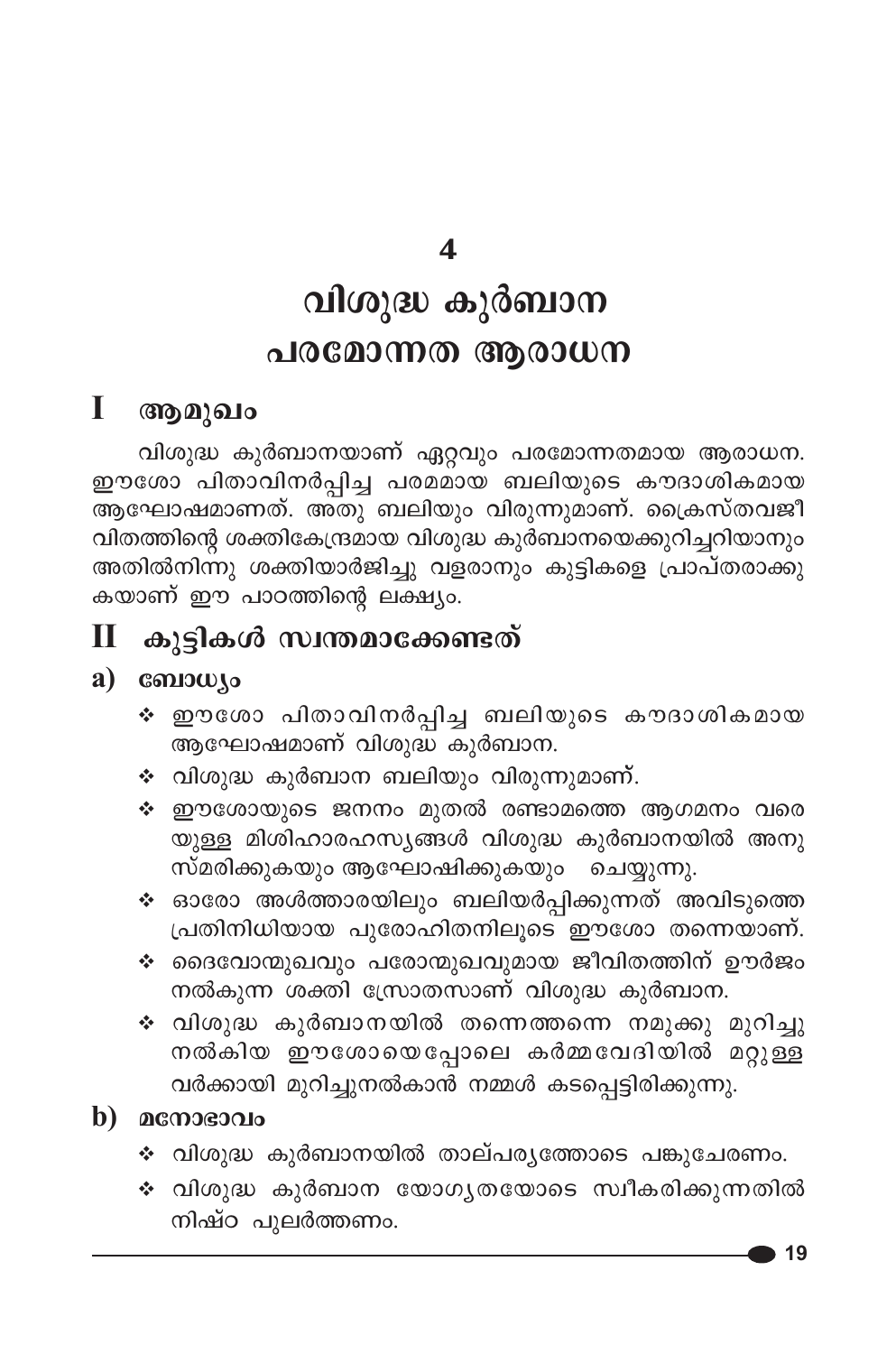# 4

# വിശുദ്ധ കുർബാന പരമോന്നത ആരാധന

## I ആമുഖം

വിശുദ്ധ കുർബാനയാണ് ഏറ്റവും പരമോന്നതമായ ആരാധന. ഈശോ പിതാവിനർപ്പിച്ച പരമമായ ബലിയുടെ കൗദാശികമായ ആഘോഷമാണത്. അതു ബലിയും വിരുന്നുമാണ്. ക്രൈസ്തവജീവിതത്തിന്റെ ശക്തികേന്ദ്രമായ വിശുദ്ധ കുർബാനയെക്കുറിച്ചറിയാനും അതിൽനിന്നു ശക്തിയാർജിച്ചു വളരാനും കുട്ടികളെ പ്രാപ്തരാക്കുകയാണ് ഈ പാഠത്തിന്റെ ലക്ഷ്യം.

## II കുട്ടികൾ സ്വന്തമാക്കേണ്ടത്

### a) ബോധ്യം

- ഈശോ പിതാവിനർപ്പിച്ച ബലിയുടെ കൗദാശികമായ ആഘോഷമാണ് വിശുദ്ധ കുർബാന.
- വിശുദ്ധ കുർബാന ബലിയും വിരുന്നുമാണ്.
- ഈശോയുടെ ജനനം മുതൽ രണ്ടാമത്തെ ആഗമനം വരെയുള്ള മിശിഹാരഹസ്യങ്ങൾ വിശുദ്ധ കുർബാനയിൽ അനുസ്മരിക്കുകയും ആഘോഷിക്കുകയും ചെയ്യുന്നു.
- ഓരോ അൾത്താരയിലും ബലിയർപ്പിക്കുന്നത് അവിടുത്തെ പ്രതിനിധിയായ പുരോഹിതനിലൂടെ ഈശോ തന്നെയാണ്.
- ദൈവോന്മുഖവും പരോന്മുഖവുമായ ജീവിതത്തിന് ഊർജം നൽകുന്ന ശക്തി സ്രോതസാണ് വിശുദ്ധ കുർബാന.
- വിശുദ്ധ കുർബാനയിൽ തന്നെത്തന്നെ നമുക്കു മുറിച്ചു നൽകിയ ഈശോയെപ്പോലെ കർമ്മവേദിയിൽ മറ്റുള്ളവർക്കായി മുറിച്ചുനൽകാൻ നമ്മൾ കടപ്പെട്ടിരിക്കുന്നു.

### b) മനോഭാവം

- വിശുദ്ധ കുർബാനയിൽ താല്പര്യത്തോടെ പങ്കുചേരണം.
- വിശുദ്ധ കുർബാന യോഗ്യതയോടെ സ്വീകരിക്കുന്നതിൽ നിഷ്ഠ പുലർത്തണം.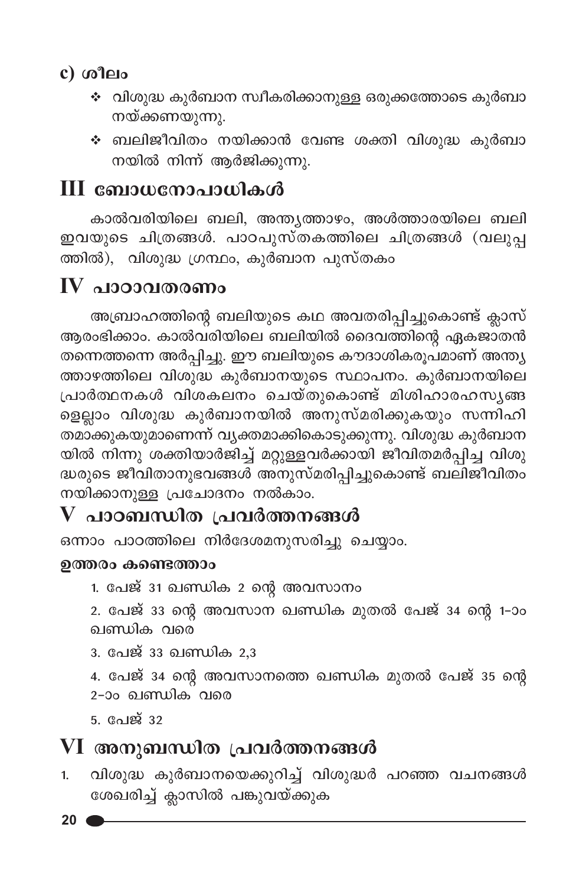### c) ശീലം

- വിശുദ്ധ കുർബാന സ്വീകരിക്കാനുള്ള ഒരുക്കത്തോടെ കുർബാനയ്ക്കണയുന്നു.
- ബലിജീവിതം നയിക്കാൻ വേണ്ട ശക്തി വിശുദ്ധ കുർബാനയിൽ നിന്ന് ആർജിക്കുന്നു.

## III ബോധനോപാധികൾ

കാൽവരിയിലെ ബലി, അന്ത്യത്താഴം, അൾത്താരയിലെ ബലി ഇവയുടെ ചിത്രങ്ങൾ. പാഠപുസ്തകത്തിലെ ചിത്രങ്ങൾ (വലുപ്പത്തിൽ), വിശുദ്ധ ഗ്രന്ഥം, കുർബാന പുസ്തകം

## IV പാഠാവതരണം

അബ്രാഹത്തിന്റെ ബലിയുടെ കഥ അവതരിപ്പിച്ചുകൊണ്ട് ക്ലാസ് ആരംഭിക്കാം. കാൽവരിയിലെ ബലിയിൽ ദൈവത്തിന്റെ ഏകജാതൻ തന്നെത്തന്നെ അർപ്പിച്ചു. ഈ ബലിയുടെ കൗദാശികരൂപമാണ് അന്ത്യത്താഴത്തിലെ വിശുദ്ധ കുർബാനയുടെ സ്ഥാപനം. കുർബാനയിലെ പ്രാർത്ഥനകൾ വിശകലനം ചെയ്തുകൊണ്ട് മിശിഹാരഹസ്യങ്ങളെല്ലാം വിശുദ്ധ കുർബാനയിൽ അനുസ്മരിക്കുകയും സന്നിഹിതമാക്കുകയുമാണെന്ന് വ്യക്തമാക്കികൊടുക്കുന്നു. വിശുദ്ധ കുർബാനയിൽ നിന്നു ശക്തിയാർജിച്ച് മറ്റുള്ളവർക്കായി ജീവിതമർപ്പിച്ച വിശുദ്ധരുടെ ജീവിതാനുഭവങ്ങൾ അനുസ്മരിപ്പിച്ചുകൊണ്ട് ബലിജീവിതം നയിക്കാനുള്ള പ്രചോദനം നൽകാം.

## V പാഠബന്ധിത പ്രവർത്തനങ്ങൾ

ഒന്നാം പാഠത്തിലെ നിർദേശമനുസരിച്ചു ചെയ്യാം.

**ഉത്തരം കണ്ടെത്താം**

1. പേജ് 31 ഖണ്ഡിക 2 ന്റെ അവസാനം
2. പേജ് 33 ന്റെ അവസാന ഖണ്ഡിക മുതൽ പേജ് 34 ന്റെ 1-ാം ഖണ്ഡിക വരെ
3. പേജ് 33 ഖണ്ഡിക 2,3
4. പേജ് 34 ന്റെ അവസാനത്തെ ഖണ്ഡിക മുതൽ പേജ് 35 ന്റെ 2-ാം ഖണ്ഡിക വരെ
5. പേജ് 32

## VI അനുബന്ധിത പ്രവർത്തനങ്ങൾ

1. വിശുദ്ധ കുർബാനയെക്കുറിച്ച് വിശുദ്ധർ പറഞ്ഞ വചനങ്ങൾ ശേഖരിച്ച് ക്ലാസിൽ പങ്കുവയ്ക്കുക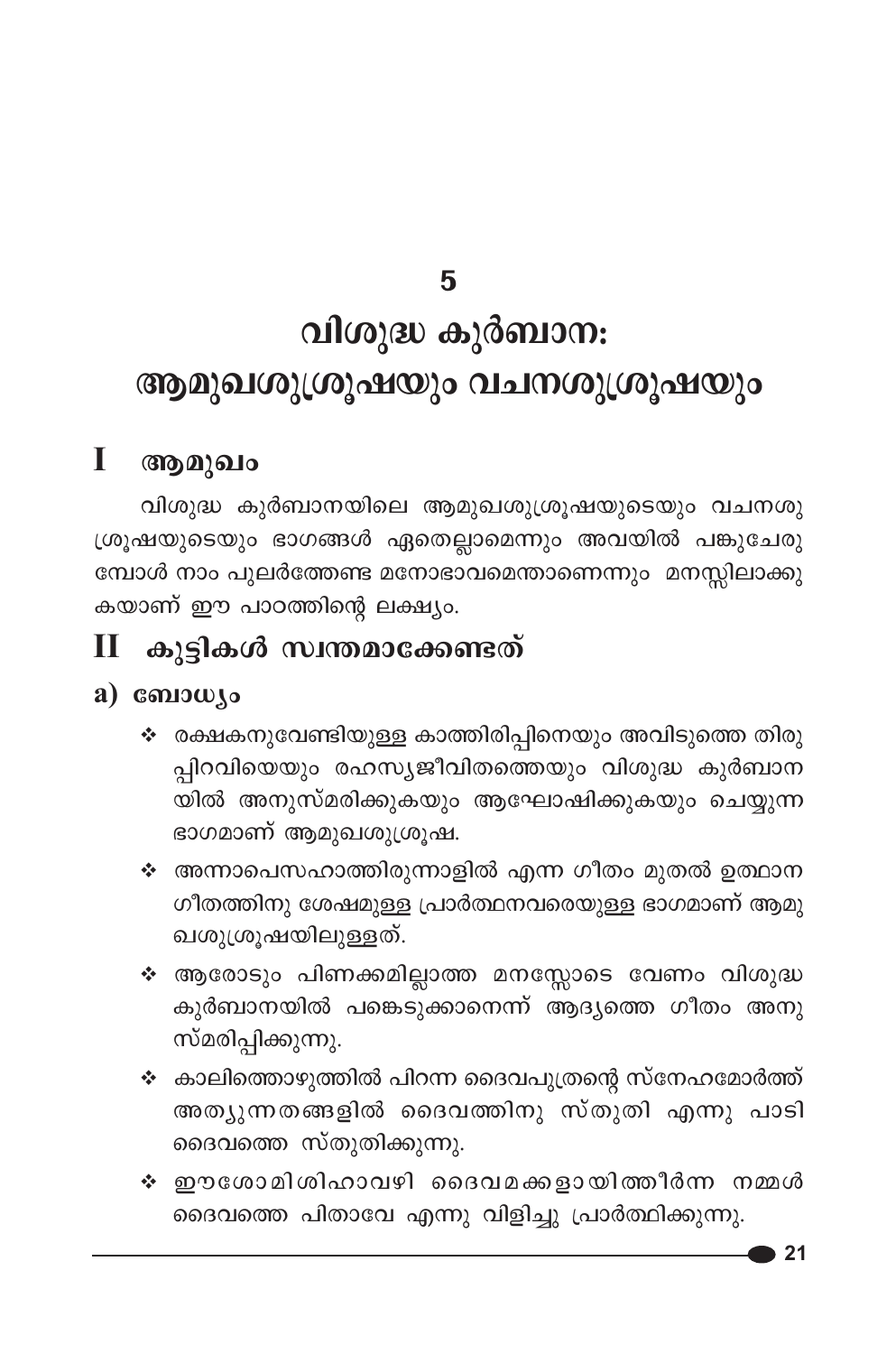5

# വിശുദ്ധ കുർബാന: ആമുഖശുശ്രൂഷയും വചനശുശ്രൂഷയും

## I ആമുഖം

വിശുദ്ധ കുർബാനയിലെ ആമുഖശുശ്രൂഷയുടെയും വചനശുശ്രൂഷയുടെയും ഭാഗങ്ങൾ ഏതെല്ലാമെന്നും അവയിൽ പങ്കുചേരുമ്പോൾ നാം പുലർത്തേണ്ട മനോഭാവമെന്താണെന്നും മനസ്സിലാക്കുകയാണ് ഈ പാഠത്തിന്റെ ലക്ഷ്യം.

## II കുട്ടികൾ സ്വന്തമാക്കേണ്ടത്

### a) ബോധ്യം

- ❖ രക്ഷകനുവേണ്ടിയുള്ള കാത്തിരിപ്പിനെയും അവിടുത്തെ തിരുപ്പിറവിയെയും രഹസ്യജീവിതത്തെയും വിശുദ്ധ കുർബാനയിൽ അനുസ്മരിക്കുകയും ആഘോഷിക്കുകയും ചെയ്യുന്ന ഭാഗമാണ് ആമുഖശുശ്രൂഷ.
- ❖ അന്നാപെസഹാത്തിരുന്നാളിൽ എന്ന ഗീതം മുതൽ ഉത്ഥാന ഗീതത്തിനു ശേഷമുള്ള പ്രാർത്ഥനവരെയുള്ള ഭാഗമാണ് ആമുഖശുശ്രൂഷയിലുള്ളത്.
- ❖ ആരോടും പിണക്കമില്ലാത്ത മനസ്സോടെ വേണം വിശുദ്ധ കുർബാനയിൽ പങ്കെടുക്കാനെന്ന് ആദ്യത്തെ ഗീതം അനുസ്മരിപ്പിക്കുന്നു.
- ❖ കാലിത്തൊഴുത്തിൽ പിറന്ന ദൈവപുത്രന്റെ സ്നേഹമോർത്ത് അത്യുന്നതങ്ങളിൽ ദൈവത്തിനു സ്തുതി എന്നു പാടി ദൈവത്തെ സ്തുതിക്കുന്നു.
- ❖ ഈശോമിശിഹാവഴി ദൈവമക്കളായിത്തീർന്ന നമ്മൾ ദൈവത്തെ പിതാവേ എന്നു വിളിച്ചു പ്രാർത്ഥിക്കുന്നു.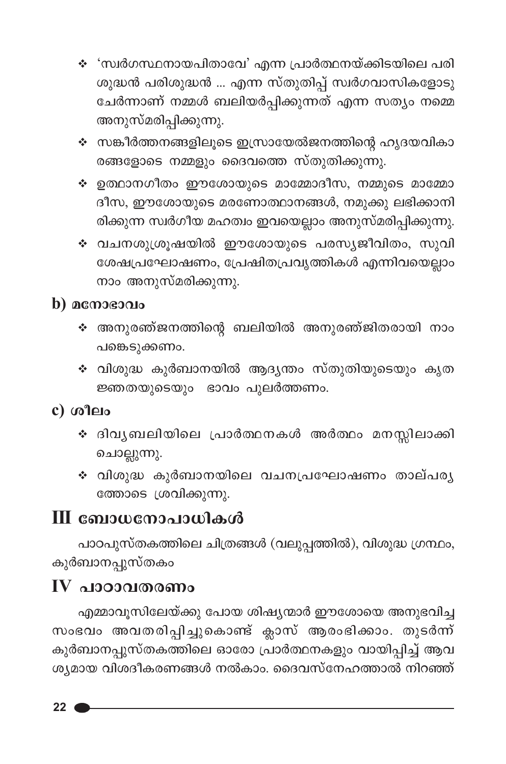- 'സ്വർഗസ്ഥനായപിതാവേ' എന്ന പ്രാർത്ഥനയ്ക്കിടയിലെ പരിശുദ്ധൻ പരിശുദ്ധൻ ... എന്ന സ്തുതിപ്പ് സ്വർഗവാസികളോടു ചേർന്നാണ് നമ്മൾ ബലിയർപ്പിക്കുന്നത് എന്ന സത്യം നമ്മെ അനുസ്മരിപ്പിക്കുന്നു.
- സങ്കീർത്തനങ്ങളിലൂടെ ഇസ്രായേൽജനത്തിന്റെ ഹൃദയവികാരങ്ങളോടെ നമ്മളും ദൈവത്തെ സ്തുതിക്കുന്നു.
- ഉത്ഥാനഗീതം ഈശോയുടെ മാമ്മോദീസ, നമ്മുടെ മാമ്മോദീസ, ഈശോയുടെ മരണോത്ഥാനങ്ങൾ, നമുക്കു ലഭിക്കാനിരിക്കുന്ന സ്വർഗീയ മഹത്വം ഇവയെല്ലാം അനുസ്മരിപ്പിക്കുന്നു.
- വചനശുശ്രൂഷയിൽ ഈശോയുടെ പരസ്യജീവിതം, സുവിശേഷപ്രഘോഷണം, പ്രേഷിതപ്രവൃത്തികൾ എന്നിവയെല്ലാം നാം അനുസ്മരിക്കുന്നു.

### b) മനോഭാവം

- അനുരഞ്ജനത്തിന്റെ ബലിയിൽ അനുരഞ്ജിതരായി നാം പങ്കെടുക്കണം.
- വിശുദ്ധ കുർബാനയിൽ ആദ്യന്തം സ്തുതിയുടെയും കൃതജ്ഞതയുടെയും ഭാവം പുലർത്തണം.

### c) ശീലം

- ദിവ്യബലിയിലെ പ്രാർത്ഥനകൾ അർത്ഥം മനസ്സിലാക്കി ചൊല്ലുന്നു.
- വിശുദ്ധ കുർബാനയിലെ വചനപ്രഘോഷണം താല്പര്യത്തോടെ ശ്രവിക്കുന്നു.

## III ബോധനോപാധികൾ

പാഠപുസ്തകത്തിലെ ചിത്രങ്ങൾ (വലുപ്പത്തിൽ), വിശുദ്ധ ഗ്രന്ഥം, കുർബാനപ്പുസ്തകം

## IV പാഠാവതരണം

എമ്മാവൂസിലേയ്ക്കു പോയ ശിഷ്യന്മാർ ഈശോയെ അനുഭവിച്ച സംഭവം അവതരിപ്പിച്ചുകൊണ്ട് ക്ലാസ് ആരംഭിക്കാം. തുടർന്ന് കുർബാനപ്പുസ്തകത്തിലെ ഓരോ പ്രാർത്ഥനകളും വായിപ്പിച്ച് ആവശ്യമായ വിശദീകരണങ്ങൾ നൽകാം. ദൈവസ്നേഹത്താൽ നിറഞ്ഞ്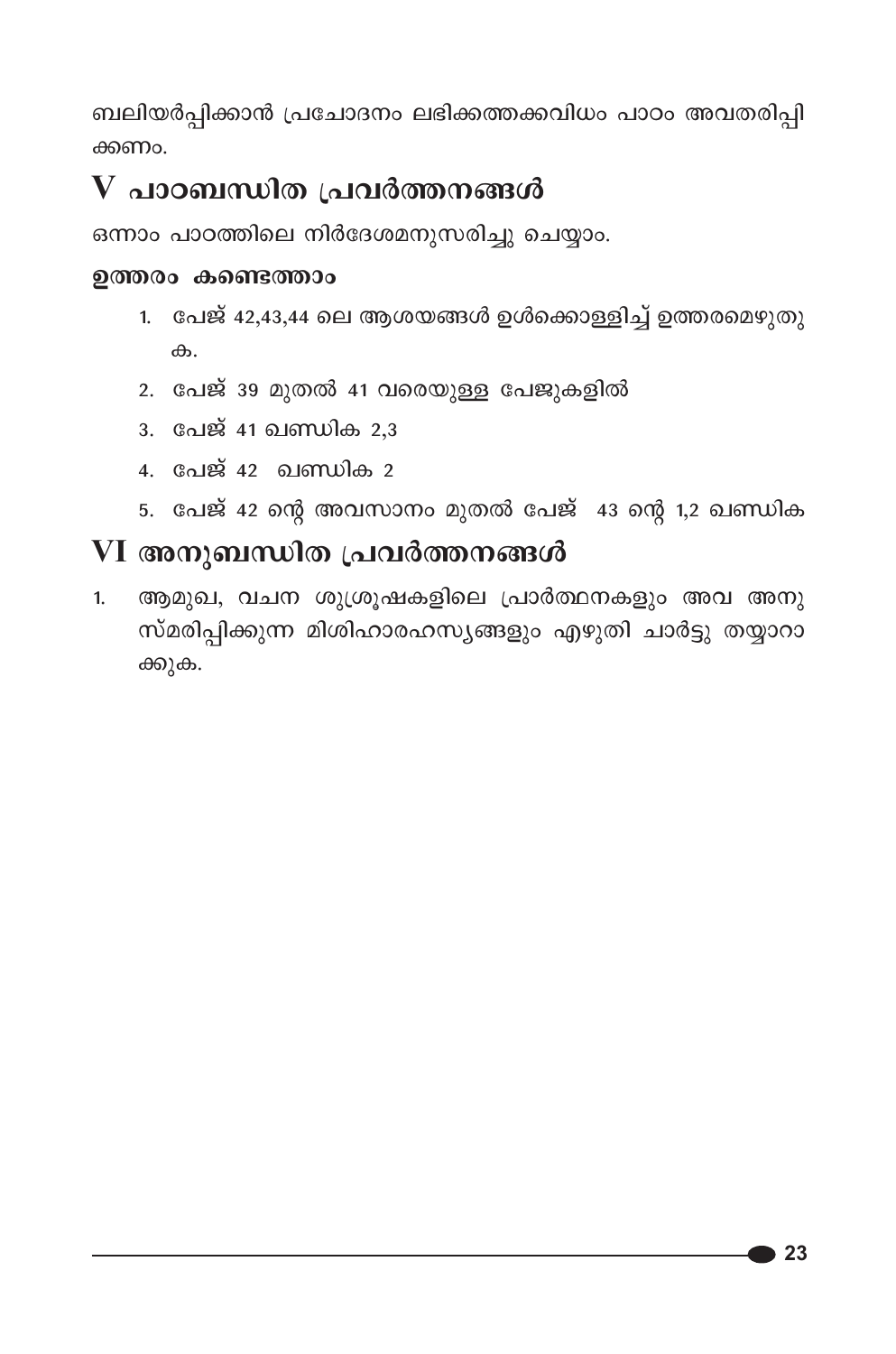ബലിയർപ്പിക്കാൻ പ്രചോദനം ലഭിക്കത്തക്കവിധം പാഠം അവതരിപ്പിക്കണം.

## V പാഠബന്ധിത പ്രവർത്തനങ്ങൾ

ഒന്നാം പാഠത്തിലെ നിർദേശമനുസരിച്ചു ചെയ്യാം.

**ഉത്തരം കണ്ടെത്താം**

1. പേജ് 42,43,44 ലെ ആശയങ്ങൾ ഉൾക്കൊള്ളിച്ച് ഉത്തരമെഴുതുക.
2. പേജ് 39 മുതൽ 41 വരെയുള്ള പേജുകളിൽ
3. പേജ് 41 ഖണ്ഡിക 2,3
4. പേജ് 42 ഖണ്ഡിക 2
5. പേജ് 42 ന്റെ അവസാനം മുതൽ പേജ് 43 ന്റെ 1,2 ഖണ്ഡിക

## VI അനുബന്ധിത പ്രവർത്തനങ്ങൾ

1. ആമുഖ, വചന ശുശ്രൂഷകളിലെ പ്രാർത്ഥനകളും അവ അനുസ്മരിപ്പിക്കുന്ന മിശിഹാരഹസ്യങ്ങളും എഴുതി ചാർട്ടു തയ്യാറാക്കുക.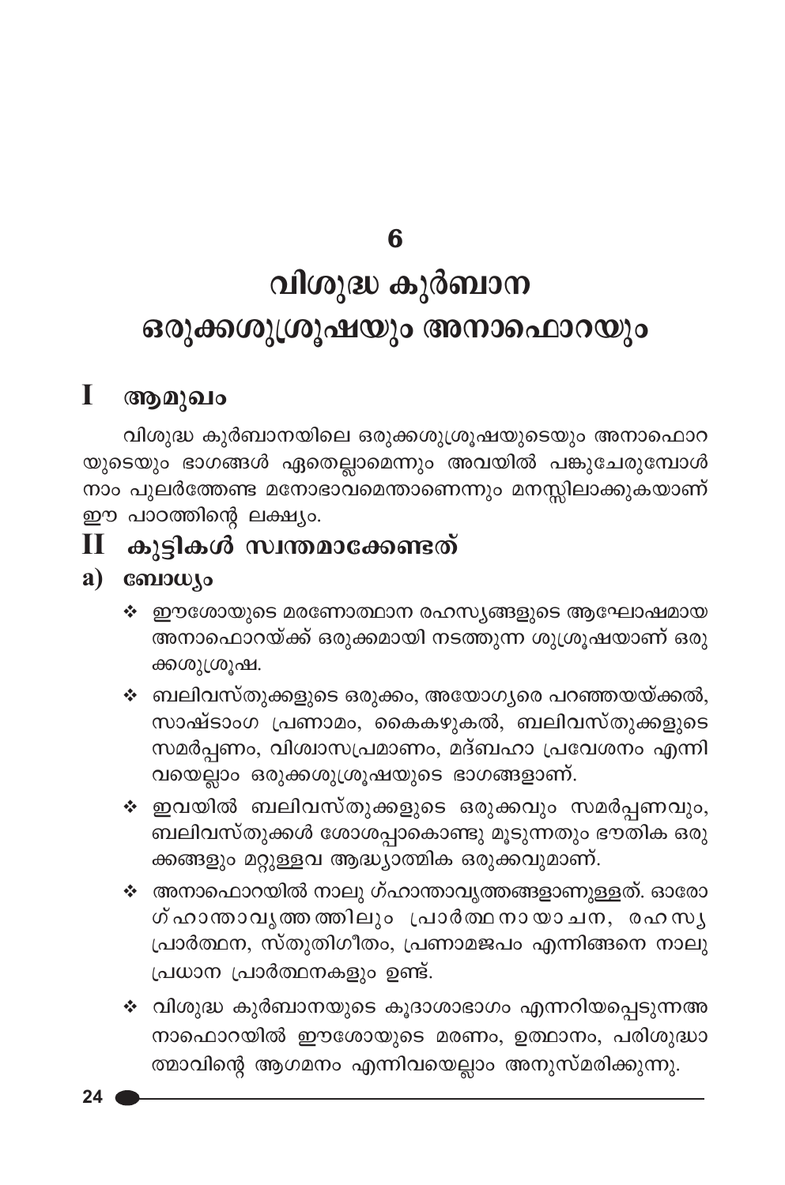# 6

# വിശുദ്ധ കുർബാന ഒരുക്കശുശ്രൂഷയും അനാഫൊറയും

## I ആമുഖം

വിശുദ്ധ കുർബാനയിലെ ഒരുക്കശുശ്രൂഷയുടെയും അനാഫൊറയുടെയും ഭാഗങ്ങൾ ഏതെല്ലാമെന്നും അവയിൽ പങ്കുചേരുമ്പോൾ നാം പുലർത്തേണ്ട മനോഭാവമെന്താണെന്നും മനസ്സിലാക്കുകയാണ് ഈ പാഠത്തിന്റെ ലക്ഷ്യം.

## II കുട്ടികൾ സ്വന്തമാക്കേണ്ടത്

### a) ബോധ്യം

- ❖ ഈശോയുടെ മരണോത്ഥാന രഹസ്യങ്ങളുടെ ആഘോഷമായ അനാഫൊറയ്ക്ക് ഒരുക്കമായി നടത്തുന്ന ശുശ്രൂഷയാണ് ഒരുക്കശുശ്രൂഷ.
- ❖ ബലിവസ്തുക്കളുടെ ഒരുക്കം, അയോഗ്യരെ പറഞ്ഞയയ്ക്കൽ, സാഷ്ടാംഗ പ്രണാമം, കൈകഴുകൽ, ബലിവസ്തുക്കളുടെ സമർപ്പണം, വിശ്വാസപ്രമാണം, മദ്ബഹാ പ്രവേശനം എന്നിവയെല്ലാം ഒരുക്കശുശ്രൂഷയുടെ ഭാഗങ്ങളാണ്.
- ❖ ഇവയിൽ ബലിവസ്തുക്കളുടെ ഒരുക്കവും സമർപ്പണവും, ബലിവസ്തുക്കൾ ശോശപ്പാകൊണ്ടു മൂടുന്നതും ഭൗതിക ഒരുക്കങ്ങളും മറ്റുള്ളവ ആദ്ധ്യാത്മിക ഒരുക്കവുമാണ്.
- ❖ അനാഫൊറയിൽ നാലു ഗ്ഹാന്താവൃത്തങ്ങളാണുള്ളത്. ഓരോ ഗ്ഹാന്താവൃത്തത്തിലും പ്രാർത്ഥനായാചന, രഹസ്യ പ്രാർത്ഥന, സ്തുതിഗീതം, പ്രണാമജപം എന്നിങ്ങനെ നാലു പ്രധാന പ്രാർത്ഥനകളും ഉണ്ട്.
- ❖ വിശുദ്ധ കുർബാനയുടെ കൂദാശാഭാഗം എന്നറിയപ്പെടുന്നഅനാഫൊറയിൽ ഈശോയുടെ മരണം, ഉത്ഥാനം, പരിശുദ്ധാത്മാവിന്റെ ആഗമനം എന്നിവയെല്ലാം അനുസ്മരിക്കുന്നു.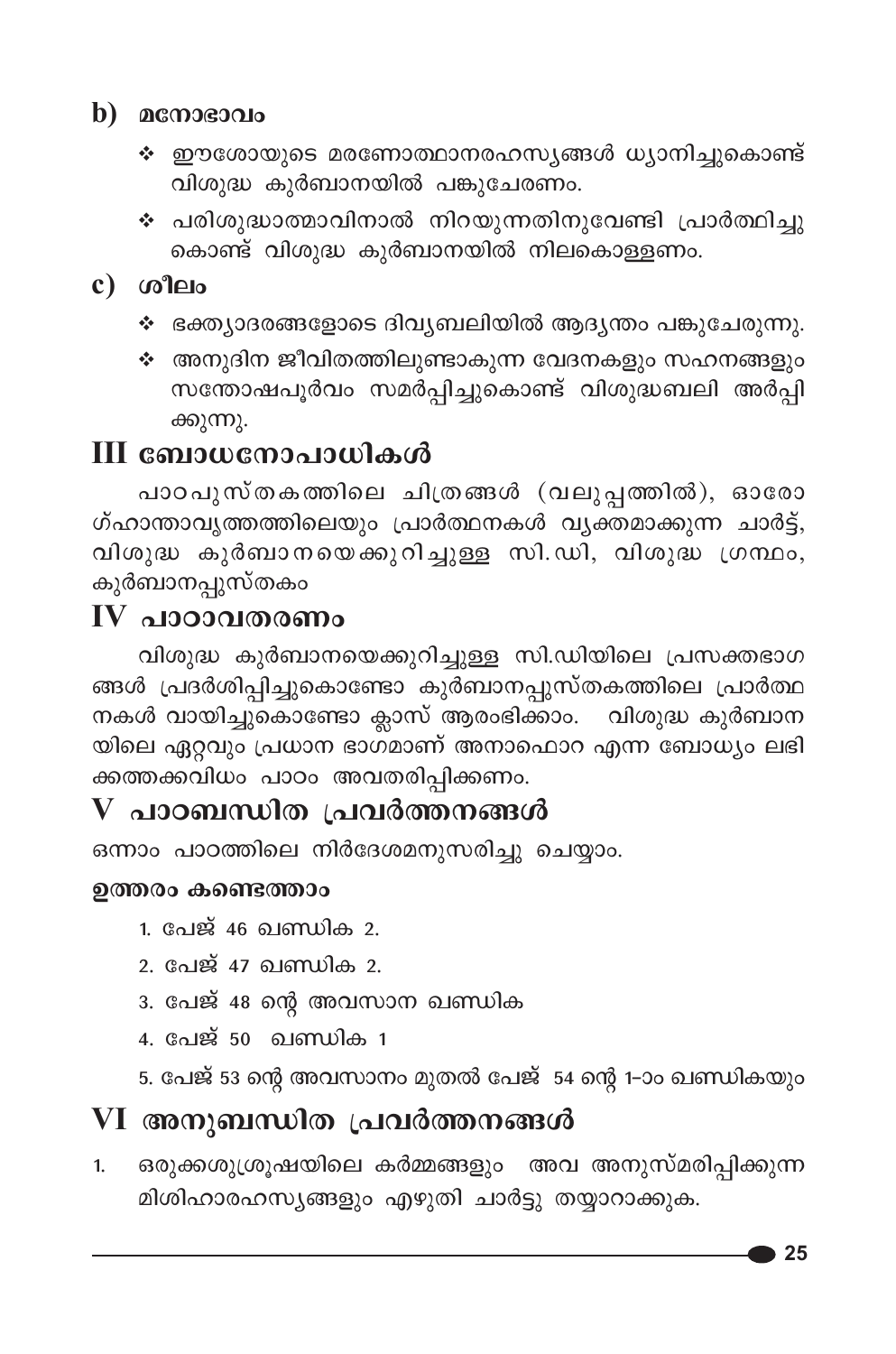**b) മനോഭാവം**

- ഈശോയുടെ മരണോത്ഥാനരഹസ്യങ്ങൾ ധ്യാനിച്ചുകൊണ്ട് വിശുദ്ധ കുർബാനയിൽ പങ്കുചേരണം.
- പരിശുദ്ധാത്മാവിനാൽ നിറയുന്നതിനുവേണ്ടി പ്രാർത്ഥിച്ചു കൊണ്ട് വിശുദ്ധ കുർബാനയിൽ നിലകൊള്ളണം.

**c) ശീലം**

- ഭക്ത്യാദരങ്ങളോടെ ദിവ്യബലിയിൽ ആദ്യന്തം പങ്കുചേരുന്നു.
- അനുദിന ജീവിതത്തിലുണ്ടാകുന്ന വേദനകളും സഹനങ്ങളും സന്തോഷപൂർവം സമർപ്പിച്ചുകൊണ്ട് വിശുദ്ധബലി അർപ്പിക്കുന്നു.

## III ബോധനോപാധികൾ

പാഠപുസ്തകത്തിലെ ചിത്രങ്ങൾ (വലുപ്പത്തിൽ), ഓരോ ഗ്ഹാന്താവൃത്തത്തിലെയും പ്രാർത്ഥനകൾ വ്യക്തമാക്കുന്ന ചാർട്ട്, വിശുദ്ധ കുർബാനയെക്കുറിച്ചുള്ള സി.ഡി, വിശുദ്ധ ഗ്രന്ഥം, കുർബാനപ്പുസ്തകം

## IV പാഠാവതരണം

വിശുദ്ധ കുർബാനയെക്കുറിച്ചുള്ള സി.ഡിയിലെ പ്രസക്തഭാഗങ്ങൾ പ്രദർശിപ്പിച്ചുകൊണ്ടോ കുർബാനപ്പുസ്തകത്തിലെ പ്രാർത്ഥനകൾ വായിച്ചുകൊണ്ടോ ക്ലാസ് ആരംഭിക്കാം. വിശുദ്ധ കുർബാനയിലെ ഏറ്റവും പ്രധാന ഭാഗമാണ് അനാഫൊറ എന്ന ബോധ്യം ലഭിക്കത്തക്കവിധം പാഠം അവതരിപ്പിക്കണം.

## V പാഠബന്ധിത പ്രവർത്തനങ്ങൾ

ഒന്നാം പാഠത്തിലെ നിർദേശമനുസരിച്ചു ചെയ്യാം.

**ഉത്തരം കണ്ടെത്താം**

1. പേജ് 46 ഖണ്ഡിക 2.
2. പേജ് 47 ഖണ്ഡിക 2.
3. പേജ് 48 ന്റെ അവസാന ഖണ്ഡിക
4. പേജ് 50 ഖണ്ഡിക 1
5. പേജ് 53 ന്റെ അവസാനം മുതൽ പേജ് 54 ന്റെ 1-ാം ഖണ്ഡികയും

## VI അനുബന്ധിത പ്രവർത്തനങ്ങൾ

1. ഒരുക്കശുശ്രൂഷയിലെ കർമ്മങ്ങളും അവ അനുസ്മരിപ്പിക്കുന്ന മിശിഹാരഹസ്യങ്ങളും എഴുതി ചാർട്ടു തയ്യാറാക്കുക.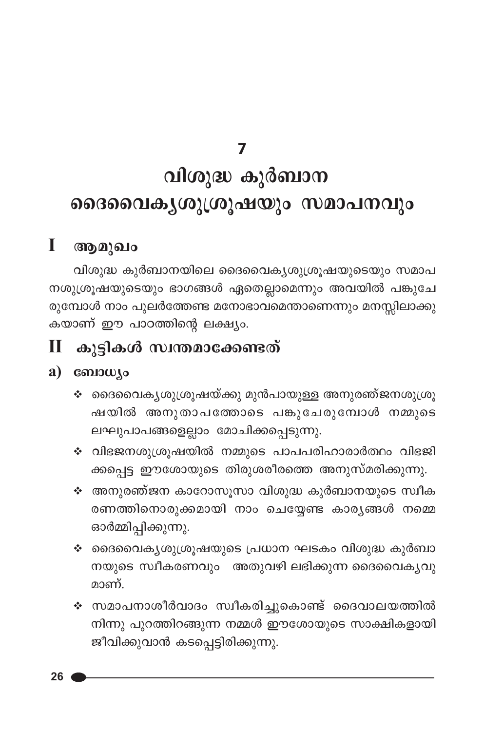# 7

# വിശുദ്ധ കുർബാന ദൈവൈക്യശുശ്രൂഷയും സമാപനവും

## I ആമുഖം

വിശുദ്ധ കുർബാനയിലെ ദൈവൈക്യശുശ്രൂഷയുടെയും സമാപനശുശ്രൂഷയുടെയും ഭാഗങ്ങൾ ഏതെല്ലാമെന്നും അവയിൽ പങ്കുചേരുമ്പോൾ നാം പുലർത്തേണ്ട മനോഭാവമെന്താണെന്നും മനസ്സിലാക്കുകയാണ് ഈ പാഠത്തിന്റെ ലക്ഷ്യം.

## II കുട്ടികൾ സ്വന്തമാക്കേണ്ടത്

### a) ബോധ്യം

- ദൈവൈക്യശുശ്രൂഷയ്ക്കു മുൻപായുള്ള അനുരഞ്ജനശുശ്രൂഷയിൽ അനുതാപത്തോടെ പങ്കുചേരുമ്പോൾ നമ്മുടെ ലഘുപാപങ്ങളെല്ലാം മോചിക്കപ്പെടുന്നു.
- വിഭജനശുശ്രൂഷയിൽ നമ്മുടെ പാപപരിഹാരാർത്ഥം വിഭജിക്കപ്പെട്ട ഈശോയുടെ തിരുശരീരത്തെ അനുസ്മരിക്കുന്നു.
- അനുരഞ്ജന കാറോസൂസാ വിശുദ്ധ കുർബാനയുടെ സ്വീകരണത്തിനൊരുക്കമായി നാം ചെയ്യേണ്ട കാര്യങ്ങൾ നമ്മെ ഓർമ്മിപ്പിക്കുന്നു.
- ദൈവൈക്യശുശ്രൂഷയുടെ പ്രധാന ഘടകം വിശുദ്ധ കുർബാനയുടെ സ്വീകരണവും അതുവഴി ലഭിക്കുന്ന ദൈവൈക്യവുമാണ്.
- സമാപനാശീർവാദം സ്വീകരിച്ചുകൊണ്ട് ദൈവാലയത്തിൽ നിന്നു പുറത്തിറങ്ങുന്ന നമ്മൾ ഈശോയുടെ സാക്ഷികളായി ജീവിക്കുവാൻ കടപ്പെട്ടിരിക്കുന്നു.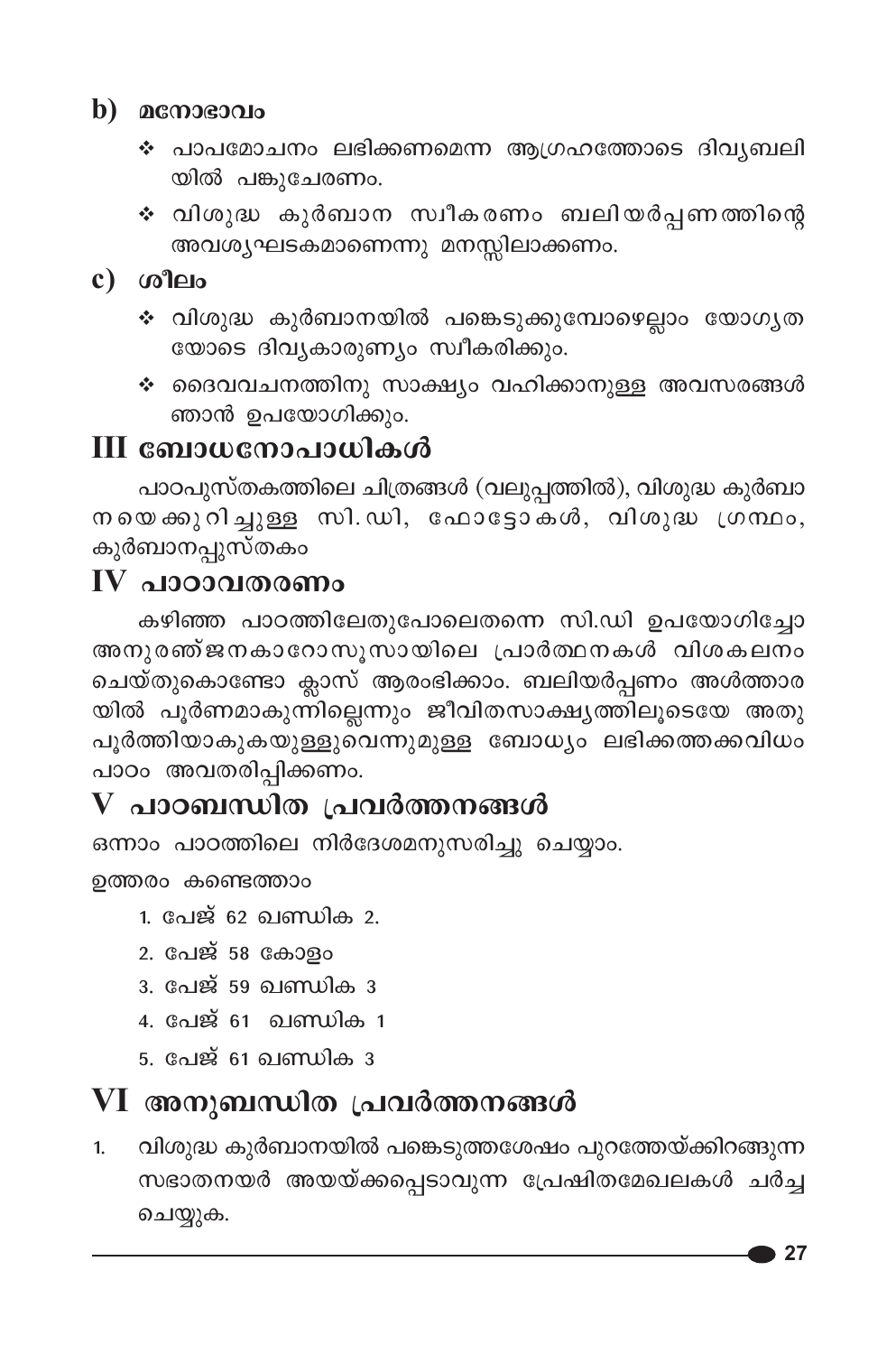### b) മനോഭാവം

- ❖ പാപമോചനം ലഭിക്കണമെന്ന ആഗ്രഹത്തോടെ ദിവ്യബലിയിൽ പങ്കുചേരണം.
- ❖ വിശുദ്ധ കുർബാന സ്വീകരണം ബലിയർപ്പണത്തിന്റെ അവശ്യഘടകമാണെന്നു മനസ്സിലാക്കണം.

### c) ശീലം

- ❖ വിശുദ്ധ കുർബാനയിൽ പങ്കെടുക്കുമ്പോഴെല്ലാം യോഗ്യതയോടെ ദിവ്യകാരുണ്യം സ്വീകരിക്കും.
- ❖ ദൈവവചനത്തിനു സാക്ഷ്യം വഹിക്കാനുള്ള അവസരങ്ങൾ ഞാൻ ഉപയോഗിക്കും.

## III ബോധനോപാധികൾ

പാഠപുസ്തകത്തിലെ ചിത്രങ്ങൾ (വലുപ്പത്തിൽ), വിശുദ്ധ കുർബാനയെക്കുറിച്ചുള്ള സി.ഡി, ഫോട്ടോകൾ, വിശുദ്ധ ഗ്രന്ഥം, കുർബാനപ്പുസ്തകം

## IV പാഠാവതരണം

കഴിഞ്ഞ പാഠത്തിലേതുപോലെതന്നെ സി.ഡി ഉപയോഗിച്ചോ അനുരഞ്ജനകാറോസൂസായിലെ പ്രാർത്ഥനകൾ വിശകലനം ചെയ്തുകൊണ്ടോ ക്ലാസ് ആരംഭിക്കാം. ബലിയർപ്പണം അൾത്താരയിൽ പൂർണമാകുന്നില്ലെന്നും ജീവിതസാക്ഷ്യത്തിലൂടെയേ അതു പൂർത്തിയാകുകയുള്ളുവെന്നുമുള്ള ബോധ്യം ലഭിക്കത്തക്കവിധം പാഠം അവതരിപ്പിക്കണം.

## V പാഠബന്ധിത പ്രവർത്തനങ്ങൾ

ഒന്നാം പാഠത്തിലെ നിർദേശമനുസരിച്ചു ചെയ്യാം.

ഉത്തരം കണ്ടെത്താം

1. പേജ് 62 ഖണ്ഡിക 2.
2. പേജ് 58 കോളം
3. പേജ് 59 ഖണ്ഡിക 3
4. പേജ് 61 ഖണ്ഡിക 1
5. പേജ് 61 ഖണ്ഡിക 3

## VI അനുബന്ധിത പ്രവർത്തനങ്ങൾ

1. വിശുദ്ധ കുർബാനയിൽ പങ്കെടുത്തശേഷം പുറത്തേയ്ക്കിറങ്ങുന്ന സഭാതനയർ അയയ്ക്കപ്പെടാവുന്ന പ്രേഷിതമേഖലകൾ ചർച്ച ചെയ്യുക.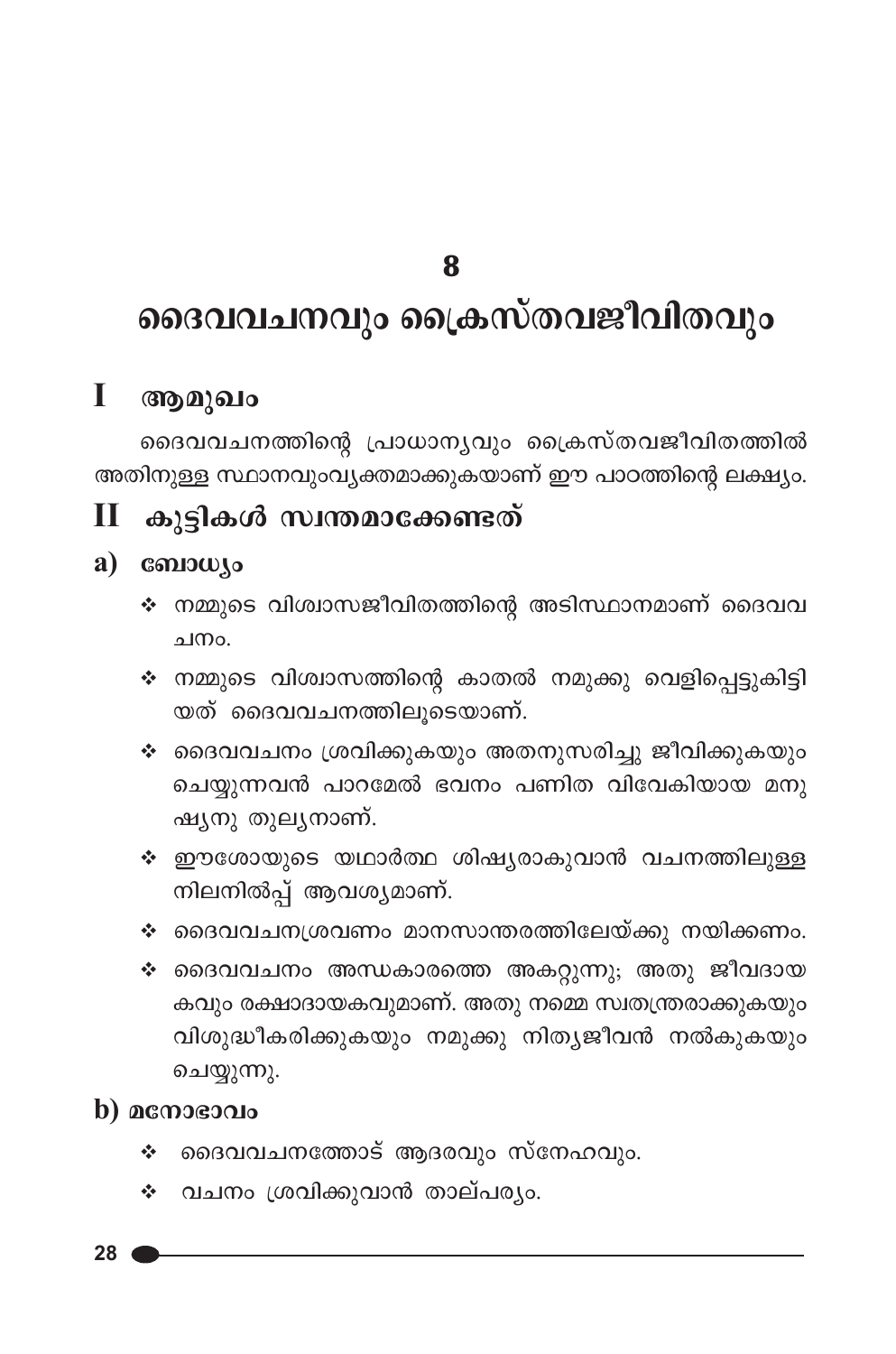# 8

# ദൈവവചനവും ക്രൈസ്തവജീവിതവും

## I ആമുഖം

ദൈവവചനത്തിന്റെ പ്രാധാന്യവും ക്രൈസ്തവജീവിതത്തിൽ അതിനുള്ള സ്ഥാനവുംവ്യക്തമാക്കുകയാണ് ഈ പാഠത്തിന്റെ ലക്ഷ്യം.

## II കുട്ടികൾ സ്വന്തമാക്കേണ്ടത്

### a) ബോധ്യം

- ❖ നമ്മുടെ വിശ്വാസജീവിതത്തിന്റെ അടിസ്ഥാനമാണ് ദൈവവചനം.
- ❖ നമ്മുടെ വിശ്വാസത്തിന്റെ കാതൽ നമുക്കു വെളിപ്പെട്ടുകിട്ടിയത് ദൈവവചനത്തിലൂടെയാണ്.
- ❖ ദൈവവചനം ശ്രവിക്കുകയും അതനുസരിച്ചു ജീവിക്കുകയും ചെയ്യുന്നവൻ പാറമേൽ ഭവനം പണിത വിവേകിയായ മനുഷ്യനു തുല്യനാണ്.
- ❖ ഈശോയുടെ യഥാർത്ഥ ശിഷ്യരാകുവാൻ വചനത്തിലുള്ള നിലനിൽപ്പ് ആവശ്യമാണ്.
- ❖ ദൈവവചനശ്രവണം മാനസാന്തരത്തിലേയ്ക്കു നയിക്കണം.
- ❖ ദൈവവചനം അന്ധകാരത്തെ അകറ്റുന്നു; അതു ജീവദായകവും രക്ഷാദായകവുമാണ്. അതു നമ്മെ സ്വതന്ത്രരാക്കുകയും വിശുദ്ധീകരിക്കുകയും നമുക്കു നിത്യജീവൻ നൽകുകയും ചെയ്യുന്നു.

### b) മനോഭാവം

- ❖ ദൈവവചനത്തോട് ആദരവും സ്നേഹവും.
- ❖ വചനം ശ്രവിക്കുവാൻ താല്പര്യം.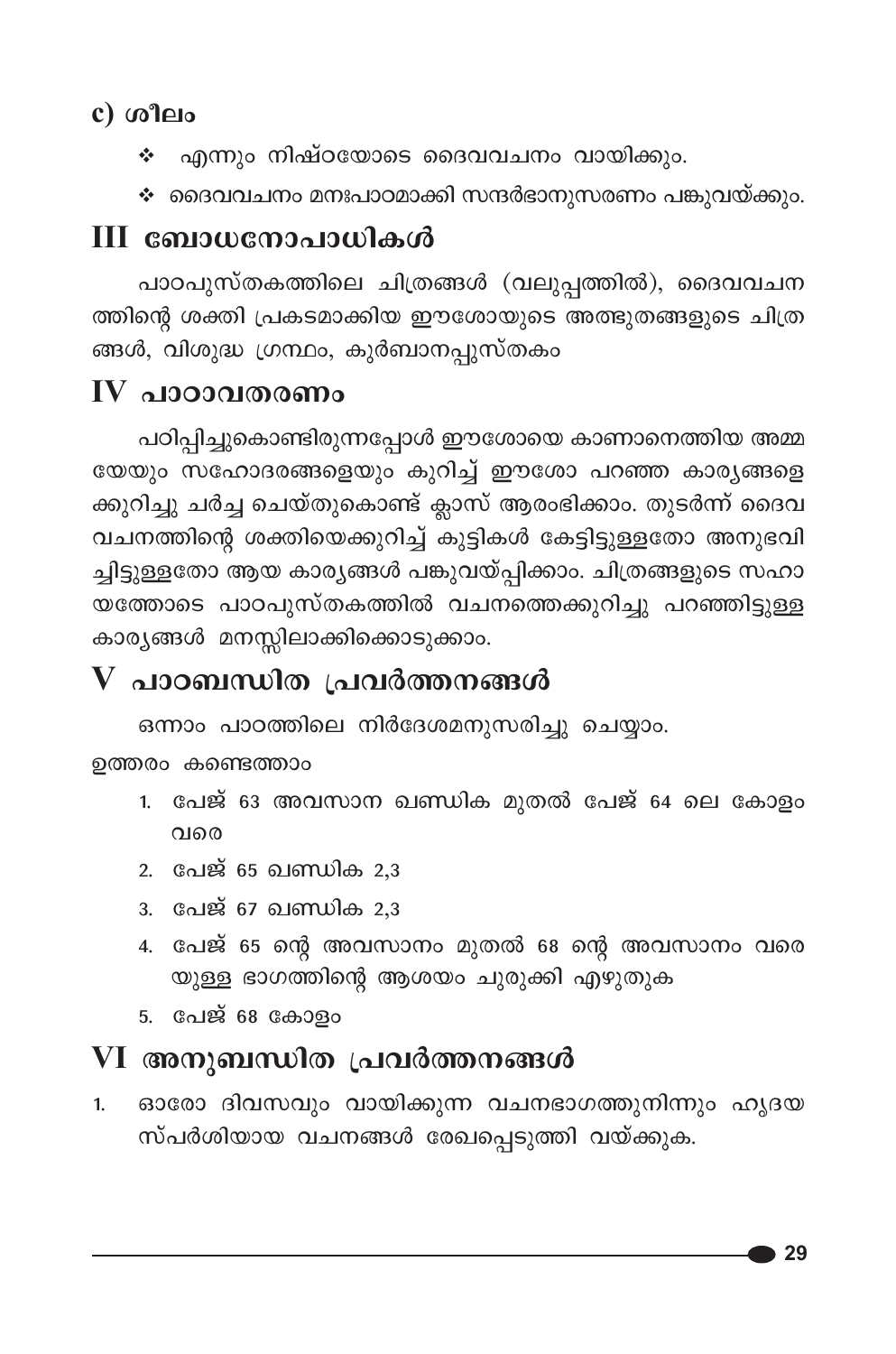### c) ശീലം

- ❖ എന്നും നിഷ്ഠയോടെ ദൈവവചനം വായിക്കും.
- ❖ ദൈവവചനം മനഃപാഠമാക്കി സന്ദർഭാനുസരണം പങ്കുവയ്ക്കും.

## III ബോധനോപാധികൾ

പാഠപുസ്തകത്തിലെ ചിത്രങ്ങൾ (വലുപ്പത്തിൽ), ദൈവവചനത്തിന്റെ ശക്തി പ്രകടമാക്കിയ ഈശോയുടെ അത്ഭുതങ്ങളുടെ ചിത്രങ്ങൾ, വിശുദ്ധ ഗ്രന്ഥം, കുർബാനപ്പുസ്തകം

## IV പാഠാവതരണം

പഠിപ്പിച്ചുകൊണ്ടിരുന്നപ്പോൾ ഈശോയെ കാണാനെത്തിയ അമ്മയേയും സഹോദരങ്ങളെയും കുറിച്ച് ഈശോ പറഞ്ഞ കാര്യങ്ങളെക്കുറിച്ചു ചർച്ച ചെയ്തുകൊണ്ട് ക്ലാസ് ആരംഭിക്കാം. തുടർന്ന് ദൈവവചനത്തിന്റെ ശക്തിയെക്കുറിച്ച് കുട്ടികൾ കേട്ടിട്ടുള്ളതോ അനുഭവിച്ചിട്ടുള്ളതോ ആയ കാര്യങ്ങൾ പങ്കുവയ്പ്പിക്കാം. ചിത്രങ്ങളുടെ സഹായത്തോടെ പാഠപുസ്തകത്തിൽ വചനത്തെക്കുറിച്ചു പറഞ്ഞിട്ടുള്ള കാര്യങ്ങൾ മനസ്സിലാക്കിക്കൊടുക്കാം.

## V പാഠബന്ധിത പ്രവർത്തനങ്ങൾ

ഒന്നാം പാഠത്തിലെ നിർദേശമനുസരിച്ചു ചെയ്യാം.

ഉത്തരം കണ്ടെത്താം

1. പേജ് 63 അവസാന ഖണ്ഡിക മുതൽ പേജ് 64 ലെ കോളം വരെ
2. പേജ് 65 ഖണ്ഡിക 2,3
3. പേജ് 67 ഖണ്ഡിക 2,3
4. പേജ് 65 ന്റെ അവസാനം മുതൽ 68 ന്റെ അവസാനം വരെയുള്ള ഭാഗത്തിന്റെ ആശയം ചുരുക്കി എഴുതുക
5. പേജ് 68 കോളം

## VI അനുബന്ധിത പ്രവർത്തനങ്ങൾ

1. ഓരോ ദിവസവും വായിക്കുന്ന വചനഭാഗത്തുനിന്നും ഹൃദയസ്പർശിയായ വചനങ്ങൾ രേഖപ്പെടുത്തി വയ്ക്കുക.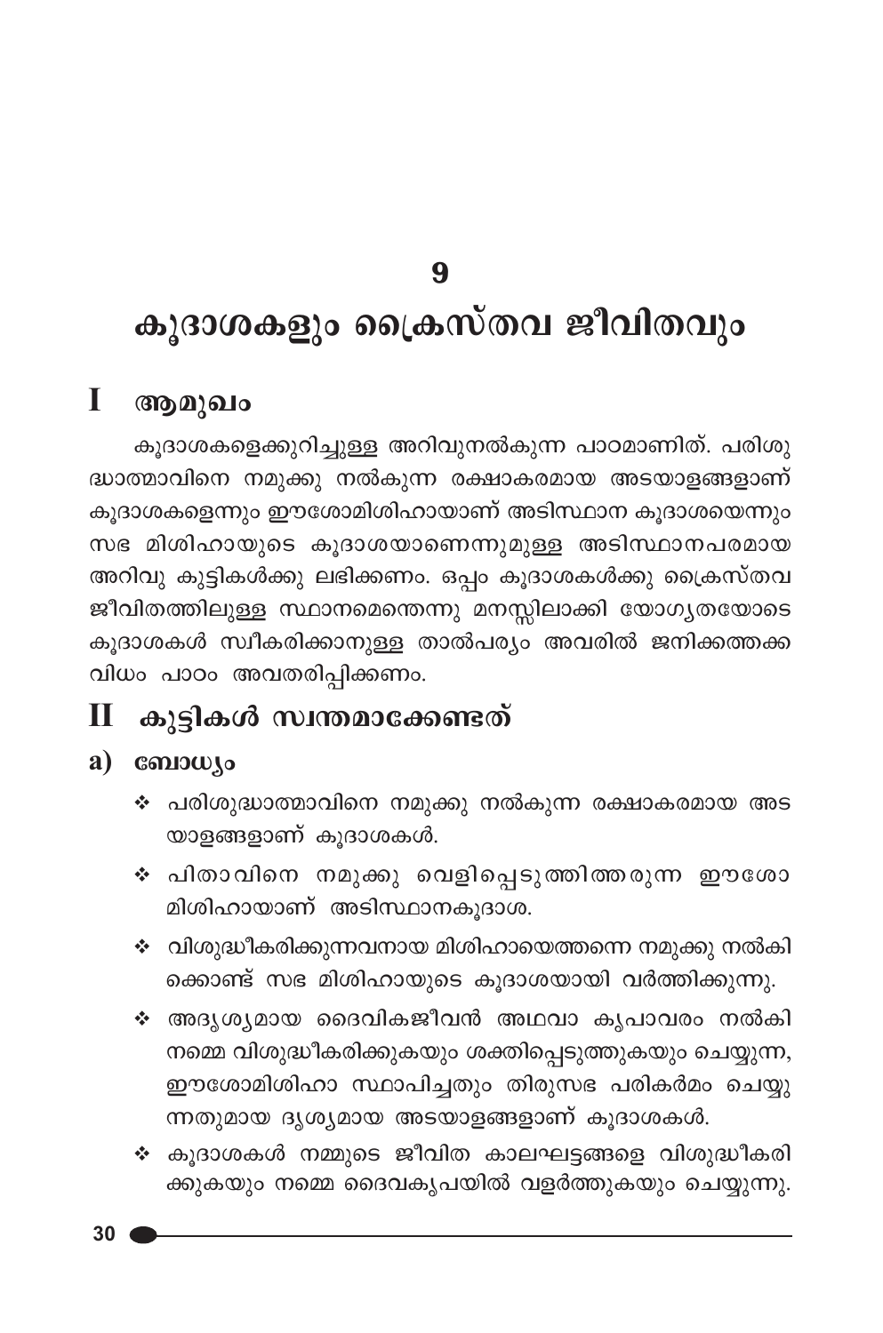# 9

# കൂദാശകളും ക്രൈസ്തവ ജീവിതവും

## I ആമുഖം

കൂദാശകളെക്കുറിച്ചുള്ള അറിവുനൽകുന്ന പാഠമാണിത്. പരിശുദ്ധാത്മാവിനെ നമുക്കു നൽകുന്ന രക്ഷാകരമായ അടയാളങ്ങളാണ് കൂദാശകളെന്നും ഈശോമിശിഹായാണ് അടിസ്ഥാന കൂദാശയെന്നും സഭ മിശിഹായുടെ കൂദാശയാണെന്നുമുള്ള അടിസ്ഥാനപരമായ അറിവു കുട്ടികൾക്കു ലഭിക്കണം. ഒപ്പം കൂദാശകൾക്കു ക്രൈസ്തവ ജീവിതത്തിലുള്ള സ്ഥാനമെന്തെന്നു മനസ്സിലാക്കി യോഗ്യതയോടെ കൂദാശകൾ സ്വീകരിക്കാനുള്ള താൽപര്യം അവരിൽ ജനിക്കത്തക്ക വിധം പാഠം അവതരിപ്പിക്കണം.

## II കുട്ടികൾ സ്വന്തമാക്കേണ്ടത്

### a) ബോധ്യം

- ❖ പരിശുദ്ധാത്മാവിനെ നമുക്കു നൽകുന്ന രക്ഷാകരമായ അടയാളങ്ങളാണ് കൂദാശകൾ.
- ❖ പിതാവിനെ നമുക്കു വെളിപ്പെടുത്തിത്തരുന്ന ഈശോമിശിഹായാണ് അടിസ്ഥാനകൂദാശ.
- ❖ വിശുദ്ധീകരിക്കുന്നവനായ മിശിഹായെത്തന്നെ നമുക്കു നൽകിക്കൊണ്ട് സഭ മിശിഹായുടെ കൂദാശയായി വർത്തിക്കുന്നു.
- ❖ അദൃശ്യമായ ദൈവികജീവൻ അഥവാ കൃപാവരം നൽകി നമ്മെ വിശുദ്ധീകരിക്കുകയും ശക്തിപ്പെടുത്തുകയും ചെയ്യുന്ന, ഈശോമിശിഹാ സ്ഥാപിച്ചതും തിരുസഭ പരികർമം ചെയ്യുന്നതുമായ ദൃശ്യമായ അടയാളങ്ങളാണ് കൂദാശകൾ.
- ❖ കൂദാശകൾ നമ്മുടെ ജീവിത കാലഘട്ടങ്ങളെ വിശുദ്ധീകരിക്കുകയും നമ്മെ ദൈവകൃപയിൽ വളർത്തുകയും ചെയ്യുന്നു.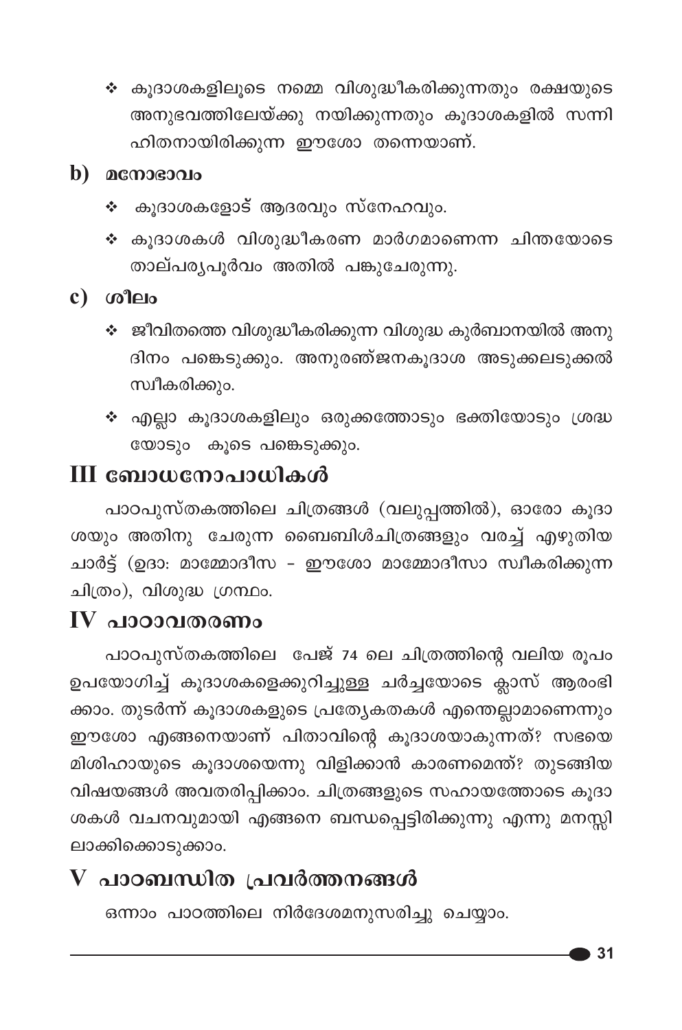- കൂദാശകളിലൂടെ നമ്മെ വിശുദ്ധീകരിക്കുന്നതും രക്ഷയുടെ അനുഭവത്തിലേയ്ക്കു നയിക്കുന്നതും കൂദാശകളിൽ സന്നിഹിതനായിരിക്കുന്ന ഈശോ തന്നെയാണ്.

### b) മനോഭാവം

- കൂദാശകളോട് ആദരവും സ്നേഹവും.
- കൂദാശകൾ വിശുദ്ധീകരണ മാർഗമാണെന്ന ചിന്തയോടെ താല്പര്യപൂർവം അതിൽ പങ്കുചേരുന്നു.

### c) ശീലം

- ജീവിതത്തെ വിശുദ്ധീകരിക്കുന്ന വിശുദ്ധ കുർബാനയിൽ അനുദിനം പങ്കെടുക്കും. അനുരഞ്ജനകൂദാശ അടുക്കലടുക്കൽ സ്വീകരിക്കും.
- എല്ലാ കൂദാശകളിലും ഒരുക്കത്തോടും ഭക്തിയോടും ശ്രദ്ധയോടും കൂടെ പങ്കെടുക്കും.

## III ബോധനോപാധികൾ

പാഠപുസ്തകത്തിലെ ചിത്രങ്ങൾ (വലുപ്പത്തിൽ), ഓരോ കൂദാശയും അതിനു ചേരുന്ന ബൈബിൾചിത്രങ്ങളും വരച്ച് എഴുതിയ ചാർട്ട് (ഉദാ: മാമ്മോദീസ - ഈശോ മാമ്മോദീസാ സ്വീകരിക്കുന്ന ചിത്രം), വിശുദ്ധ ഗ്രന്ഥം.

## IV പാഠാവതരണം

പാഠപുസ്തകത്തിലെ പേജ് 74 ലെ ചിത്രത്തിന്റെ വലിയ രൂപം ഉപയോഗിച്ച് കൂദാശകളെക്കുറിച്ചുള്ള ചർച്ചയോടെ ക്ലാസ് ആരംഭിക്കാം. തുടർന്ന് കൂദാശകളുടെ പ്രത്യേകതകൾ എന്തെല്ലാമാണെന്നും ഈശോ എങ്ങനെയാണ് പിതാവിന്റെ കൂദാശയാകുന്നത്? സഭയെ മിശിഹായുടെ കൂദാശയെന്നു വിളിക്കാൻ കാരണമെന്ത്? തുടങ്ങിയ വിഷയങ്ങൾ അവതരിപ്പിക്കാം. ചിത്രങ്ങളുടെ സഹായത്തോടെ കൂദാശകൾ വചനവുമായി എങ്ങനെ ബന്ധപ്പെട്ടിരിക്കുന്നു എന്നു മനസ്സിലാക്കിക്കൊടുക്കാം.

## V പാഠബന്ധിത പ്രവർത്തനങ്ങൾ

ഒന്നാം പാഠത്തിലെ നിർദേശമനുസരിച്ചു ചെയ്യാം.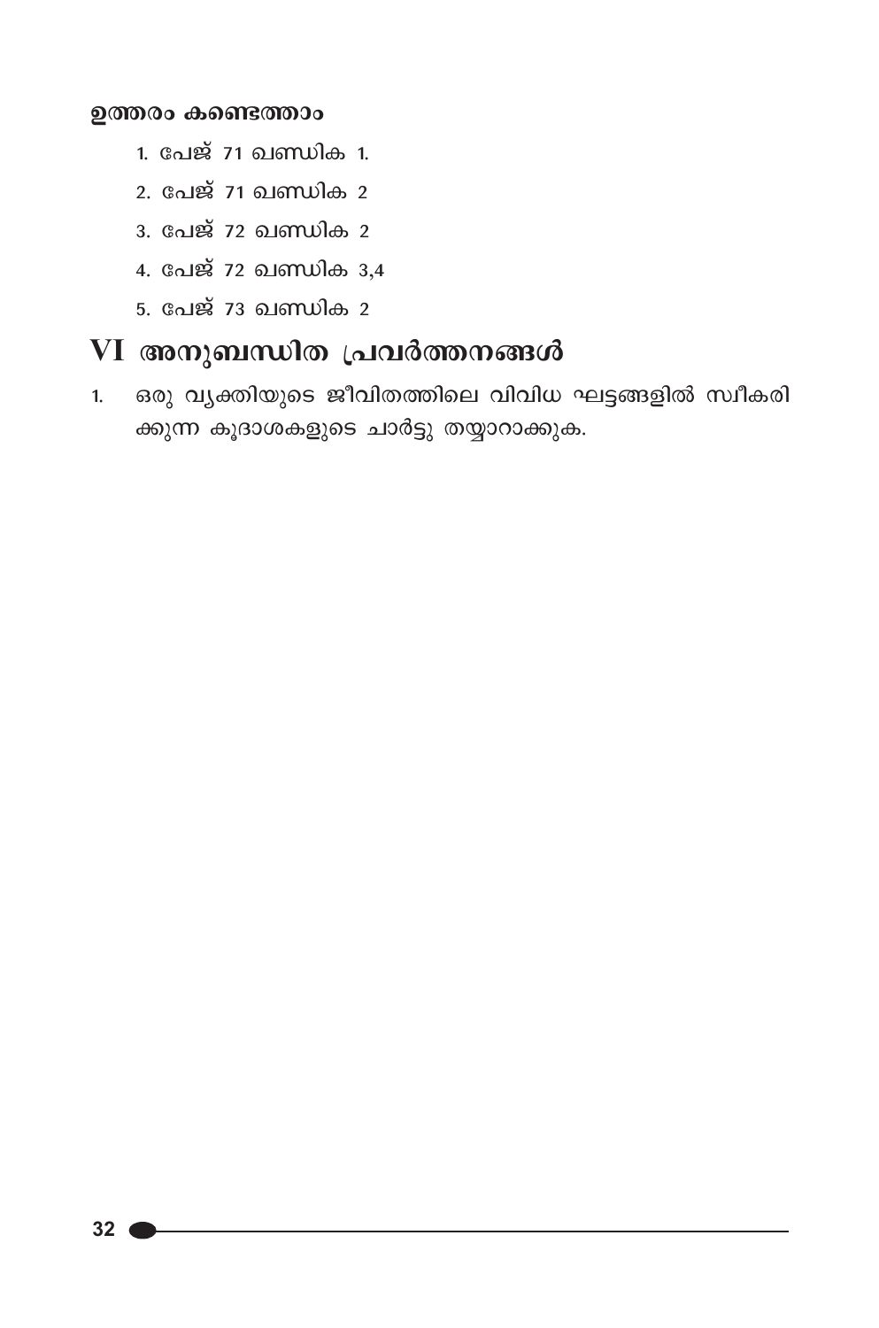**ഉത്തരം കണ്ടെത്താം**

1. പേജ് 71 ഖണ്ഡിക 1.
2. പേജ് 71 ഖണ്ഡിക 2
3. പേജ് 72 ഖണ്ഡിക 2
4. പേജ് 72 ഖണ്ഡിക 3,4
5. പേജ് 73 ഖണ്ഡിക 2

## VI അനുബന്ധിത പ്രവർത്തനങ്ങൾ

1. ഒരു വ്യക്തിയുടെ ജീവിതത്തിലെ വിവിധ ഘട്ടങ്ങളിൽ സ്വീകരിക്കുന്ന കൂദാശകളുടെ ചാർട്ടു തയ്യാറാക്കുക.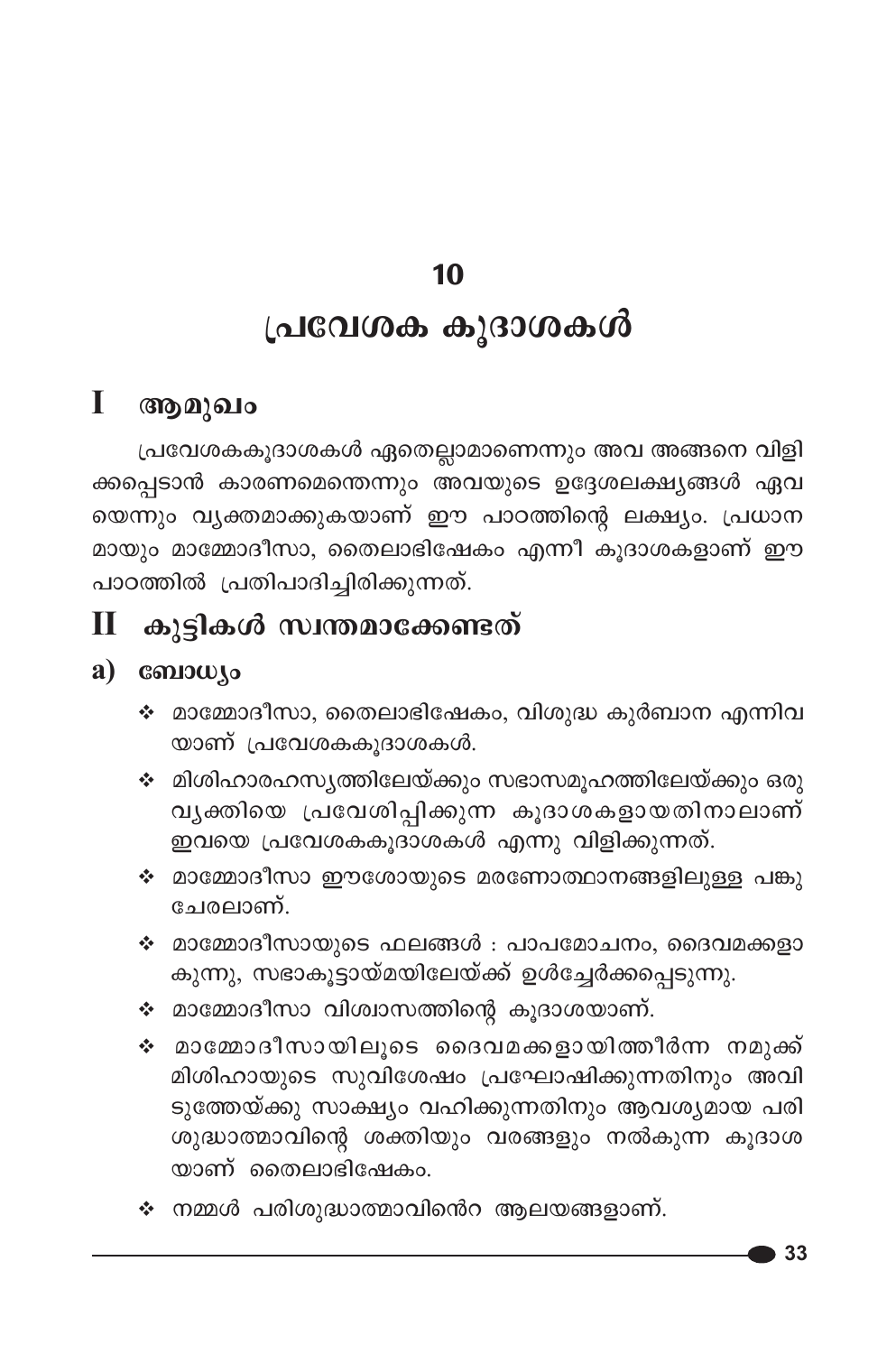# 10

# പ്രവേശക കൂദാശകൾ

## I ആമുഖം

പ്രവേശകകൂദാശകൾ ഏതെല്ലാമാണെന്നും അവ അങ്ങനെ വിളിക്കപ്പെടാൻ കാരണമെന്തെന്നും അവയുടെ ഉദ്ദേശലക്ഷ്യങ്ങൾ ഏവയെന്നും വ്യക്തമാക്കുകയാണ് ഈ പാഠത്തിന്റെ ലക്ഷ്യം. പ്രധാനമായും മാമ്മോദീസാ, തൈലാഭിഷേകം എന്നീ കൂദാശകളാണ് ഈ പാഠത്തിൽ പ്രതിപാദിച്ചിരിക്കുന്നത്.

## II കുട്ടികൾ സ്വന്തമാക്കേണ്ടത്

### a) ബോധ്യം

- മാമ്മോദീസാ, തൈലാഭിഷേകം, വിശുദ്ധ കുർബാന എന്നിവയാണ് പ്രവേശകകൂദാശകൾ.
- മിശിഹാരഹസ്യത്തിലേയ്ക്കും സഭാസമൂഹത്തിലേയ്ക്കും ഒരു വ്യക്തിയെ പ്രവേശിപ്പിക്കുന്ന കൂദാശകളായതിനാലാണ് ഇവയെ പ്രവേശകകൂദാശകൾ എന്നു വിളിക്കുന്നത്.
- മാമ്മോദീസാ ഈശോയുടെ മരണോത്ഥാനങ്ങളിലുള്ള പങ്കുചേരലാണ്.
- മാമ്മോദീസായുടെ ഫലങ്ങൾ : പാപമോചനം, ദൈവമക്കളാകുന്നു, സഭാകൂട്ടായ്മയിലേയ്ക്ക് ഉൾച്ചേർക്കപ്പെടുന്നു.
- മാമ്മോദീസാ വിശ്വാസത്തിന്റെ കൂദാശയാണ്.
- മാമ്മോദീസായിലൂടെ ദൈവമക്കളായിത്തീർന്ന നമുക്ക് മിശിഹായുടെ സുവിശേഷം പ്രഘോഷിക്കുന്നതിനും അവിടുത്തേയ്ക്കു സാക്ഷ്യം വഹിക്കുന്നതിനും ആവശ്യമായ പരിശുദ്ധാത്മാവിന്റെ ശക്തിയും വരങ്ങളും നൽകുന്ന കൂദാശയാണ് തൈലാഭിഷേകം.
- നമ്മൾ പരിശുദ്ധാത്മാവിൻെറ ആലയങ്ങളാണ്.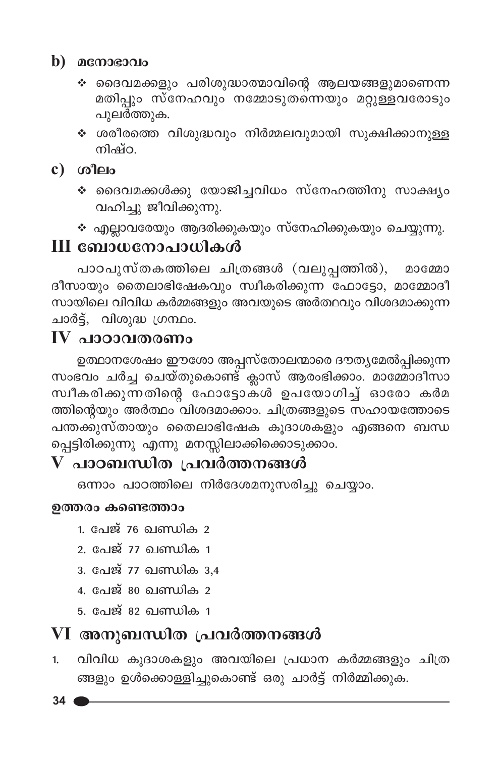### b) മനോഭാവം

- ദൈവമക്കളും പരിശുദ്ധാത്മാവിന്റെ ആലയങ്ങളുമാണെന്ന മതിപ്പും സ്നേഹവും നമ്മോടുതന്നെയും മറ്റുള്ളവരോടും പുലർത്തുക.
- ശരീരത്തെ വിശുദ്ധവും നിർമ്മലവുമായി സൂക്ഷിക്കാനുള്ള നിഷ്ഠ.

### c) ശീലം

- ദൈവമക്കൾക്കു യോജിച്ചവിധം സ്നേഹത്തിനു സാക്ഷ്യം വഹിച്ചു ജീവിക്കുന്നു.
- എല്ലാവരേയും ആദരിക്കുകയും സ്നേഹിക്കുകയും ചെയ്യുന്നു.

## III ബോധനോപാധികൾ

പാഠപുസ്തകത്തിലെ ചിത്രങ്ങൾ (വലുപ്പത്തിൽ), മാമ്മോദീസായും തൈലാഭിഷേകവും സ്വീകരിക്കുന്ന ഫോട്ടോ, മാമ്മോദീസായിലെ വിവിധ കർമ്മങ്ങളും അവയുടെ അർത്ഥവും വിശദമാക്കുന്ന ചാർട്ട്, വിശുദ്ധ ഗ്രന്ഥം.

## IV പാഠാവതരണം

ഉത്ഥാനശേഷം ഈശോ അപ്പസ്തോലന്മാരെ ദൗത്യമേൽപ്പിക്കുന്ന സംഭവം ചർച്ച ചെയ്തുകൊണ്ട് ക്ലാസ് ആരംഭിക്കാം. മാമ്മോദീസാ സ്വീകരിക്കുന്നതിന്റെ ഫോട്ടോകൾ ഉപയോഗിച്ച് ഓരോ കർമ്മത്തിന്റെയും അർത്ഥം വിശദമാക്കാം. ചിത്രങ്ങളുടെ സഹായത്തോടെ പന്തക്കുസ്തായും തൈലാഭിഷേക കൂദാശകളും എങ്ങനെ ബന്ധപ്പെട്ടിരിക്കുന്നു എന്നു മനസ്സിലാക്കിക്കൊടുക്കാം.

## V പാഠബന്ധിത പ്രവർത്തനങ്ങൾ

ഒന്നാം പാഠത്തിലെ നിർദേശമനുസരിച്ചു ചെയ്യാം.

**ഉത്തരം കണ്ടെത്താം**

1. പേജ് 76 ഖണ്ഡിക 2
2. പേജ് 77 ഖണ്ഡിക 1
3. പേജ് 77 ഖണ്ഡിക 3,4
4. പേജ് 80 ഖണ്ഡിക 2
5. പേജ് 82 ഖണ്ഡിക 1

## VI അനുബന്ധിത പ്രവർത്തനങ്ങൾ

1. വിവിധ കൂദാശകളും അവയിലെ പ്രധാന കർമ്മങ്ങളും ചിത്രങ്ങളും ഉൾക്കൊള്ളിച്ചുകൊണ്ട് ഒരു ചാർട്ട് നിർമ്മിക്കുക.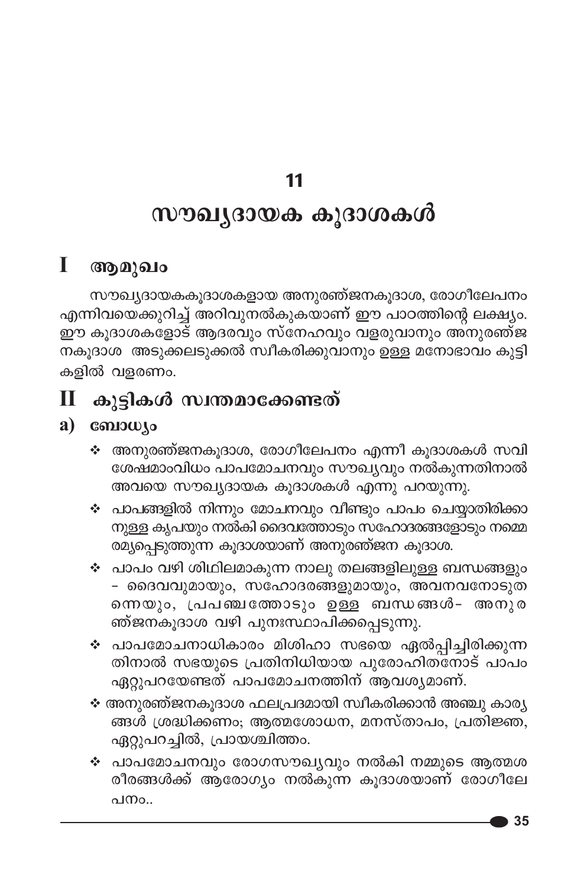# 11

# സൗഖ്യദായക കൂദാശകൾ

## I ആമുഖം

സൗഖ്യദായകകൂദാശകളായ അനുരഞ്ജനകൂദാശ, രോഗീലേപനം എന്നിവയെക്കുറിച്ച് അറിവുനൽകുകയാണ് ഈ പാഠത്തിന്റെ ലക്ഷ്യം. ഈ കൂദാശകളോട് ആദരവും സ്നേഹവും വളരുവാനും അനുരഞ്ജനകൂദാശ അടുക്കലടുക്കൽ സ്വീകരിക്കുവാനും ഉള്ള മനോഭാവം കുട്ടികളിൽ വളരണം.

## II കുട്ടികൾ സ്വന്തമാക്കേണ്ടത്

### a) ബോധ്യം

- അനുരഞ്ജനകൂദാശ, രോഗീലേപനം എന്നീ കൂദാശകൾ സവിശേഷമാംവിധം പാപമോചനവും സൗഖ്യവും നൽകുന്നതിനാൽ അവയെ സൗഖ്യദായക കൂദാശകൾ എന്നു പറയുന്നു.
- പാപങ്ങളിൽ നിന്നും മോചനവും വീണ്ടും പാപം ചെയ്യാതിരിക്കാനുള്ള കൃപയും നൽകി ദൈവത്തോടും സഹോദരങ്ങളോടും നമ്മെ രമ്യപ്പെടുത്തുന്ന കൂദാശയാണ് അനുരഞ്ജന കൂദാശ.
- പാപം വഴി ശിഥിലമാകുന്ന നാലു തലങ്ങളിലുള്ള ബന്ധങ്ങളും - ദൈവവുമായും, സഹോദരങ്ങളുമായും, അവനവനോടുതന്നെയും, പ്രപഞ്ചത്തോടും ഉള്ള ബന്ധങ്ങൾ- അനുരഞ്ജനകൂദാശ വഴി പുനഃസ്ഥാപിക്കപ്പെടുന്നു.
- പാപമോചനാധികാരം മിശിഹാ സഭയെ ഏൽപ്പിച്ചിരിക്കുന്നതിനാൽ സഭയുടെ പ്രതിനിധിയായ പുരോഹിതനോട് പാപം ഏറ്റുപറയേണ്ടത് പാപമോചനത്തിന് ആവശ്യമാണ്.
- അനുരഞ്ജനകൂദാശ ഫലപ്രദമായി സ്വീകരിക്കാൻ അഞ്ചു കാര്യങ്ങൾ ശ്രദ്ധിക്കണം; ആത്മശോധന, മനസ്താപം, പ്രതിജ്ഞ, ഏറ്റുപറച്ചിൽ, പ്രായശ്ചിത്തം.
- പാപമോചനവും രോഗസൗഖ്യവും നൽകി നമ്മുടെ ആത്മശരീരങ്ങൾക്ക് ആരോഗ്യം നൽകുന്ന കൂദാശയാണ് രോഗീലേപനം..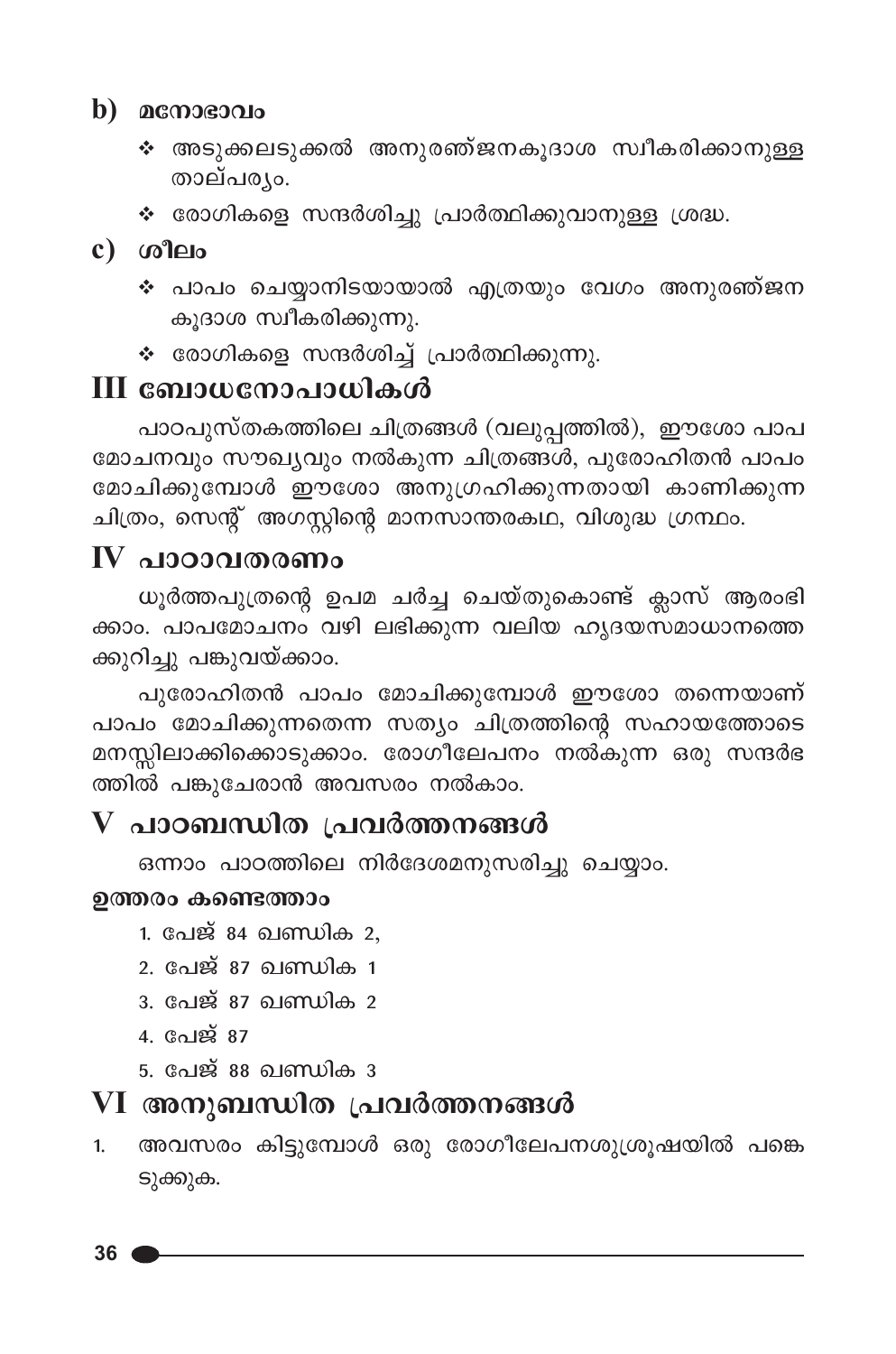## b) മനോഭാവം

- ❖ അടുക്കലടുക്കൽ അനുരഞ്ജനകൂദാശ സ്വീകരിക്കാനുള്ള താല്പര്യം.
- ❖ രോഗികളെ സന്ദർശിച്ചു പ്രാർത്ഥിക്കുവാനുള്ള ശ്രദ്ധ.

## c) ശീലം

- ❖ പാപം ചെയ്യാനിടയായാൽ എത്രയും വേഗം അനുരഞ്ജന കൂദാശ സ്വീകരിക്കുന്നു.
- ❖ രോഗികളെ സന്ദർശിച്ച് പ്രാർത്ഥിക്കുന്നു.

# III ബോധനോപാധികൾ

പാഠപുസ്തകത്തിലെ ചിത്രങ്ങൾ (വലുപ്പത്തിൽ), ഈശോ പാപ മോചനവും സൗഖ്യവും നൽകുന്ന ചിത്രങ്ങൾ, പുരോഹിതൻ പാപം മോചിക്കുമ്പോൾ ഈശോ അനുഗ്രഹിക്കുന്നതായി കാണിക്കുന്ന ചിത്രം, സെന്റ് അഗസ്റ്റിന്റെ മാനസാന്തരകഥ, വിശുദ്ധ ഗ്രന്ഥം.

# IV പാഠാവതരണം

ധൂർത്തപുത്രന്റെ ഉപമ ചർച്ച ചെയ്തുകൊണ്ട് ക്ലാസ് ആരംഭിക്കാം. പാപമോചനം വഴി ലഭിക്കുന്ന വലിയ ഹൃദയസമാധാനത്തെക്കുറിച്ചു പങ്കുവയ്ക്കാം.

പുരോഹിതൻ പാപം മോചിക്കുമ്പോൾ ഈശോ തന്നെയാണ് പാപം മോചിക്കുന്നതെന്ന സത്യം ചിത്രത്തിന്റെ സഹായത്തോടെ മനസ്സിലാക്കിക്കൊടുക്കാം. രോഗീലേപനം നൽകുന്ന ഒരു സന്ദർഭത്തിൽ പങ്കുചേരാൻ അവസരം നൽകാം.

# V പാഠബന്ധിത പ്രവർത്തനങ്ങൾ

ഒന്നാം പാഠത്തിലെ നിർദേശമനുസരിച്ചു ചെയ്യാം.

**ഉത്തരം കണ്ടെത്താം**

1. പേജ് 84 ഖണ്ഡിക 2,
2. പേജ് 87 ഖണ്ഡിക 1
3. പേജ് 87 ഖണ്ഡിക 2
4. പേജ് 87
5. പേജ് 88 ഖണ്ഡിക 3

# VI അനുബന്ധിത പ്രവർത്തനങ്ങൾ

1. അവസരം കിട്ടുമ്പോൾ ഒരു രോഗീലേപനശുശ്രൂഷയിൽ പങ്കെടുക്കുക.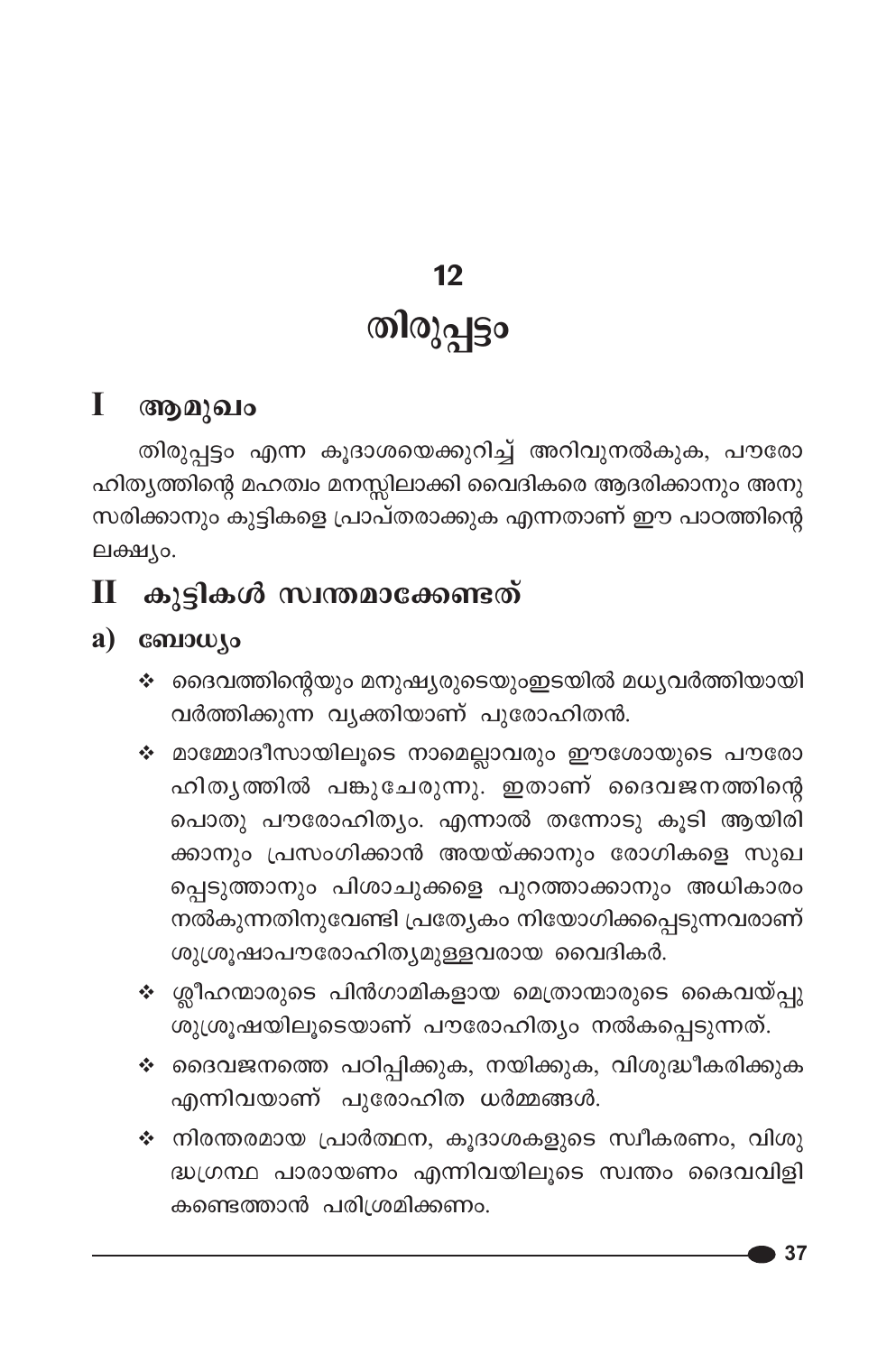# 12
# തിരുപ്പട്ടം

## I ആമുഖം

തിരുപ്പട്ടം എന്ന കൂദാശയെക്കുറിച്ച് അറിവുനൽകുക, പൗരോഹിത്യത്തിന്റെ മഹത്വം മനസ്സിലാക്കി വൈദികരെ ആദരിക്കാനും അനുസരിക്കാനും കുട്ടികളെ പ്രാപ്തരാക്കുക എന്നതാണ് ഈ പാഠത്തിന്റെ ലക്ഷ്യം.

## II കുട്ടികൾ സ്വന്തമാക്കേണ്ടത്

### a) ബോധ്യം

- ദൈവത്തിന്റെയും മനുഷ്യരുടെയുംഇടയിൽ മധ്യവർത്തിയായി വർത്തിക്കുന്ന വ്യക്തിയാണ് പുരോഹിതൻ.
- മാമ്മോദീസായിലൂടെ നാമെല്ലാവരും ഈശോയുടെ പൗരോഹിത്യത്തിൽ പങ്കുചേരുന്നു. ഇതാണ് ദൈവജനത്തിന്റെ പൊതു പൗരോഹിത്യം. എന്നാൽ തന്നോടു കൂടി ആയിരിക്കാനും പ്രസംഗിക്കാൻ അയയ്ക്കാനും രോഗികളെ സുഖപ്പെടുത്താനും പിശാചുക്കളെ പുറത്താക്കാനും അധികാരം നൽകുന്നതിനുവേണ്ടി പ്രത്യേകം നിയോഗിക്കപ്പെടുന്നവരാണ് ശുശ്രൂഷാപൗരോഹിത്യമുള്ളവരായ വൈദികർ.
- ശ്ലീഹന്മാരുടെ പിൻഗാമികളായ മെത്രാന്മാരുടെ കൈവയ്പ്പു ശുശ്രൂഷയിലൂടെയാണ് പൗരോഹിത്യം നൽകപ്പെടുന്നത്.
- ദൈവജനത്തെ പഠിപ്പിക്കുക, നയിക്കുക, വിശുദ്ധീകരിക്കുക എന്നിവയാണ് പുരോഹിത ധർമ്മങ്ങൾ.
- നിരന്തരമായ പ്രാർത്ഥന, കൂദാശകളുടെ സ്വീകരണം, വിശുദ്ധഗ്രന്ഥ പാരായണം എന്നിവയിലൂടെ സ്വന്തം ദൈവവിളി കണ്ടെത്താൻ പരിശ്രമിക്കണം.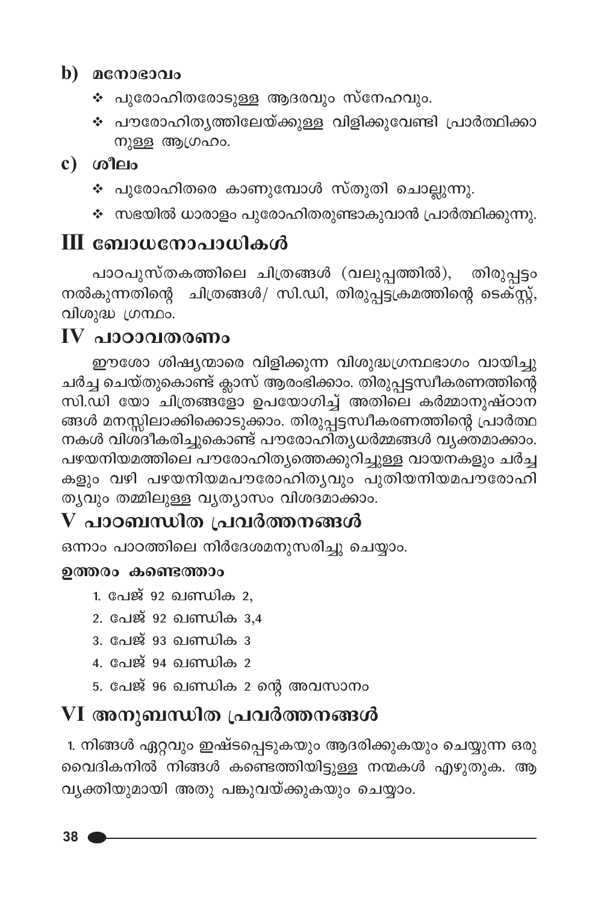**b) മനോഭാവം**

- ❖ പുരോഹിതരോടുള്ള ആദരവും സ്നേഹവും.
- ❖ പൗരോഹിത്യത്തിലേയ്ക്കുള്ള വിളിക്കുവേണ്ടി പ്രാർത്ഥിക്കാനുള്ള ആഗ്രഹം.

**c) ശീലം**

- ❖ പുരോഹിതരെ കാണുമ്പോൾ സ്തുതി ചൊല്ലുന്നു.
- ❖ സഭയിൽ ധാരാളം പുരോഹിതരുണ്ടാകുവാൻ പ്രാർത്ഥിക്കുന്നു.

## III ബോധനോപാധികൾ

പാഠപുസ്തകത്തിലെ ചിത്രങ്ങൾ (വലുപ്പത്തിൽ), തിരുപ്പട്ടം നൽകുന്നതിന്റെ ചിത്രങ്ങൾ/ സി.ഡി, തിരുപ്പട്ടക്രമത്തിന്റെ ടെക്സ്റ്റ്, വിശുദ്ധ ഗ്രന്ഥം.

## IV പാഠാവതരണം

ഈശോ ശിഷ്യന്മാരെ വിളിക്കുന്ന വിശുദ്ധഗ്രന്ഥഭാഗം വായിച്ചു ചർച്ച ചെയ്തുകൊണ്ട് ക്ലാസ് ആരംഭിക്കാം. തിരുപ്പട്ടസ്വീകരണത്തിന്റെ സി.ഡി യോ ചിത്രങ്ങളോ ഉപയോഗിച്ച് അതിലെ കർമ്മാനുഷ്ഠാനങ്ങൾ മനസ്സിലാക്കിക്കൊടുക്കാം. തിരുപ്പട്ടസ്വീകരണത്തിന്റെ പ്രാർത്ഥനകൾ വിശദീകരിച്ചുകൊണ്ട് പൗരോഹിത്യധർമ്മങ്ങൾ വ്യക്തമാക്കാം. പഴയനിയമത്തിലെ പൗരോഹിത്യത്തെക്കുറിച്ചുള്ള വായനകളും ചർച്ചകളും വഴി പഴയനിയമപൗരോഹിത്യവും പുതിയനിയമപൗരോഹിത്യവും തമ്മിലുള്ള വ്യത്യാസം വിശദമാക്കാം.

## V പാഠബന്ധിത പ്രവർത്തനങ്ങൾ

ഒന്നാം പാഠത്തിലെ നിർദേശമനുസരിച്ചു ചെയ്യാം.

**ഉത്തരം കണ്ടെത്താം**

1. പേജ് 92 ഖണ്ഡിക 2,
2. പേജ് 92 ഖണ്ഡിക 3,4
3. പേജ് 93 ഖണ്ഡിക 3
4. പേജ് 94 ഖണ്ഡിക 2
5. പേജ് 96 ഖണ്ഡിക 2 ന്റെ അവസാനം

## VI അനുബന്ധിത പ്രവർത്തനങ്ങൾ

1. നിങ്ങൾ ഏറ്റവും ഇഷ്ടപ്പെടുകയും ആദരിക്കുകയും ചെയ്യുന്ന ഒരു വൈദികനിൽ നിങ്ങൾ കണ്ടെത്തിയിട്ടുള്ള നന്മകൾ എഴുതുക. ആ വ്യക്തിയുമായി അതു പങ്കുവയ്ക്കുകയും ചെയ്യാം.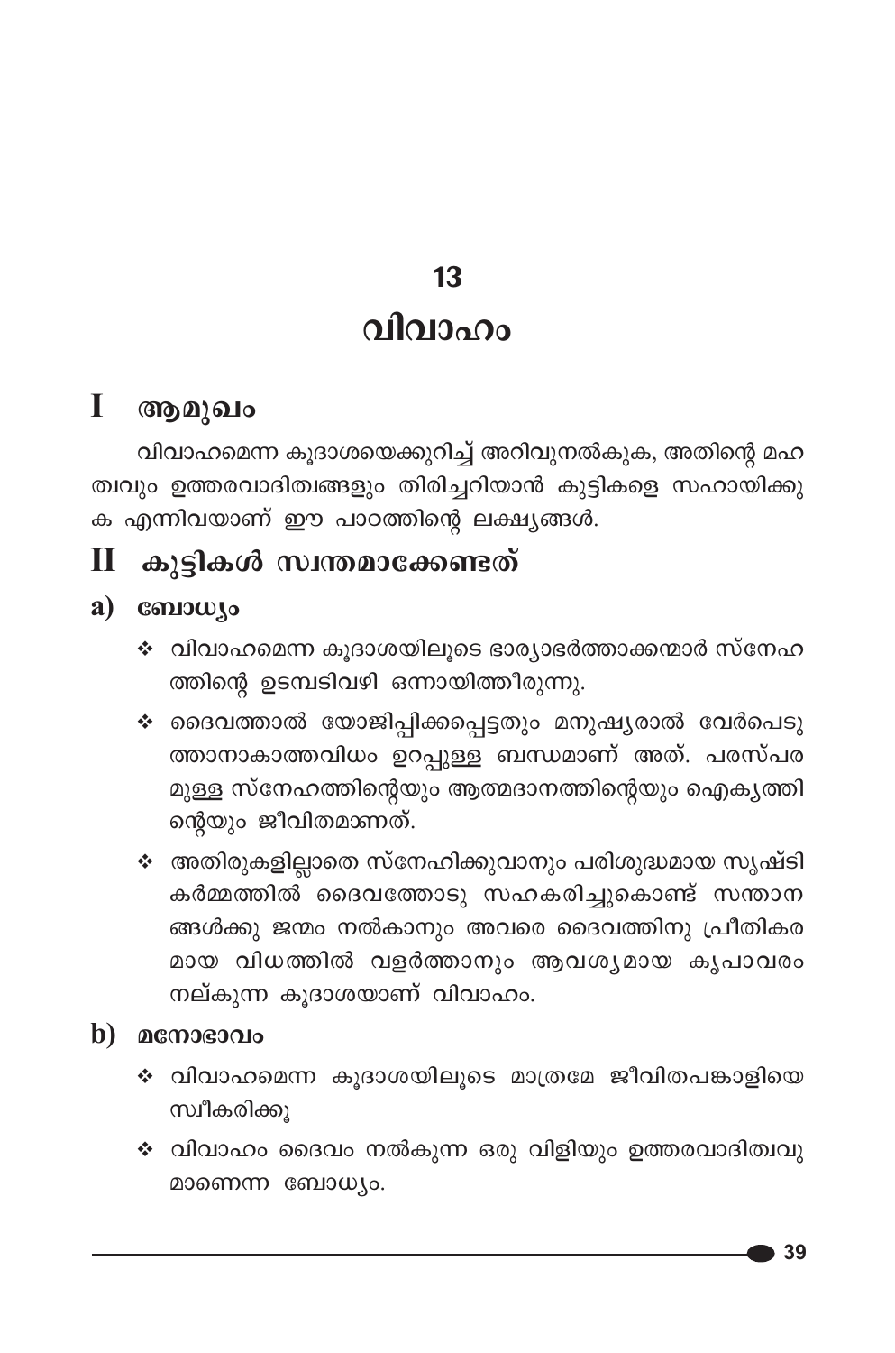# 13

# വിവാഹം

## I ആമുഖം

വിവാഹമെന്ന കൂദാശയെക്കുറിച്ച് അറിവുനൽകുക, അതിന്റെ മഹത്വവും ഉത്തരവാദിത്വങ്ങളും തിരിച്ചറിയാൻ കുട്ടികളെ സഹായിക്കുക എന്നിവയാണ് ഈ പാഠത്തിന്റെ ലക്ഷ്യങ്ങൾ.

## II കുട്ടികൾ സ്വന്തമാക്കേണ്ടത്

### a) ബോധ്യം

- ❖ വിവാഹമെന്ന കൂദാശയിലൂടെ ഭാര്യാഭർത്താക്കന്മാർ സ്നേഹത്തിന്റെ ഉടമ്പടിവഴി ഒന്നായിത്തീരുന്നു.
- ❖ ദൈവത്താൽ യോജിപ്പിക്കപ്പെട്ടതും മനുഷ്യരാൽ വേർപെടുത്താനാകാത്തവിധം ഉറപ്പുള്ള ബന്ധമാണ് അത്. പരസ്പരമുള്ള സ്നേഹത്തിന്റെയും ആത്മദാനത്തിന്റെയും ഐക്യത്തിന്റെയും ജീവിതമാണത്.
- ❖ അതിരുകളില്ലാതെ സ്നേഹിക്കുവാനും പരിശുദ്ധമായ സൃഷ്ടികർമ്മത്തിൽ ദൈവത്തോടു സഹകരിച്ചുകൊണ്ട് സന്താനങ്ങൾക്കു ജന്മം നൽകാനും അവരെ ദൈവത്തിനു പ്രീതികരമായ വിധത്തിൽ വളർത്താനും ആവശ്യമായ കൃപാവരം നല്കുന്ന കൂദാശയാണ് വിവാഹം.

### b) മനോഭാവം

- ❖ വിവാഹമെന്ന കൂദാശയിലൂടെ മാത്രമേ ജീവിതപങ്കാളിയെ സ്വീകരിക്കൂ
- ❖ വിവാഹം ദൈവം നൽകുന്ന ഒരു വിളിയും ഉത്തരവാദിത്വവുമാണെന്ന ബോധ്യം.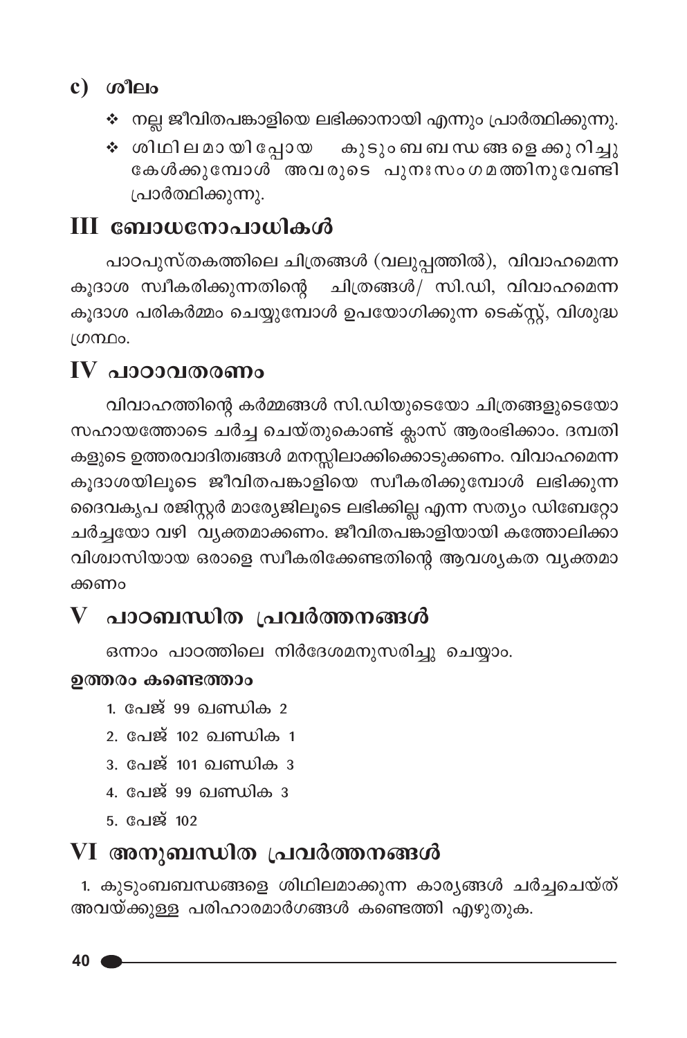## c) ശീലം

- ❖ നല്ല ജീവിതപങ്കാളിയെ ലഭിക്കാനായി എന്നും പ്രാർത്ഥിക്കുന്നു.
- ❖ ശിഥിലമായിപ്പോയ കുടുംബബന്ധങ്ങളെക്കുറിച്ചു കേൾക്കുമ്പോൾ അവരുടെ പുനഃസംഗമത്തിനുവേണ്ടി പ്രാർത്ഥിക്കുന്നു.

# III ബോധനോപാധികൾ

പാഠപുസ്തകത്തിലെ ചിത്രങ്ങൾ (വലുപ്പത്തിൽ), വിവാഹമെന്ന കൂദാശ സ്വീകരിക്കുന്നതിന്റെ ചിത്രങ്ങൾ/ സി.ഡി, വിവാഹമെന്ന കൂദാശ പരികർമ്മം ചെയ്യുമ്പോൾ ഉപയോഗിക്കുന്ന ടെക്സ്റ്റ്, വിശുദ്ധ ഗ്രന്ഥം.

# IV പാഠാവതരണം

വിവാഹത്തിന്റെ കർമ്മങ്ങൾ സി.ഡിയുടെയോ ചിത്രങ്ങളുടെയോ സഹായത്തോടെ ചർച്ച ചെയ്തുകൊണ്ട് ക്ലാസ് ആരംഭിക്കാം. ദമ്പതികളുടെ ഉത്തരവാദിത്വങ്ങൾ മനസ്സിലാക്കിക്കൊടുക്കണം. വിവാഹമെന്ന കൂദാശയിലൂടെ ജീവിതപങ്കാളിയെ സ്വീകരിക്കുമ്പോൾ ലഭിക്കുന്ന ദൈവകൃപ രജിസ്റ്റർ മാര്യേജിലൂടെ ലഭിക്കില്ല എന്ന സത്യം ഡിബേറ്റോ ചർച്ചയോ വഴി വ്യക്തമാക്കണം. ജീവിതപങ്കാളിയായി കത്തോലിക്കാ വിശ്വാസിയായ ഒരാളെ സ്വീകരിക്കേണ്ടതിന്റെ ആവശ്യകത വ്യക്തമാക്കണം

# V പാഠബന്ധിത പ്രവർത്തനങ്ങൾ

ഒന്നാം പാഠത്തിലെ നിർദേശമനുസരിച്ചു ചെയ്യാം.

**ഉത്തരം കണ്ടെത്താം**

1. പേജ് 99 ഖണ്ഡിക 2
2. പേജ് 102 ഖണ്ഡിക 1
3. പേജ് 101 ഖണ്ഡിക 3
4. പേജ് 99 ഖണ്ഡിക 3
5. പേജ് 102

# VI അനുബന്ധിത പ്രവർത്തനങ്ങൾ

1. കുടുംബബന്ധങ്ങളെ ശിഥിലമാക്കുന്ന കാര്യങ്ങൾ ചർച്ചചെയ്ത് അവയ്ക്കുള്ള പരിഹാരമാർഗങ്ങൾ കണ്ടെത്തി എഴുതുക.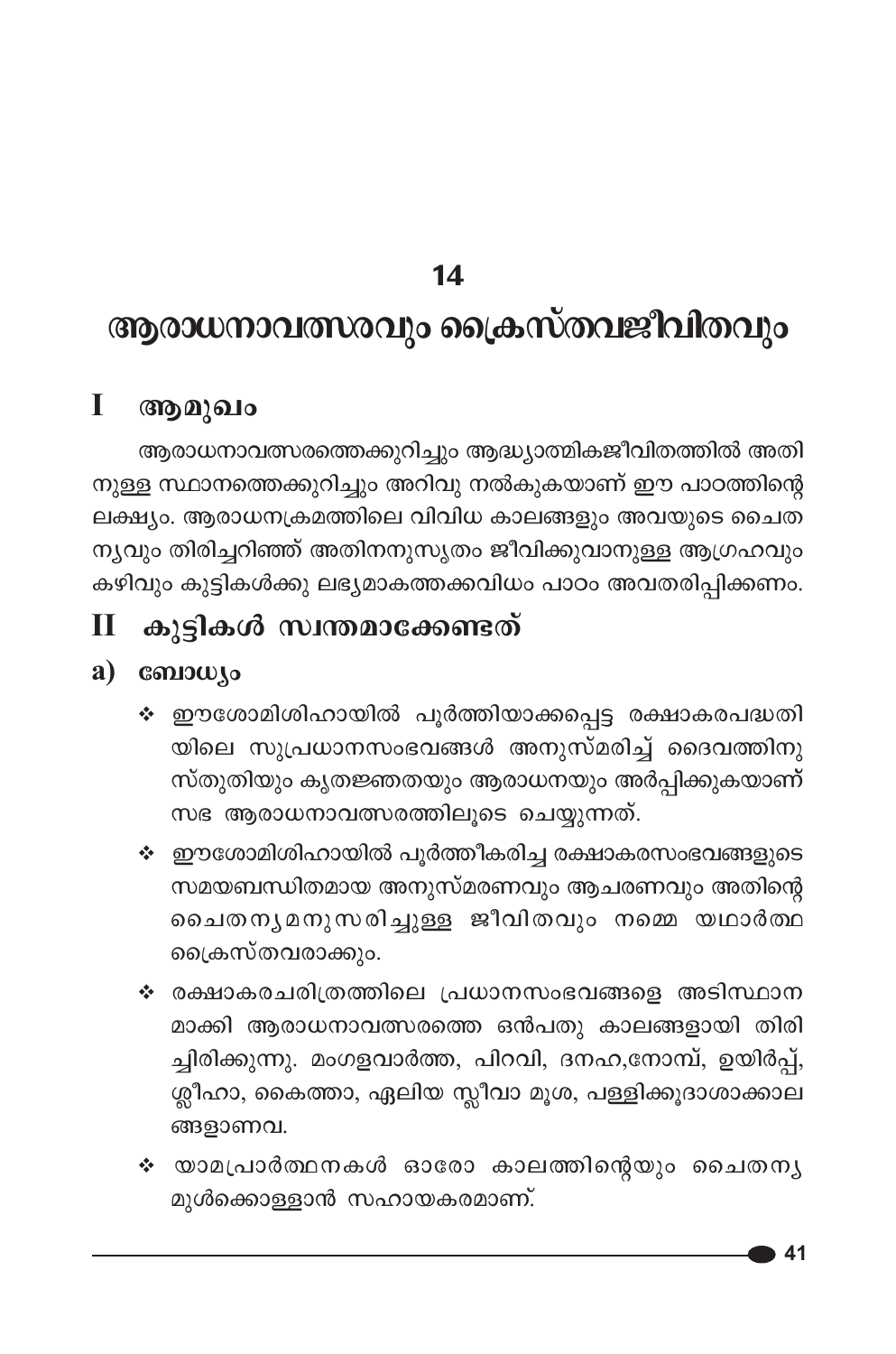# 14

# ആരാധനാവത്സരവും ക്രൈസ്തവജീവിതവും

## I ആമുഖം

ആരാധനാവത്സരത്തെക്കുറിച്ചും ആദ്ധ്യാത്മികജീവിതത്തിൽ അതിനുള്ള സ്ഥാനത്തെക്കുറിച്ചും അറിവു നൽകുകയാണ് ഈ പാഠത്തിന്റെ ലക്ഷ്യം. ആരാധനക്രമത്തിലെ വിവിധ കാലങ്ങളും അവയുടെ ചൈതന്യവും തിരിച്ചറിഞ്ഞ് അതിനനുസൃതം ജീവിക്കുവാനുള്ള ആഗ്രഹവും കഴിവും കുട്ടികൾക്കു ലഭ്യമാകത്തക്കവിധം പാഠം അവതരിപ്പിക്കണം.

## II കുട്ടികൾ സ്വന്തമാക്കേണ്ടത്

### a) ബോധ്യം

- ഈശോമിശിഹായിൽ പൂർത്തിയാക്കപ്പെട്ട രക്ഷാകരപദ്ധതിയിലെ സുപ്രധാനസംഭവങ്ങൾ അനുസ്മരിച്ച് ദൈവത്തിനു സ്തുതിയും കൃതജ്ഞതയും ആരാധനയും അർപ്പിക്കുകയാണ് സഭ ആരാധനാവത്സരത്തിലൂടെ ചെയ്യുന്നത്.
- ഈശോമിശിഹായിൽ പൂർത്തീകരിച്ച രക്ഷാകരസംഭവങ്ങളുടെ സമയബന്ധിതമായ അനുസ്മരണവും ആചരണവും അതിന്റെ ചൈതന്യമനുസരിച്ചുള്ള ജീവിതവും നമ്മെ യഥാർത്ഥ ക്രൈസ്തവരാക്കും.
- രക്ഷാകരചരിത്രത്തിലെ പ്രധാനസംഭവങ്ങളെ അടിസ്ഥാനമാക്കി ആരാധനാവത്സരത്തെ ഒൻപതു കാലങ്ങളായി തിരിച്ചിരിക്കുന്നു. മംഗളവാർത്ത, പിറവി, ദനഹ,നോമ്പ്, ഉയിർപ്പ്, ശ്ലീഹാ, കൈത്താ, ഏലിയ സ്ലീവാ മൂശ, പള്ളിക്കൂദാശാക്കാലങ്ങളാണവ.
- യാമപ്രാർത്ഥനകൾ ഓരോ കാലത്തിന്റെയും ചൈതന്യമുൾക്കൊള്ളാൻ സഹായകരമാണ്.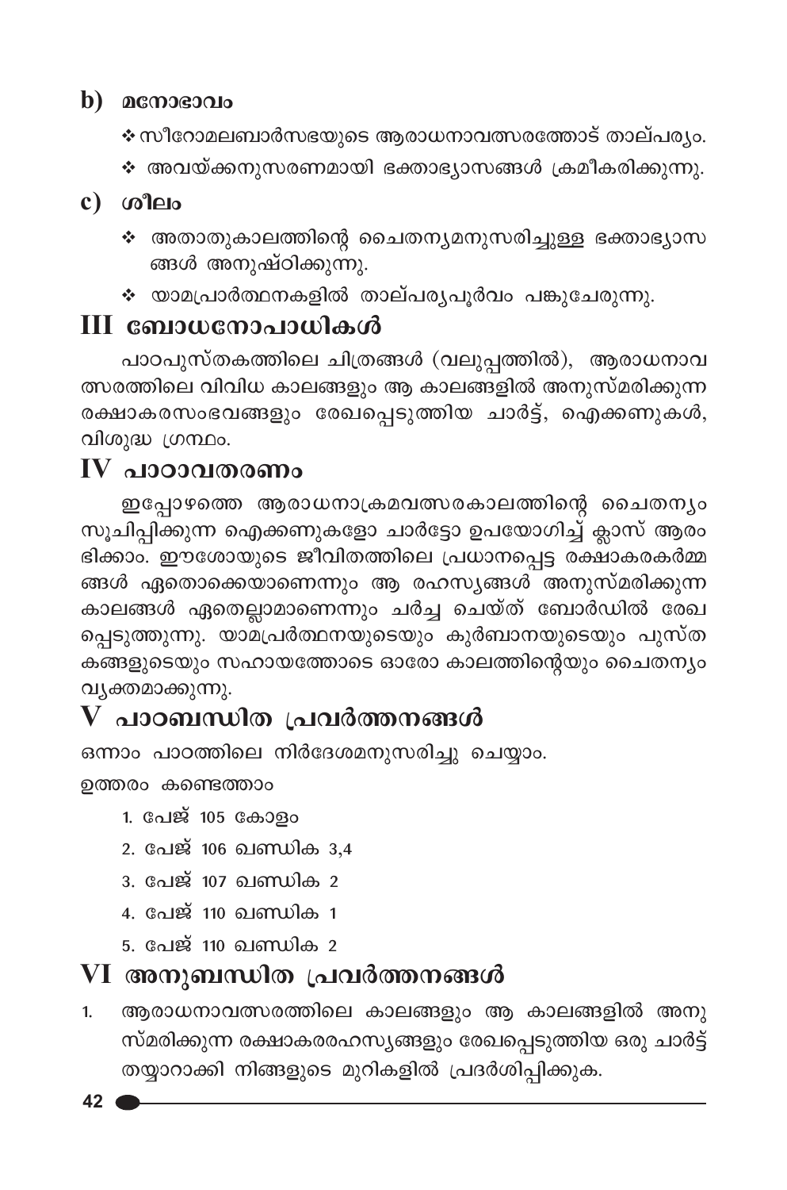## b) മനോഭാവം

- സീറോമലബാർസഭയുടെ ആരാധനാവത്സരത്തോട് താല്പര്യം.
- അവയ്ക്കനുസരണമായി ഭക്താഭ്യാസങ്ങൾ ക്രമീകരിക്കുന്നു.

## c) ശീലം

- അതാതുകാലത്തിന്റെ ചൈതന്യമനുസരിച്ചുള്ള ഭക്താഭ്യാസങ്ങൾ അനുഷ്ഠിക്കുന്നു.
- യാമപ്രാർത്ഥനകളിൽ താല്പര്യപൂർവം പങ്കുചേരുന്നു.

# III ബോധനോപാധികൾ

പാഠപുസ്തകത്തിലെ ചിത്രങ്ങൾ (വലുപ്പത്തിൽ), ആരാധനാവത്സരത്തിലെ വിവിധ കാലങ്ങളും ആ കാലങ്ങളിൽ അനുസ്മരിക്കുന്ന രക്ഷാകരസംഭവങ്ങളും രേഖപ്പെടുത്തിയ ചാർട്ട്, ഐക്കണുകൾ, വിശുദ്ധ ഗ്രന്ഥം.

# IV പാഠാവതരണം

ഇപ്പോഴത്തെ ആരാധനാക്രമവത്സരകാലത്തിന്റെ ചൈതന്യം സൂചിപ്പിക്കുന്ന ഐക്കണുകളോ ചാർട്ടോ ഉപയോഗിച്ച് ക്ലാസ് ആരംഭിക്കാം. ഈശോയുടെ ജീവിതത്തിലെ പ്രധാനപ്പെട്ട രക്ഷാകരകർമ്മങ്ങൾ ഏതൊക്കെയാണെന്നും ആ രഹസ്യങ്ങൾ അനുസ്മരിക്കുന്ന കാലങ്ങൾ ഏതെല്ലാമാണെന്നും ചർച്ച ചെയ്ത് ബോർഡിൽ രേഖപ്പെടുത്തുന്നു. യാമപ്രർത്ഥനയുടെയും കുർബാനയുടെയും പുസ്തകങ്ങളുടെയും സഹായത്തോടെ ഓരോ കാലത്തിന്റെയും ചൈതന്യം വ്യക്തമാക്കുന്നു.

# V പാഠബന്ധിത പ്രവർത്തനങ്ങൾ

ഒന്നാം പാഠത്തിലെ നിർദേശമനുസരിച്ചു ചെയ്യാം.

ഉത്തരം കണ്ടെത്താം

1. പേജ് 105 കോളം
2. പേജ് 106 ഖണ്ഡിക 3,4
3. പേജ് 107 ഖണ്ഡിക 2
4. പേജ് 110 ഖണ്ഡിക 1
5. പേജ് 110 ഖണ്ഡിക 2

# VI അനുബന്ധിത പ്രവർത്തനങ്ങൾ

1. ആരാധനാവത്സരത്തിലെ കാലങ്ങളും ആ കാലങ്ങളിൽ അനുസ്മരിക്കുന്ന രക്ഷാകരരഹസ്യങ്ങളും രേഖപ്പെടുത്തിയ ഒരു ചാർട്ട് തയ്യാറാക്കി നിങ്ങളുടെ മുറികളിൽ പ്രദർശിപ്പിക്കുക.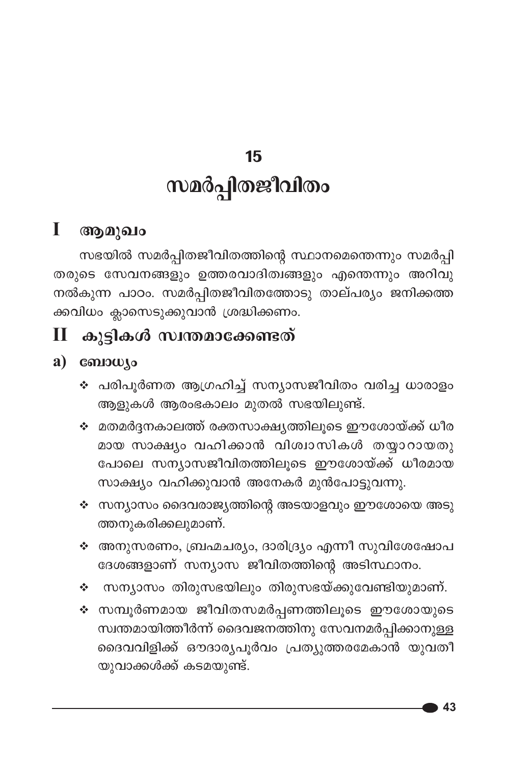# 15

# സമർപ്പിതജീവിതം

## I ആമുഖം

സഭയിൽ സമർപ്പിതജീവിതത്തിന്റെ സ്ഥാനമെന്തെന്നും സമർപ്പിതരുടെ സേവനങ്ങളും ഉത്തരവാദിത്വങ്ങളും എന്തെന്നും അറിവു നൽകുന്ന പാഠം. സമർപ്പിതജീവിതത്തോടു താല്പര്യം ജനിക്കത്തക്കവിധം ക്ലാസെടുക്കുവാൻ ശ്രദ്ധിക്കണം.

## II കുട്ടികൾ സ്വന്തമാക്കേണ്ടത്

### a) ബോധ്യം

- ❖ പരിപൂർണത ആഗ്രഹിച്ച് സന്യാസജീവിതം വരിച്ച ധാരാളം ആളുകൾ ആരംഭകാലം മുതൽ സഭയിലുണ്ട്.
- ❖ മതമർദ്ദനകാലത്ത് രക്തസാക്ഷ്യത്തിലൂടെ ഈശോയ്ക്ക് ധീരമായ സാക്ഷ്യം വഹിക്കാൻ വിശ്വാസികൾ തയ്യാറായതുപോലെ സന്യാസജീവിതത്തിലൂടെ ഈശോയ്ക്ക് ധീരമായ സാക്ഷ്യം വഹിക്കുവാൻ അനേകർ മുൻപോട്ടുവന്നു.
- ❖ സന്യാസം ദൈവരാജ്യത്തിന്റെ അടയാളവും ഈശോയെ അടുത്തനുകരിക്കലുമാണ്.
- ❖ അനുസരണം, ബ്രഹ്മചര്യം, ദാരിദ്ര്യം എന്നീ സുവിശേഷോപദേശങ്ങളാണ് സന്യാസ ജീവിതത്തിന്റെ അടിസ്ഥാനം.
- ❖ സന്യാസം തിരുസഭയിലും തിരുസഭയ്ക്കുവേണ്ടിയുമാണ്.
- ❖ സമ്പൂർണമായ ജീവിതസമർപ്പണത്തിലൂടെ ഈശോയുടെ സ്വന്തമായിത്തീർന്ന് ദൈവജനത്തിനു സേവനമർപ്പിക്കാനുള്ള ദൈവവിളിക്ക് ഔദാര്യപൂർവം പ്രത്യുത്തരമേകാൻ യുവതീയുവാക്കൾക്ക് കടമയുണ്ട്.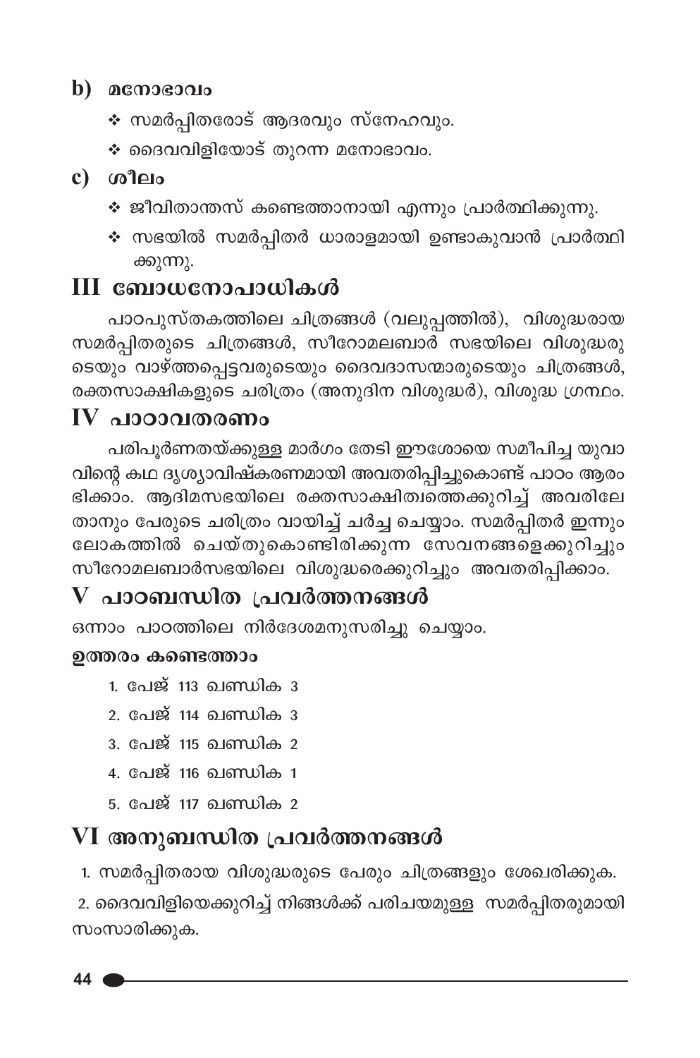**b) മനോഭാവം**

- ❖ സമർപ്പിതരോട് ആദരവും സ്നേഹവും.
- ❖ ദൈവവിളിയോട് തുറന്ന മനോഭാവം.

**c) ശീലം**

- ❖ ജീവിതാന്തസ് കണ്ടെത്താനായി എന്നും പ്രാർത്ഥിക്കുന്നു.
- ❖ സഭയിൽ സമർപ്പിതർ ധാരാളമായി ഉണ്ടാകുവാൻ പ്രാർത്ഥിക്കുന്നു.

## III ബോധനോപാധികൾ

പാഠപുസ്തകത്തിലെ ചിത്രങ്ങൾ (വലുപ്പത്തിൽ), വിശുദ്ധരായ സമർപ്പിതരുടെ ചിത്രങ്ങൾ, സീറോമലബാർ സഭയിലെ വിശുദ്ധരുടെയും വാഴ്ത്തപ്പെട്ടവരുടെയും ദൈവദാസന്മാരുടെയും ചിത്രങ്ങൾ, രക്തസാക്ഷികളുടെ ചരിത്രം (അനുദിന വിശുദ്ധർ), വിശുദ്ധ ഗ്രന്ഥം.

## IV പാഠാവതരണം

പരിപൂർണതയ്ക്കുള്ള മാർഗം തേടി ഈശോയെ സമീപിച്ച യുവാവിന്റെ കഥ ദൃശ്യാവിഷ്കരണമായി അവതരിപ്പിച്ചുകൊണ്ട് പാഠം ആരംഭിക്കാം. ആദിമസഭയിലെ രക്തസാക്ഷിത്വത്തെക്കുറിച്ച് അവരിലേതാനും പേരുടെ ചരിത്രം വായിച്ച് ചർച്ച ചെയ്യാം. സമർപ്പിതർ ഇന്നും ലോകത്തിൽ ചെയ്തുകൊണ്ടിരിക്കുന്ന സേവനങ്ങളെക്കുറിച്ചും സീറോമലബാർസഭയിലെ വിശുദ്ധരെക്കുറിച്ചും അവതരിപ്പിക്കാം.

## V പാഠബന്ധിത പ്രവർത്തനങ്ങൾ

ഒന്നാം പാഠത്തിലെ നിർദേശമനുസരിച്ചു ചെയ്യാം.

**ഉത്തരം കണ്ടെത്താം**

1. പേജ് 113 ഖണ്ഡിക 3
2. പേജ് 114 ഖണ്ഡിക 3
3. പേജ് 115 ഖണ്ഡിക 2
4. പേജ് 116 ഖണ്ഡിക 1
5. പേജ് 117 ഖണ്ഡിക 2

## VI അനുബന്ധിത പ്രവർത്തനങ്ങൾ

1. സമർപ്പിതരായ വിശുദ്ധരുടെ പേരും ചിത്രങ്ങളും ശേഖരിക്കുക.
2. ദൈവവിളിയെക്കുറിച്ച് നിങ്ങൾക്ക് പരിചയമുള്ള സമർപ്പിതരുമായി സംസാരിക്കുക.